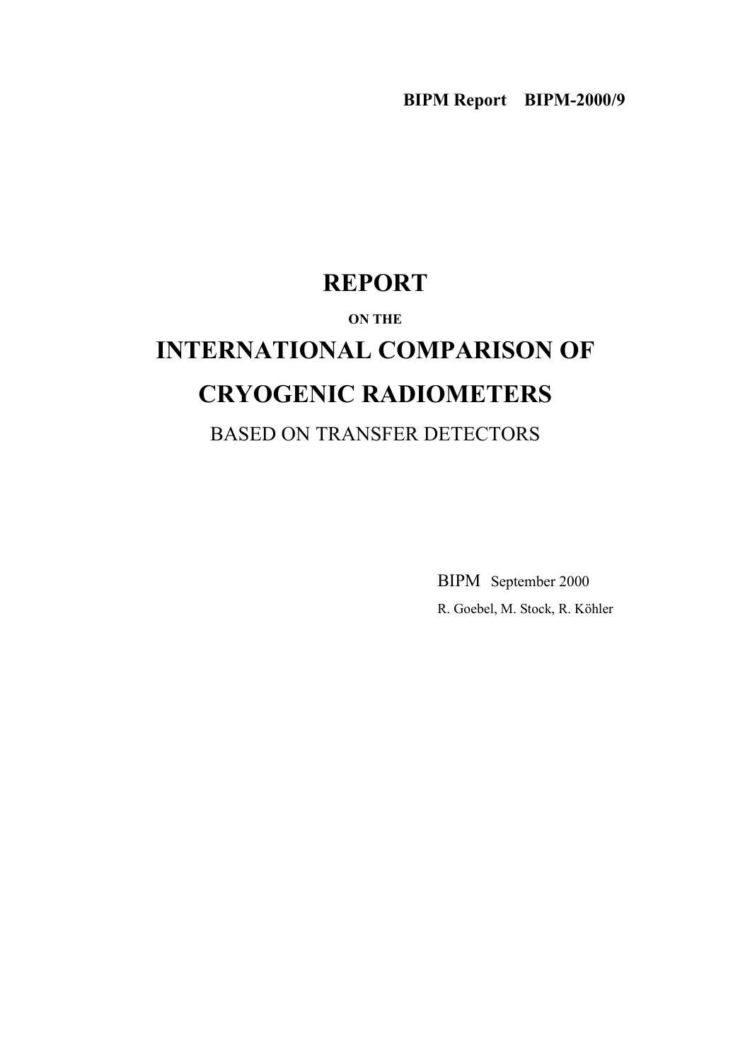**BIPM Report BIPM-2000/9**

# REPORT

**ON THE**

# INTERNATIONAL COMPARISON OF CRYOGENIC RADIOMETERS

BASED ON TRANSFER DETECTORS

BIPM September 2000

R. Goebel, M. Stock, R. Köhler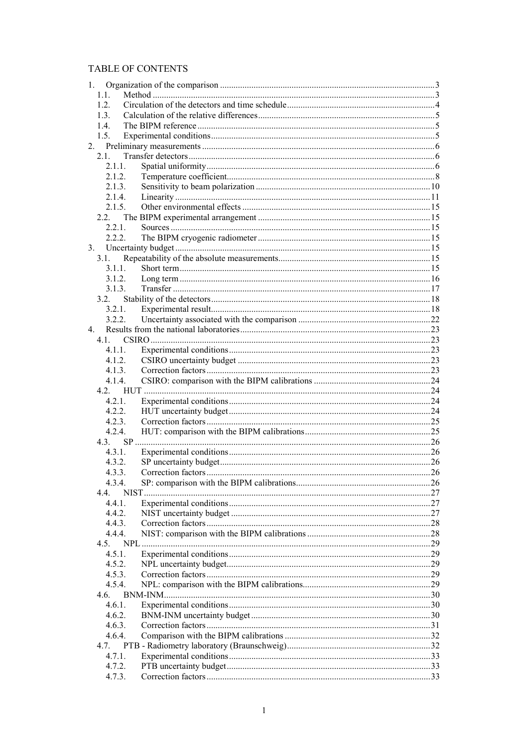## TABLE OF CONTENTS

1. Organization of the comparison ........................................ 3
   - 1.1. Method ........................................ 3
   - 1.2. Circulation of the detectors and time schedule ........................................ 4
   - 1.3. Calculation of the relative differences ........................................ 5
   - 1.4. The BIPM reference ........................................ 5
   - 1.5. Experimental conditions ........................................ 5
2. Preliminary measurements ........................................ 6
   - 2.1. Transfer detectors ........................................ 6
     - 2.1.1. Spatial uniformity ........................................ 6
     - 2.1.2. Temperature coefficient ........................................ 8
     - 2.1.3. Sensitivity to beam polarization ........................................ 10
     - 2.1.4. Linearity ........................................ 11
     - 2.1.5. Other environmental effects ........................................ 15
   - 2.2. The BIPM experimental arrangement ........................................ 15
     - 2.2.1. Sources ........................................ 15
     - 2.2.2. The BIPM cryogenic radiometer ........................................ 15
3. Uncertainty budget ........................................ 15
   - 3.1. Repeatability of the absolute measurements ........................................ 15
     - 3.1.1. Short term ........................................ 15
     - 3.1.2. Long term ........................................ 16
     - 3.1.3. Transfer ........................................ 17
   - 3.2. Stability of the detectors ........................................ 18
     - 3.2.1. Experimental result ........................................ 18
     - 3.2.2. Uncertainty associated with the comparison ........................................ 22
4. Results from the national laboratories ........................................ 23
   - 4.1. CSIRO ........................................ 23
     - 4.1.1. Experimental conditions ........................................ 23
     - 4.1.2. CSIRO uncertainty budget ........................................ 23
     - 4.1.3. Correction factors ........................................ 23
     - 4.1.4. CSIRO: comparison with the BIPM calibrations ........................................ 24
   - 4.2. HUT ........................................ 24
     - 4.2.1. Experimental conditions ........................................ 24
     - 4.2.2. HUT uncertainty budget ........................................ 24
     - 4.2.3. Correction factors ........................................ 25
     - 4.2.4. HUT: comparison with the BIPM calibrations ........................................ 25
   - 4.3. SP ........................................ 26
     - 4.3.1. Experimental conditions ........................................ 26
     - 4.3.2. SP uncertainty budget ........................................ 26
     - 4.3.3. Correction factors ........................................ 26
     - 4.3.4. SP: comparison with the BIPM calibrations ........................................ 26
   - 4.4. NIST ........................................ 27
     - 4.4.1. Experimental conditions ........................................ 27
     - 4.4.2. NIST uncertainty budget ........................................ 27
     - 4.4.3. Correction factors ........................................ 28
     - 4.4.4. NIST: comparison with the BIPM calibrations ........................................ 28
   - 4.5. NPL ........................................ 29
     - 4.5.1. Experimental conditions ........................................ 29
     - 4.5.2. NPL uncertainty budget ........................................ 29
     - 4.5.3. Correction factors ........................................ 29
     - 4.5.4. NPL: comparison with the BIPM calibrations ........................................ 29
   - 4.6. BNM-INM ........................................ 30
     - 4.6.1. Experimental conditions ........................................ 30
     - 4.6.2. BNM-INM uncertainty budget ........................................ 30
     - 4.6.3. Correction factors ........................................ 31
     - 4.6.4. Comparison with the BIPM calibrations ........................................ 32
   - 4.7. PTB - Radiometry laboratory (Braunschweig) ........................................ 32
     - 4.7.1. Experimental conditions ........................................ 33
     - 4.7.2. PTB uncertainty budget ........................................ 33
     - 4.7.3. Correction factors ........................................ 33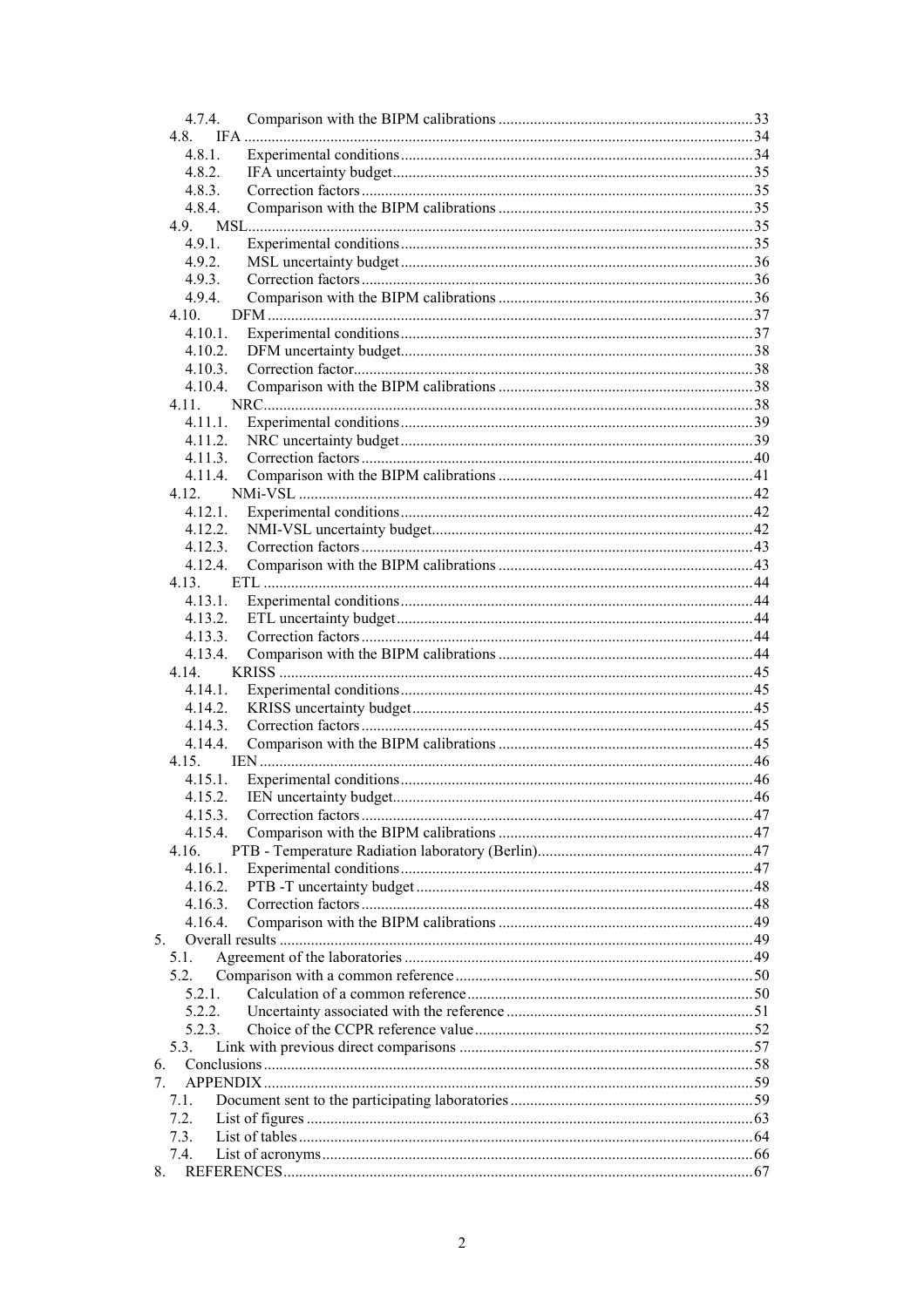- 4.7.4. Comparison with the BIPM calibrations ....... 33
- 4.8. IFA ....... 34
  - 4.8.1. Experimental conditions ....... 34
  - 4.8.2. IFA uncertainty budget ....... 35
  - 4.8.3. Correction factors ....... 35
  - 4.8.4. Comparison with the BIPM calibrations ....... 35
- 4.9. MSL ....... 35
  - 4.9.1. Experimental conditions ....... 35
  - 4.9.2. MSL uncertainty budget ....... 36
  - 4.9.3. Correction factors ....... 36
  - 4.9.4. Comparison with the BIPM calibrations ....... 36
- 4.10. DFM ....... 37
  - 4.10.1. Experimental conditions ....... 37
  - 4.10.2. DFM uncertainty budget ....... 38
  - 4.10.3. Correction factor ....... 38
  - 4.10.4. Comparison with the BIPM calibrations ....... 38
- 4.11. NRC ....... 38
  - 4.11.1. Experimental conditions ....... 39
  - 4.11.2. NRC uncertainty budget ....... 39
  - 4.11.3. Correction factors ....... 40
  - 4.11.4. Comparison with the BIPM calibrations ....... 41
- 4.12. NMi-VSL ....... 42
  - 4.12.1. Experimental conditions ....... 42
  - 4.12.2. NMI-VSL uncertainty budget ....... 42
  - 4.12.3. Correction factors ....... 43
  - 4.12.4. Comparison with the BIPM calibrations ....... 43
- 4.13. ETL ....... 44
  - 4.13.1. Experimental conditions ....... 44
  - 4.13.2. ETL uncertainty budget ....... 44
  - 4.13.3. Correction factors ....... 44
  - 4.13.4. Comparison with the BIPM calibrations ....... 44
- 4.14. KRISS ....... 45
  - 4.14.1. Experimental conditions ....... 45
  - 4.14.2. KRISS uncertainty budget ....... 45
  - 4.14.3. Correction factors ....... 45
  - 4.14.4. Comparison with the BIPM calibrations ....... 45
- 4.15. IEN ....... 46
  - 4.15.1. Experimental conditions ....... 46
  - 4.15.2. IEN uncertainty budget ....... 46
  - 4.15.3. Correction factors ....... 47
  - 4.15.4. Comparison with the BIPM calibrations ....... 47
- 4.16. PTB - Temperature Radiation laboratory (Berlin) ....... 47
  - 4.16.1. Experimental conditions ....... 47
  - 4.16.2. PTB -T uncertainty budget ....... 48
  - 4.16.3. Correction factors ....... 48
  - 4.16.4. Comparison with the BIPM calibrations ....... 49

5. Overall results ....... 49
   - 5.1. Agreement of the laboratories ....... 49
   - 5.2. Comparison with a common reference ....... 50
     - 5.2.1. Calculation of a common reference ....... 50
     - 5.2.2. Uncertainty associated with the reference ....... 51
     - 5.2.3. Choice of the CCPR reference value ....... 52
   - 5.3. Link with previous direct comparisons ....... 57
6. Conclusions ....... 58
7. APPENDIX ....... 59
   - 7.1. Document sent to the participating laboratories ....... 59
   - 7.2. List of figures ....... 63
   - 7.3. List of tables ....... 64
   - 7.4. List of acronyms ....... 66
8. REFERENCES ....... 67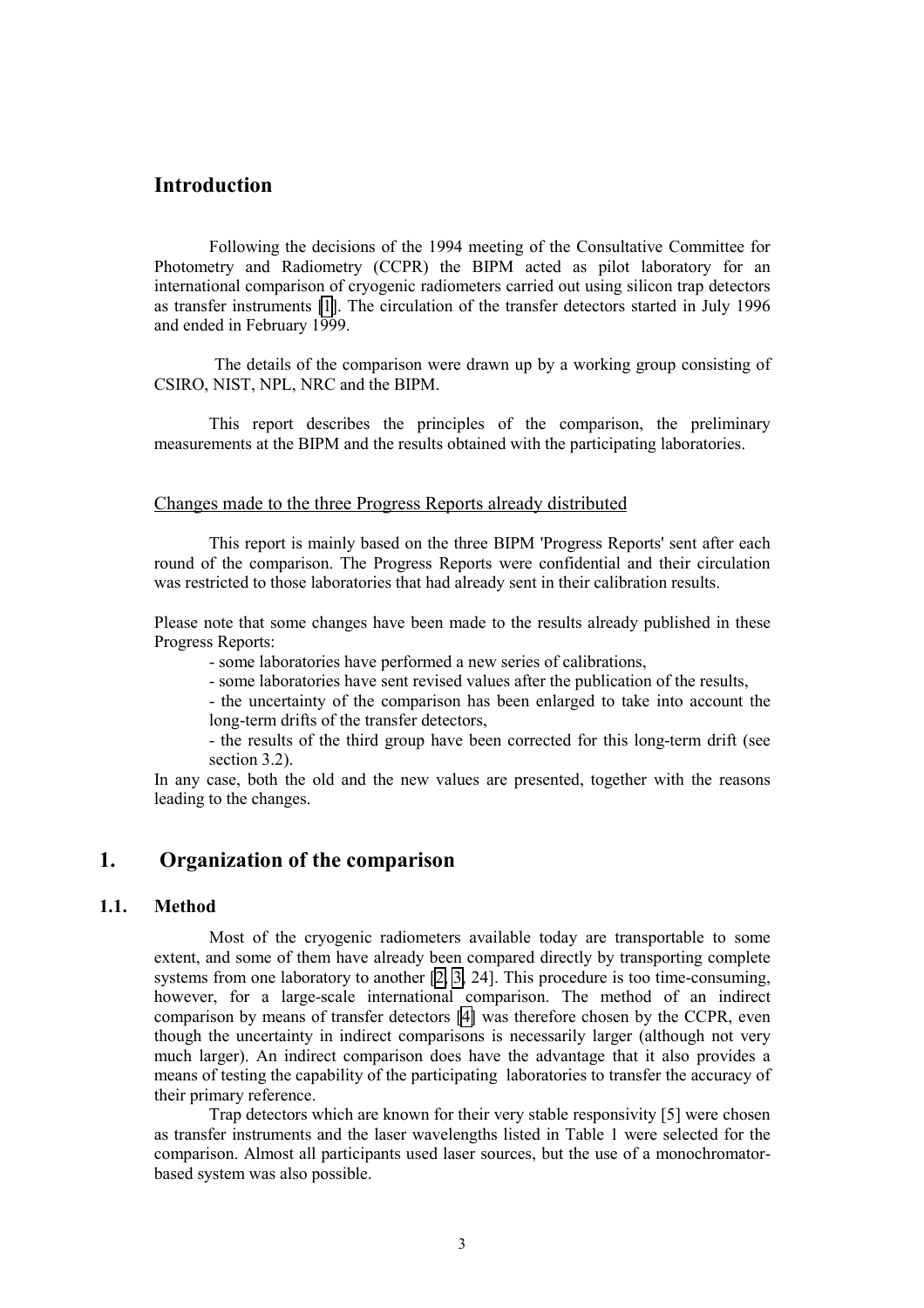# Introduction

Following the decisions of the 1994 meeting of the Consultative Committee for Photometry and Radiometry (CCPR) the BIPM acted as pilot laboratory for an international comparison of cryogenic radiometers carried out using silicon trap detectors as transfer instruments [1]. The circulation of the transfer detectors started in July 1996 and ended in February 1999.

The details of the comparison were drawn up by a working group consisting of CSIRO, NIST, NPL, NRC and the BIPM.

This report describes the principles of the comparison, the preliminary measurements at the BIPM and the results obtained with the participating laboratories.

Changes made to the three Progress Reports already distributed

This report is mainly based on the three BIPM 'Progress Reports' sent after each round of the comparison. The Progress Reports were confidential and their circulation was restricted to those laboratories that had already sent in their calibration results.

Please note that some changes have been made to the results already published in these Progress Reports:

- some laboratories have performed a new series of calibrations,
- some laboratories have sent revised values after the publication of the results,
- the uncertainty of the comparison has been enlarged to take into account the long-term drifts of the transfer detectors,
- the results of the third group have been corrected for this long-term drift (see section 3.2).

In any case, both the old and the new values are presented, together with the reasons leading to the changes.

# 1. Organization of the comparison

## 1.1. Method

Most of the cryogenic radiometers available today are transportable to some extent, and some of them have already been compared directly by transporting complete systems from one laboratory to another [2, 3, 24]. This procedure is too time-consuming, however, for a large-scale international comparison. The method of an indirect comparison by means of transfer detectors [4] was therefore chosen by the CCPR, even though the uncertainty in indirect comparisons is necessarily larger (although not very much larger). An indirect comparison does have the advantage that it also provides a means of testing the capability of the participating laboratories to transfer the accuracy of their primary reference.

Trap detectors which are known for their very stable responsivity [5] were chosen as transfer instruments and the laser wavelengths listed in Table 1 were selected for the comparison. Almost all participants used laser sources, but the use of a monochromator-based system was also possible.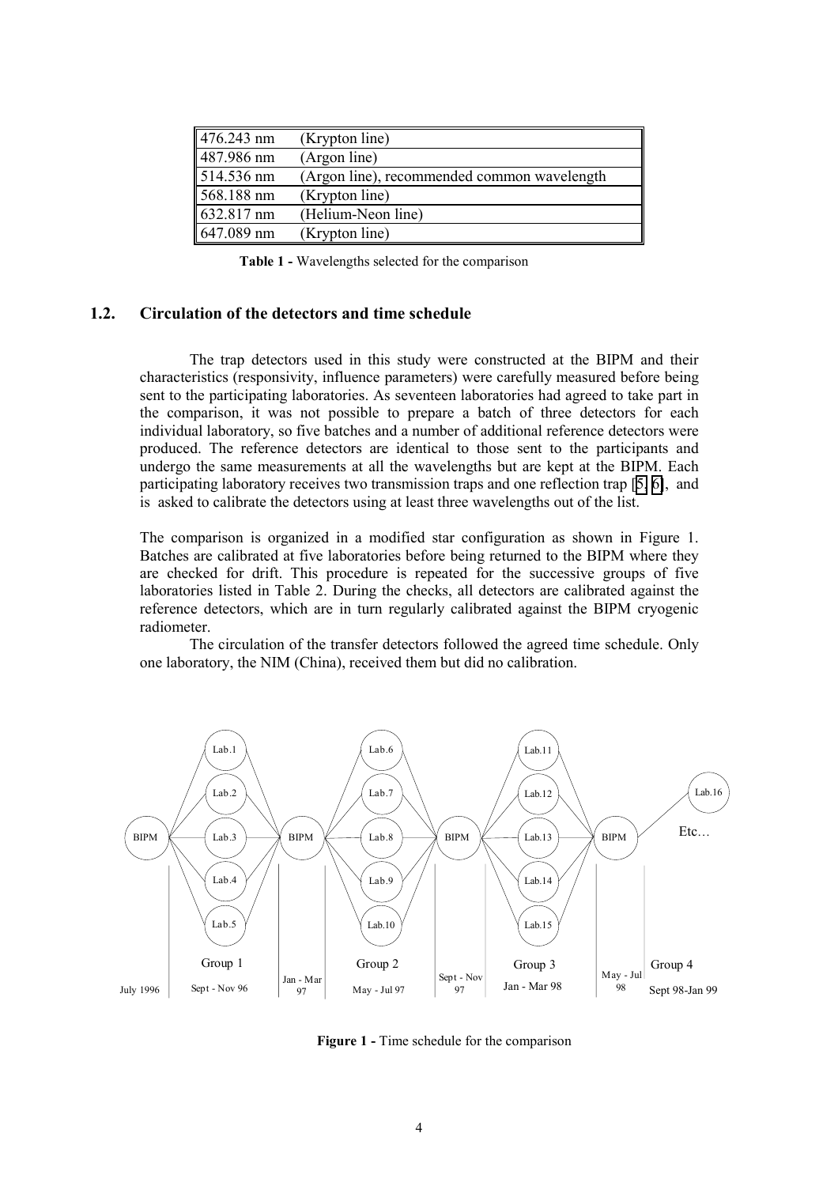| | |
|---|---|
| 476.243 nm | (Krypton line) |
| 487.986 nm | (Argon line) |
| 514.536 nm | (Argon line), recommended common wavelength |
| 568.188 nm | (Krypton line) |
| 632.817 nm | (Helium-Neon line) |
| 647.089 nm | (Krypton line) |

**Table 1 -** Wavelengths selected for the comparison

## 1.2. Circulation of the detectors and time schedule

The trap detectors used in this study were constructed at the BIPM and their characteristics (responsivity, influence parameters) were carefully measured before being sent to the participating laboratories. As seventeen laboratories had agreed to take part in the comparison, it was not possible to prepare a batch of three detectors for each individual laboratory, so five batches and a number of additional reference detectors were produced. The reference detectors are identical to those sent to the participants and undergo the same measurements at all the wavelengths but are kept at the BIPM. Each participating laboratory receives two transmission traps and one reflection trap [5, 6], and is asked to calibrate the detectors using at least three wavelengths out of the list.

The comparison is organized in a modified star configuration as shown in Figure 1. Batches are calibrated at five laboratories before being returned to the BIPM where they are checked for drift. This procedure is repeated for the successive groups of five laboratories listed in Table 2. During the checks, all detectors are calibrated against the reference detectors, which are in turn regularly calibrated against the BIPM cryogenic radiometer.

The circulation of the transfer detectors followed the agreed time schedule. Only one laboratory, the NIM (China), received them but did no calibration.

BIPM — Lab.1, Lab.2, Lab.3, Lab.4, Lab.5 — BIPM — Lab.6, Lab.7, Lab.8, Lab.9, Lab.10 — BIPM — Lab.11, Lab.12, Lab.13, Lab.14, Lab.15 — BIPM — Lab.16 Etc…

July 1996 | Group 1: Sept - Nov 96 | Jan - Mar 97 | Group 2: May - Jul 97 | Sept - Nov 97 | Group 3: Jan - Mar 98 | May - Jul 98 | Group 4: Sept 98-Jan 99

**Figure 1 -** Time schedule for the comparison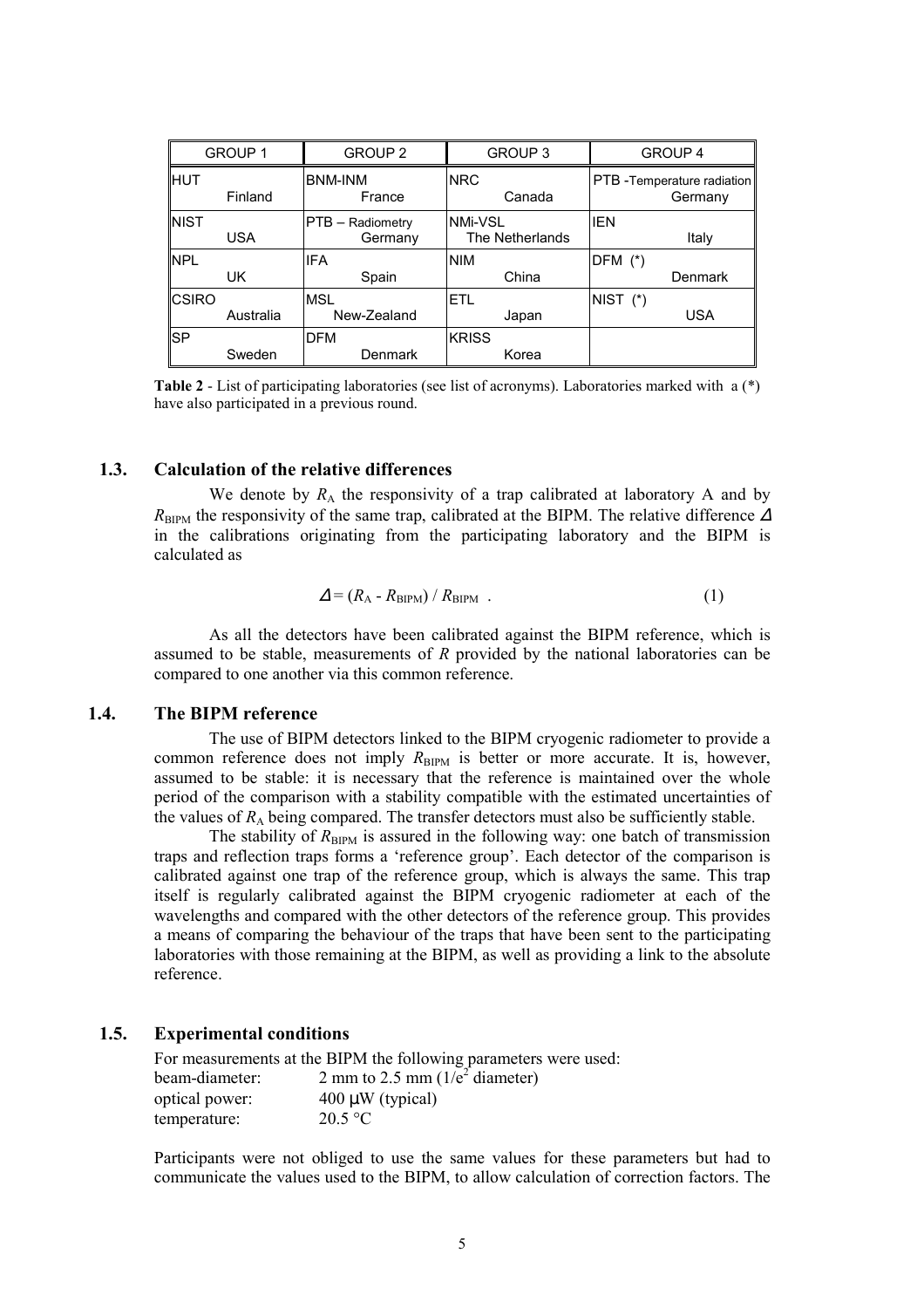| GROUP 1 | GROUP 2 | GROUP 3 | GROUP 4 |
|---|---|---|---|
| HUT Finland | BNM-INM France | NRC Canada | PTB -Temperature radiation Germany |
| NIST USA | PTB – Radiometry Germany | NMi-VSL The Netherlands | IEN Italy |
| NPL UK | IFA Spain | NIM China | DFM (*) Denmark |
| CSIRO Australia | MSL New-Zealand | ETL Japan | NIST (*) USA |
| SP Sweden | DFM Denmark | KRISS Korea | |

**Table 2** - List of participating laboratories (see list of acronyms). Laboratories marked with a (*) have also participated in a previous round.

### 1.3. Calculation of the relative differences

We denote by $R_A$ the responsivity of a trap calibrated at laboratory A and by $R_{BIPM}$ the responsivity of the same trap, calibrated at the BIPM. The relative difference $\Delta$ in the calibrations originating from the participating laboratory and the BIPM is calculated as

$$\Delta = (R_A - R_{BIPM}) / R_{BIPM} \quad . \tag{1}$$

As all the detectors have been calibrated against the BIPM reference, which is assumed to be stable, measurements of $R$ provided by the national laboratories can be compared to one another via this common reference.

### 1.4. The BIPM reference

The use of BIPM detectors linked to the BIPM cryogenic radiometer to provide a common reference does not imply $R_{BIPM}$ is better or more accurate. It is, however, assumed to be stable: it is necessary that the reference is maintained over the whole period of the comparison with a stability compatible with the estimated uncertainties of the values of $R_A$ being compared. The transfer detectors must also be sufficiently stable.

The stability of $R_{BIPM}$ is assured in the following way: one batch of transmission traps and reflection traps forms a 'reference group'. Each detector of the comparison is calibrated against one trap of the reference group, which is always the same. This trap itself is regularly calibrated against the BIPM cryogenic radiometer at each of the wavelengths and compared with the other detectors of the reference group. This provides a means of comparing the behaviour of the traps that have been sent to the participating laboratories with those remaining at the BIPM, as well as providing a link to the absolute reference.

### 1.5. Experimental conditions

For measurements at the BIPM the following parameters were used:

beam-diameter: 2 mm to 2.5 mm ($1/e^2$ diameter)
optical power: 400 µW (typical)
temperature: 20.5 °C

Participants were not obliged to use the same values for these parameters but had to communicate the values used to the BIPM, to allow calculation of correction factors. The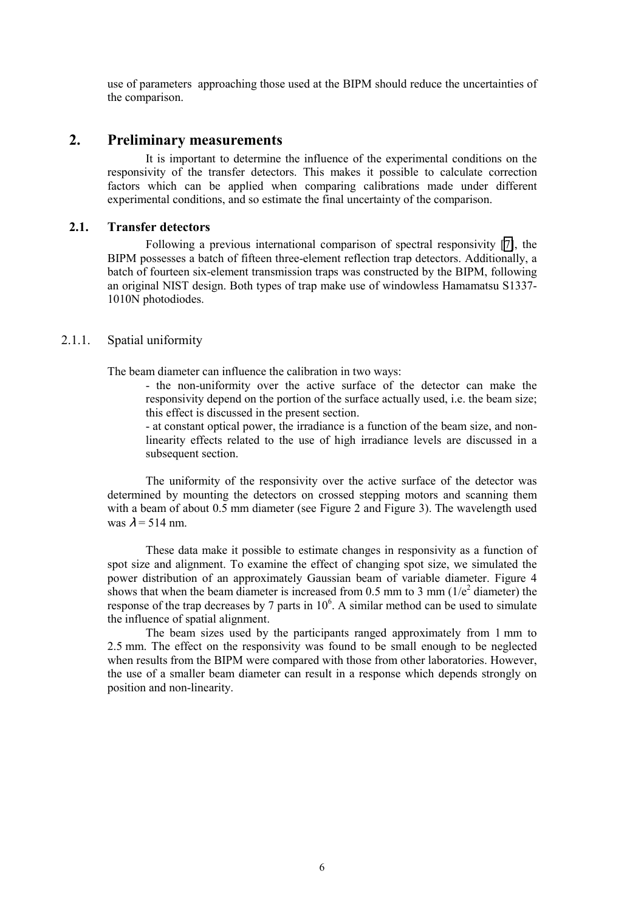use of parameters approaching those used at the BIPM should reduce the uncertainties of the comparison.

# 2. Preliminary measurements

It is important to determine the influence of the experimental conditions on the responsivity of the transfer detectors. This makes it possible to calculate correction factors which can be applied when comparing calibrations made under different experimental conditions, and so estimate the final uncertainty of the comparison.

## 2.1. Transfer detectors

Following a previous international comparison of spectral responsivity [7], the BIPM possesses a batch of fifteen three-element reflection trap detectors. Additionally, a batch of fourteen six-element transmission traps was constructed by the BIPM, following an original NIST design. Both types of trap make use of windowless Hamamatsu S1337-1010N photodiodes.

### 2.1.1. Spatial uniformity

The beam diameter can influence the calibration in two ways:

- the non-uniformity over the active surface of the detector can make the responsivity depend on the portion of the surface actually used, i.e. the beam size; this effect is discussed in the present section.
- at constant optical power, the irradiance is a function of the beam size, and non-linearity effects related to the use of high irradiance levels are discussed in a subsequent section.

The uniformity of the responsivity over the active surface of the detector was determined by mounting the detectors on crossed stepping motors and scanning them with a beam of about 0.5 mm diameter (see Figure 2 and Figure 3). The wavelength used was $\lambda = 514$ nm.

These data make it possible to estimate changes in responsivity as a function of spot size and alignment. To examine the effect of changing spot size, we simulated the power distribution of an approximately Gaussian beam of variable diameter. Figure 4 shows that when the beam diameter is increased from 0.5 mm to 3 mm ($1/e^2$ diameter) the response of the trap decreases by 7 parts in $10^6$. A similar method can be used to simulate the influence of spatial alignment.

The beam sizes used by the participants ranged approximately from 1 mm to 2.5 mm. The effect on the responsivity was found to be small enough to be neglected when results from the BIPM were compared with those from other laboratories. However, the use of a smaller beam diameter can result in a response which depends strongly on position and non-linearity.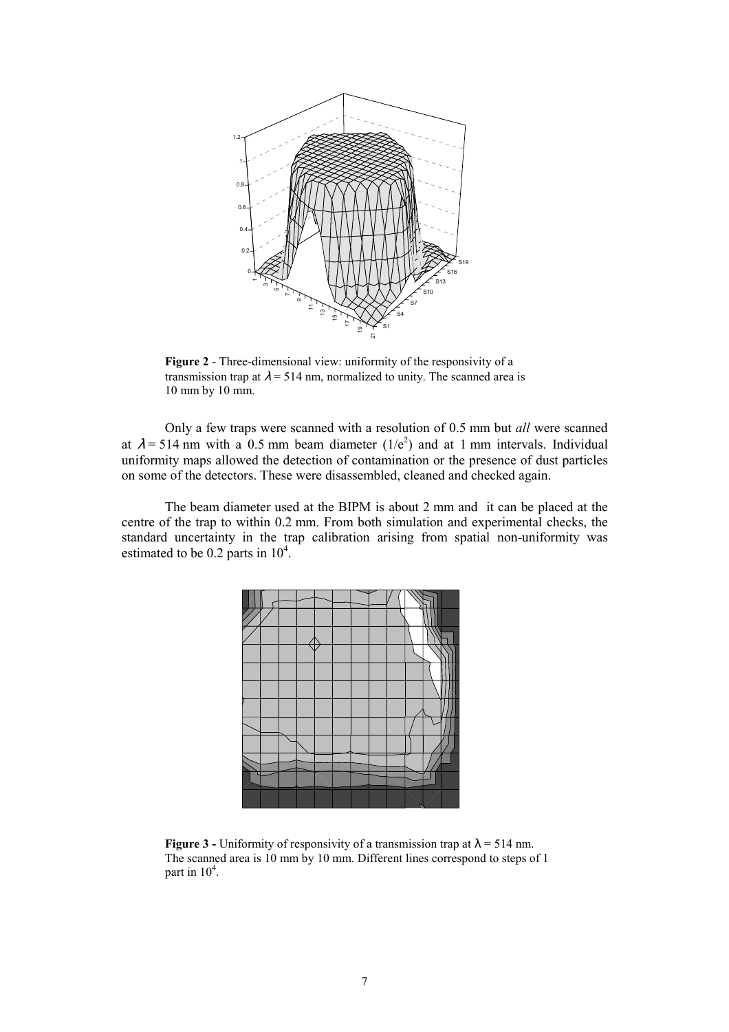**Figure 2** - Three-dimensional view: uniformity of the responsivity of a transmission trap at $\lambda = 514$ nm, normalized to unity. The scanned area is 10 mm by 10 mm.

Only a few traps were scanned with a resolution of 0.5 mm but *all* were scanned at $\lambda = 514$ nm with a 0.5 mm beam diameter ($1/e^2$) and at 1 mm intervals. Individual uniformity maps allowed the detection of contamination or the presence of dust particles on some of the detectors. These were disassembled, cleaned and checked again.

The beam diameter used at the BIPM is about 2 mm and it can be placed at the centre of the trap to within 0.2 mm. From both simulation and experimental checks, the standard uncertainty in the trap calibration arising from spatial non-uniformity was estimated to be 0.2 parts in $10^4$.

**Figure 3 -** Uniformity of responsivity of a transmission trap at $\lambda = 514$ nm. The scanned area is 10 mm by 10 mm. Different lines correspond to steps of 1 part in $10^4$.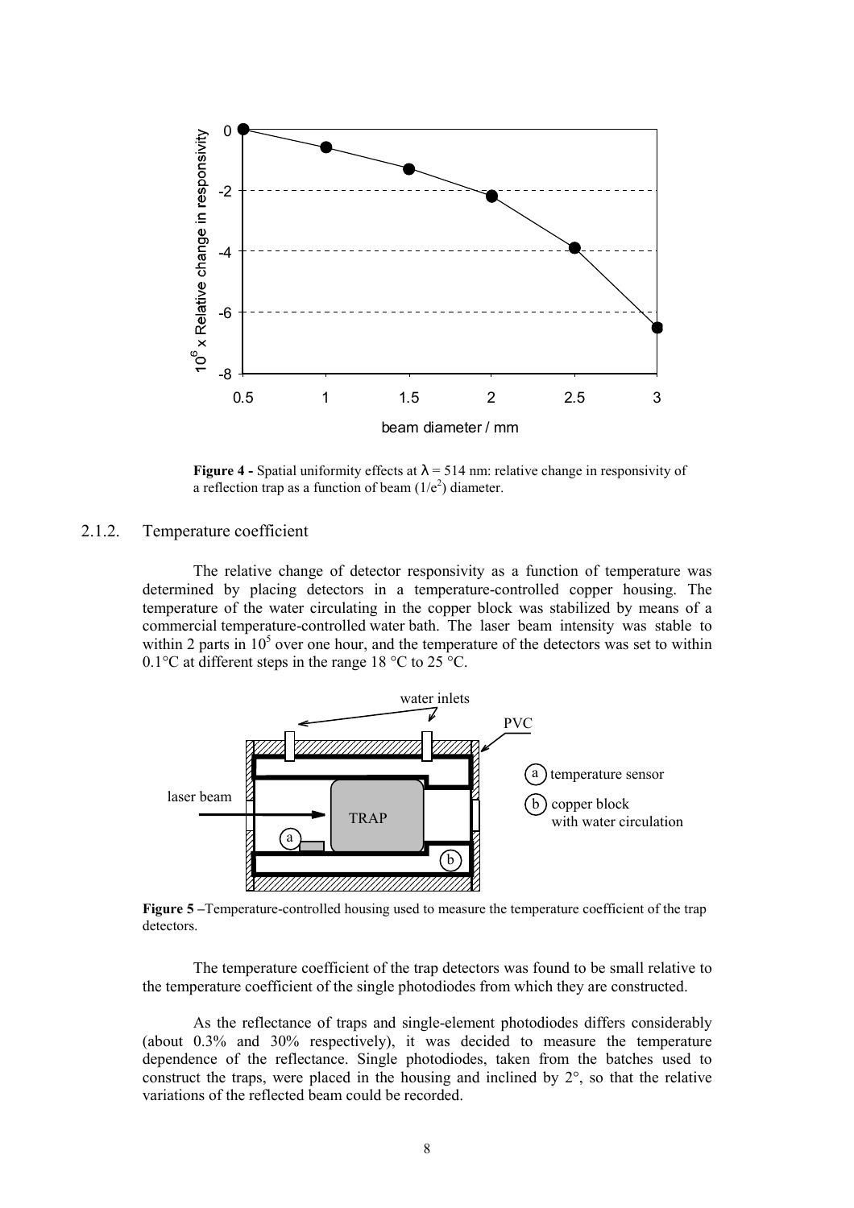**Figure 4 -** Spatial uniformity effects at $\lambda = 514$ nm: relative change in responsivity of a reflection trap as a function of beam ($1/e^2$) diameter.

### 2.1.2. Temperature coefficient

The relative change of detector responsivity as a function of temperature was determined by placing detectors in a temperature-controlled copper housing. The temperature of the water circulating in the copper block was stabilized by means of a commercial temperature-controlled water bath. The laser beam intensity was stable to within 2 parts in $10^5$ over one hour, and the temperature of the detectors was set to within 0.1°C at different steps in the range 18 °C to 25 °C.

**Figure 5 –**Temperature-controlled housing used to measure the temperature coefficient of the trap detectors.

The temperature coefficient of the trap detectors was found to be small relative to the temperature coefficient of the single photodiodes from which they are constructed.

As the reflectance of traps and single-element photodiodes differs considerably (about 0.3% and 30% respectively), it was decided to measure the temperature dependence of the reflectance. Single photodiodes, taken from the batches used to construct the traps, were placed in the housing and inclined by 2°, so that the relative variations of the reflected beam could be recorded.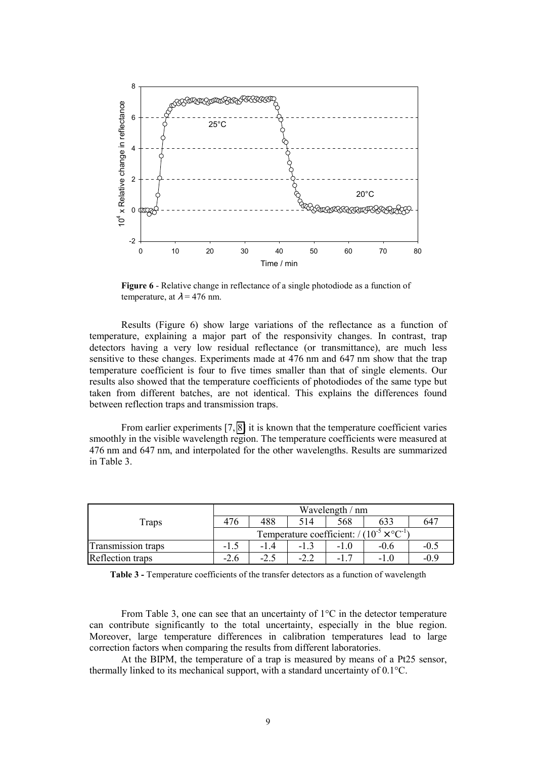**Figure 6** - Relative change in reflectance of a single photodiode as a function of temperature, at $\lambda = 476$ nm.

Results (Figure 6) show large variations of the reflectance as a function of temperature, explaining a major part of the responsivity changes. In contrast, trap detectors having a very low residual reflectance (or transmittance), are much less sensitive to these changes. Experiments made at 476 nm and 647 nm show that the trap temperature coefficient is four to five times smaller than that of single elements. Our results also showed that the temperature coefficients of photodiodes of the same type but taken from different batches, are not identical. This explains the differences found between reflection traps and transmission traps.

From earlier experiments [7, 8] it is known that the temperature coefficient varies smoothly in the visible wavelength region. The temperature coefficients were measured at 476 nm and 647 nm, and interpolated for the other wavelengths. Results are summarized in Table 3.

| Traps | Wavelength / nm | | | | | |
|---|---|---|---|---|---|---|
| | 476 | 488 | 514 | 568 | 633 | 647 |
| | Temperature coefficient: / ($10^{-5} \times °C^{-1}$) | | | | | |
| Transmission traps | -1.5 | -1.4 | -1.3 | -1.0 | -0.6 | -0.5 |
| Reflection traps | -2.6 | -2.5 | -2.2 | -1.7 | -1.0 | -0.9 |

**Table 3 -** Temperature coefficients of the transfer detectors as a function of wavelength

From Table 3, one can see that an uncertainty of 1°C in the detector temperature can contribute significantly to the total uncertainty, especially in the blue region. Moreover, large temperature differences in calibration temperatures lead to large correction factors when comparing the results from different laboratories.

At the BIPM, the temperature of a trap is measured by means of a Pt25 sensor, thermally linked to its mechanical support, with a standard uncertainty of 0.1°C.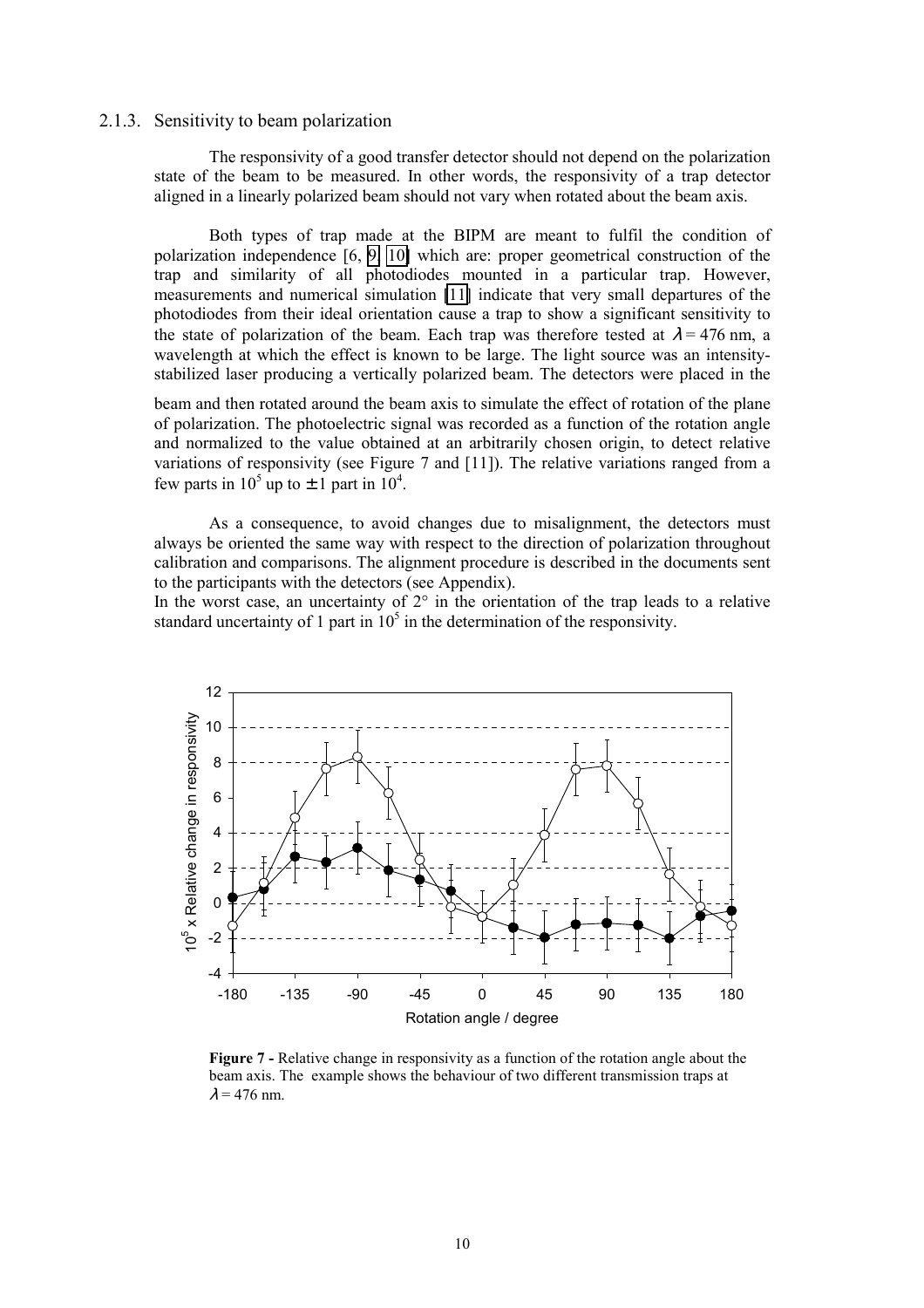### 2.1.3. Sensitivity to beam polarization

The responsivity of a good transfer detector should not depend on the polarization state of the beam to be measured. In other words, the responsivity of a trap detector aligned in a linearly polarized beam should not vary when rotated about the beam axis.

Both types of trap made at the BIPM are meant to fulfil the condition of polarization independence [6, 9, 10] which are: proper geometrical construction of the trap and similarity of all photodiodes mounted in a particular trap. However, measurements and numerical simulation [11] indicate that very small departures of the photodiodes from their ideal orientation cause a trap to show a significant sensitivity to the state of polarization of the beam. Each trap was therefore tested at $\lambda = 476$ nm, a wavelength at which the effect is known to be large. The light source was an intensity-stabilized laser producing a vertically polarized beam. The detectors were placed in the beam and then rotated around the beam axis to simulate the effect of rotation of the plane of polarization. The photoelectric signal was recorded as a function of the rotation angle and normalized to the value obtained at an arbitrarily chosen origin, to detect relative variations of responsivity (see Figure 7 and [11]). The relative variations ranged from a few parts in $10^5$ up to $\pm 1$ part in $10^4$.

As a consequence, to avoid changes due to misalignment, the detectors must always be oriented the same way with respect to the direction of polarization throughout calibration and comparisons. The alignment procedure is described in the documents sent to the participants with the detectors (see Appendix).

In the worst case, an uncertainty of 2° in the orientation of the trap leads to a relative standard uncertainty of 1 part in $10^5$ in the determination of the responsivity.

**Figure 7 -** Relative change in responsivity as a function of the rotation angle about the beam axis. The example shows the behaviour of two different transmission traps at $\lambda = 476$ nm.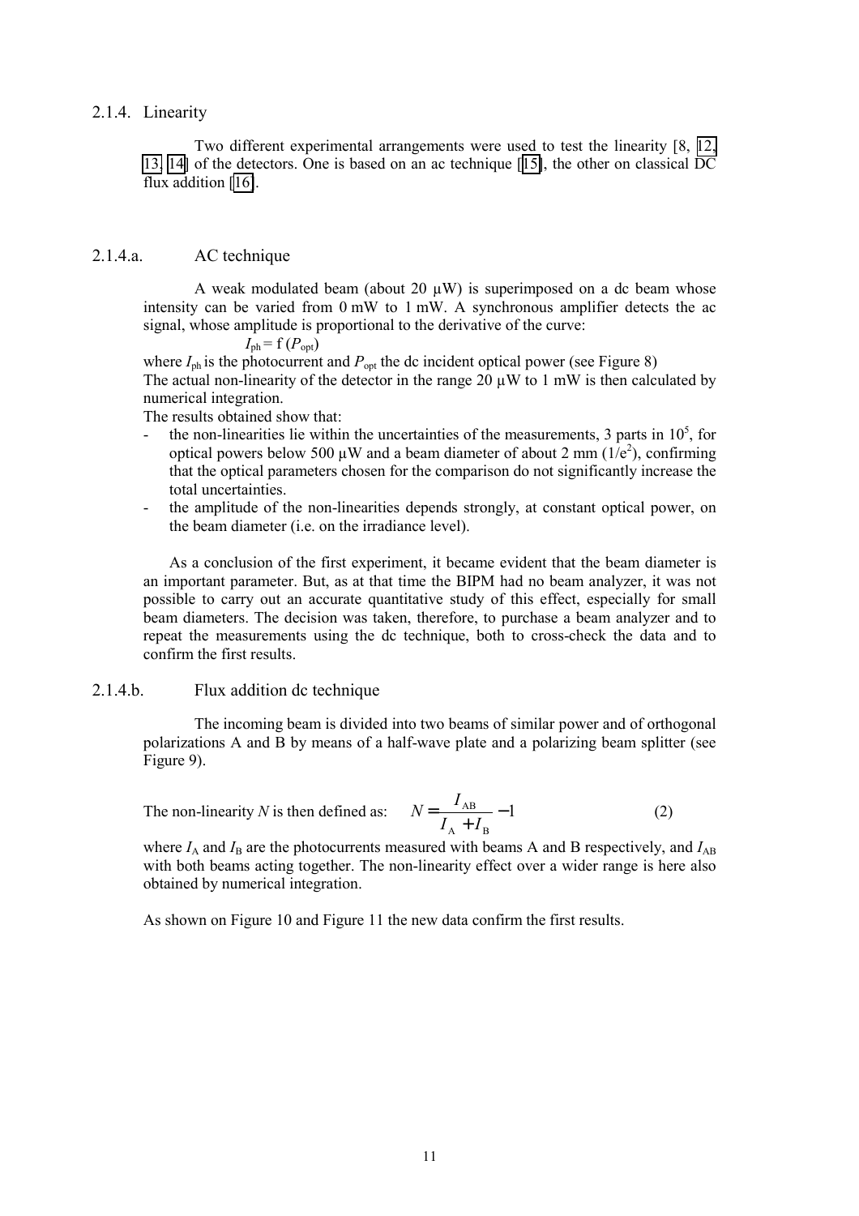### 2.1.4. Linearity

Two different experimental arrangements were used to test the linearity [8, 12, 13, 14] of the detectors. One is based on an ac technique [15], the other on classical DC flux addition [16].

#### 2.1.4.a. AC technique

A weak modulated beam (about 20 µW) is superimposed on a dc beam whose intensity can be varied from 0 mW to 1 mW. A synchronous amplifier detects the ac signal, whose amplitude is proportional to the derivative of the curve:

$$I_{\mathrm{ph}} = \mathrm{f}\,(P_{\mathrm{opt}})$$

where $I_{\mathrm{ph}}$ is the photocurrent and $P_{\mathrm{opt}}$ the dc incident optical power (see Figure 8)

The actual non-linearity of the detector in the range 20 µW to 1 mW is then calculated by numerical integration.

The results obtained show that:

- the non-linearities lie within the uncertainties of the measurements, 3 parts in $10^5$, for optical powers below 500 µW and a beam diameter of about 2 mm ($1/e^2$), confirming that the optical parameters chosen for the comparison do not significantly increase the total uncertainties.
- the amplitude of the non-linearities depends strongly, at constant optical power, on the beam diameter (i.e. on the irradiance level).

As a conclusion of the first experiment, it became evident that the beam diameter is an important parameter. But, as at that time the BIPM had no beam analyzer, it was not possible to carry out an accurate quantitative study of this effect, especially for small beam diameters. The decision was taken, therefore, to purchase a beam analyzer and to repeat the measurements using the dc technique, both to cross-check the data and to confirm the first results.

#### 2.1.4.b. Flux addition dc technique

The incoming beam is divided into two beams of similar power and of orthogonal polarizations A and B by means of a half-wave plate and a polarizing beam splitter (see Figure 9).

The non-linearity $N$ is then defined as:

$$N = \frac{I_{\mathrm{AB}}}{I_{\mathrm{A}} + I_{\mathrm{B}}} - 1 \qquad (2)$$

where $I_{\mathrm{A}}$ and $I_{\mathrm{B}}$ are the photocurrents measured with beams A and B respectively, and $I_{\mathrm{AB}}$ with both beams acting together. The non-linearity effect over a wider range is here also obtained by numerical integration.

As shown on Figure 10 and Figure 11 the new data confirm the first results.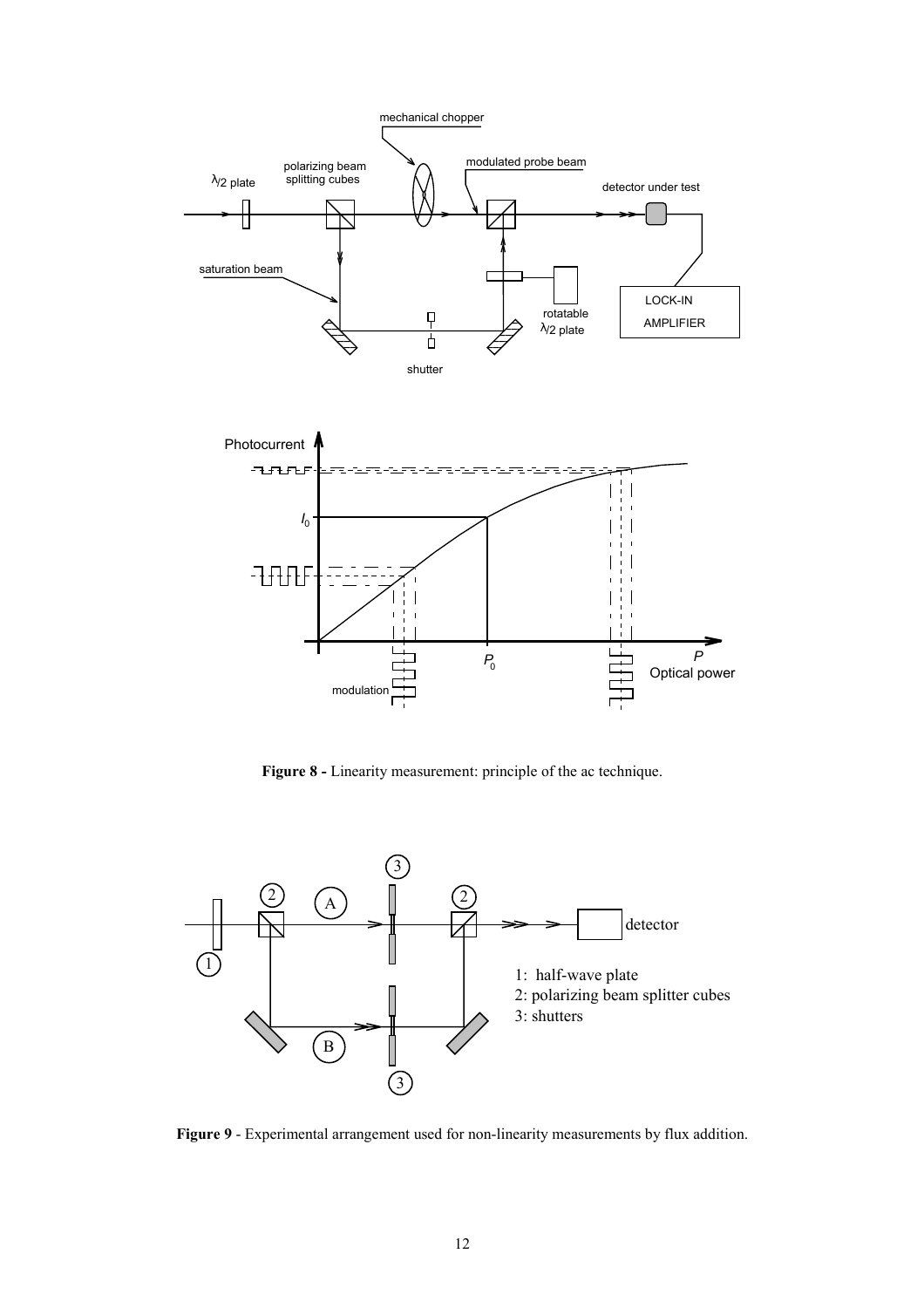**Figure 8 -** Linearity measurement: principle of the ac technique.

**Figure 9** - Experimental arrangement used for non-linearity measurements by flux addition.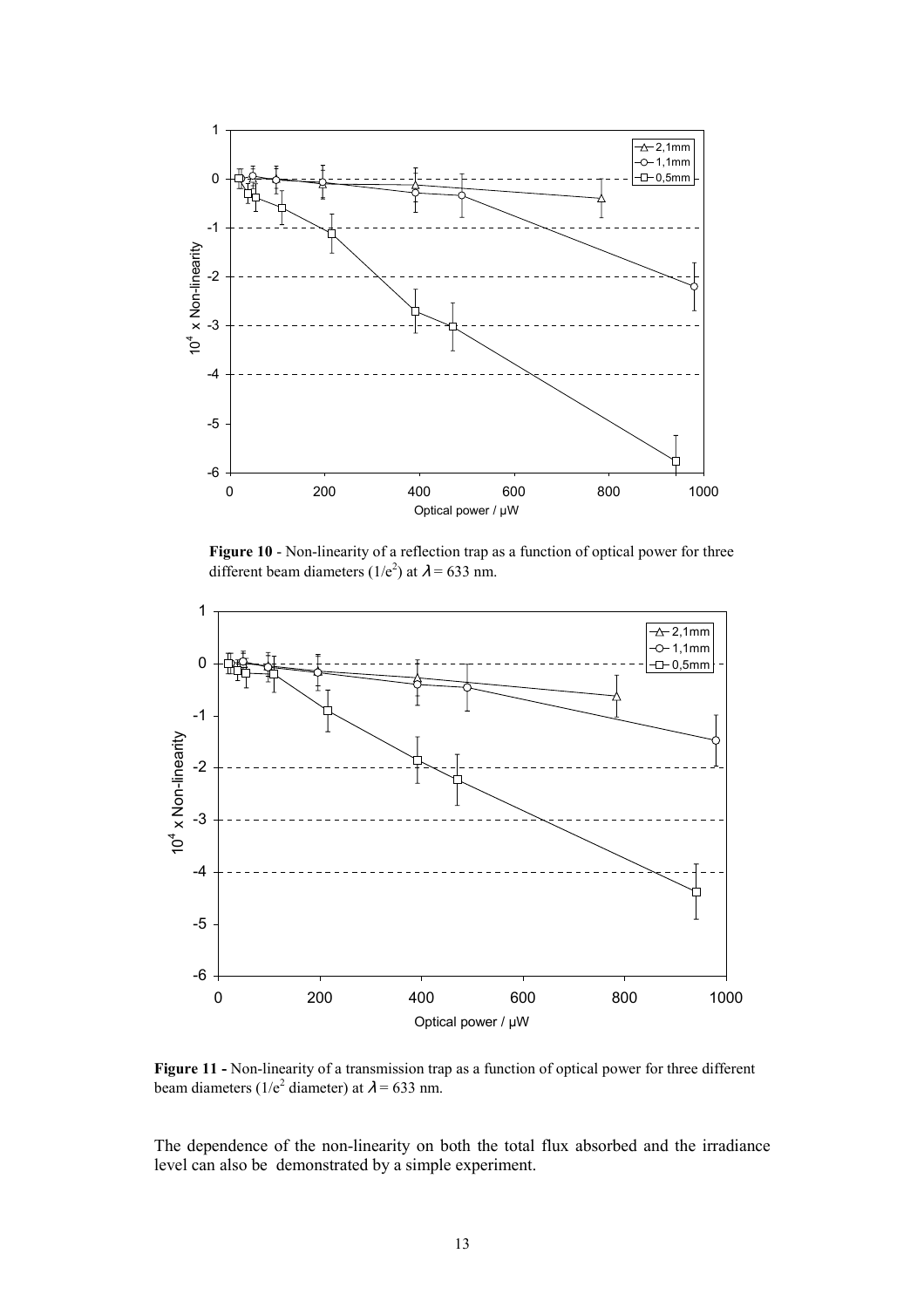**Figure 10** - Non-linearity of a reflection trap as a function of optical power for three different beam diameters ($1/e^2$) at $\lambda = 633$ nm.

**Figure 11 -** Non-linearity of a transmission trap as a function of optical power for three different beam diameters ($1/e^2$ diameter) at $\lambda = 633$ nm.

The dependence of the non-linearity on both the total flux absorbed and the irradiance level can also be demonstrated by a simple experiment.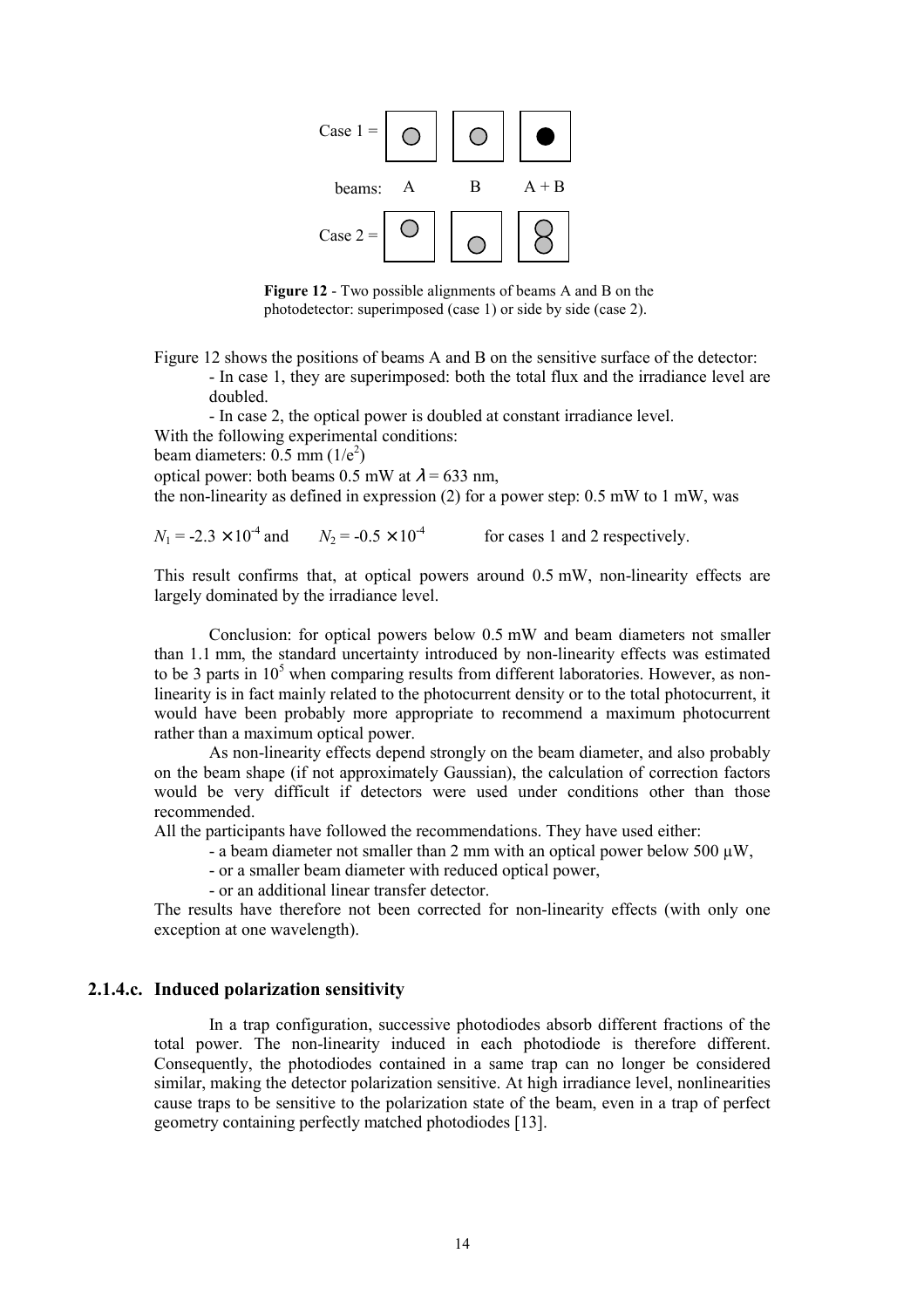Case 1 = [A] [B] [A + B]

beams: A B A + B

Case 2 = [A] [B] [A + B]

**Figure 12** - Two possible alignments of beams A and B on the photodetector: superimposed (case 1) or side by side (case 2).

Figure 12 shows the positions of beams A and B on the sensitive surface of the detector:

- In case 1, they are superimposed: both the total flux and the irradiance level are doubled.
- In case 2, the optical power is doubled at constant irradiance level.

With the following experimental conditions:

beam diameters: 0.5 mm ($1/e^2$)

optical power: both beams 0.5 mW at $\lambda = 633$ nm,

the non-linearity as defined in expression (2) for a power step: 0.5 mW to 1 mW, was

$N_1 = -2.3 \times 10^{-4}$ and $N_2 = -0.5 \times 10^{-4}$ for cases 1 and 2 respectively.

This result confirms that, at optical powers around 0.5 mW, non-linearity effects are largely dominated by the irradiance level.

Conclusion: for optical powers below 0.5 mW and beam diameters not smaller than 1.1 mm, the standard uncertainty introduced by non-linearity effects was estimated to be 3 parts in $10^5$ when comparing results from different laboratories. However, as non-linearity is in fact mainly related to the photocurrent density or to the total photocurrent, it would have been probably more appropriate to recommend a maximum photocurrent rather than a maximum optical power.

As non-linearity effects depend strongly on the beam diameter, and also probably on the beam shape (if not approximately Gaussian), the calculation of correction factors would be very difficult if detectors were used under conditions other than those recommended.

All the participants have followed the recommendations. They have used either:

- a beam diameter not smaller than 2 mm with an optical power below 500 µW,
- or a smaller beam diameter with reduced optical power,
- or an additional linear transfer detector.

The results have therefore not been corrected for non-linearity effects (with only one exception at one wavelength).

### 2.1.4.c. Induced polarization sensitivity

In a trap configuration, successive photodiodes absorb different fractions of the total power. The non-linearity induced in each photodiode is therefore different. Consequently, the photodiodes contained in a same trap can no longer be considered similar, making the detector polarization sensitive. At high irradiance level, nonlinearities cause traps to be sensitive to the polarization state of the beam, even in a trap of perfect geometry containing perfectly matched photodiodes [13].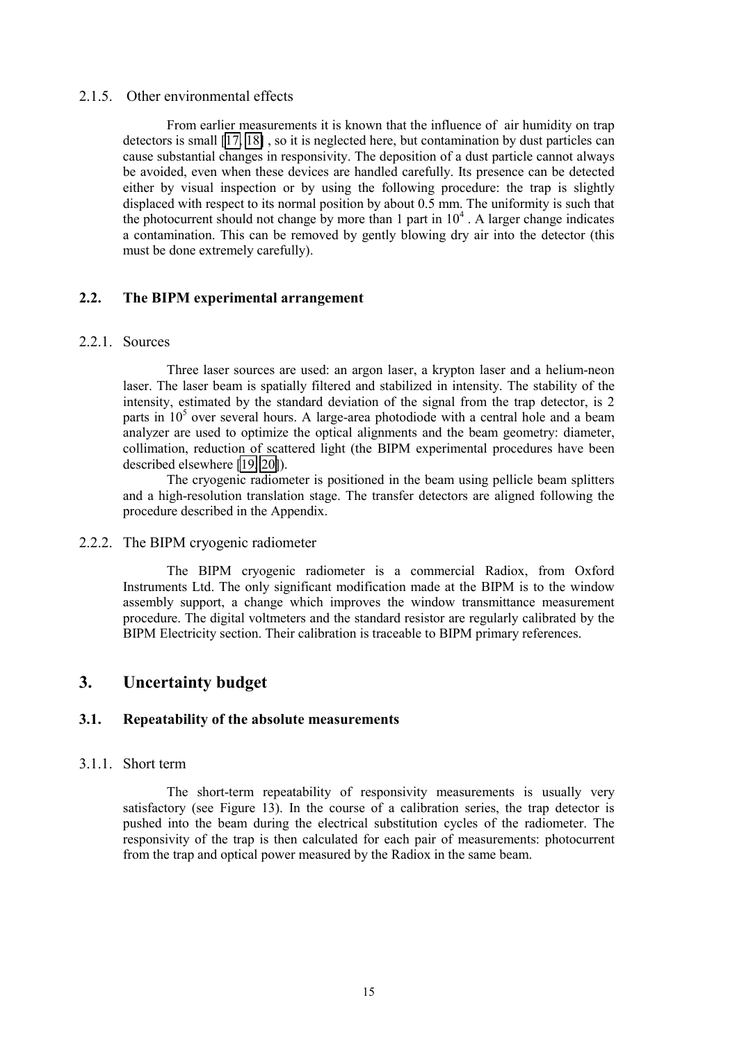#### 2.1.5. Other environmental effects

From earlier measurements it is known that the influence of air humidity on trap detectors is small [17, 18], so it is neglected here, but contamination by dust particles can cause substantial changes in responsivity. The deposition of a dust particle cannot always be avoided, even when these devices are handled carefully. Its presence can be detected either by visual inspection or by using the following procedure: the trap is slightly displaced with respect to its normal position by about 0.5 mm. The uniformity is such that the photocurrent should not change by more than 1 part in $10^4$. A larger change indicates a contamination. This can be removed by gently blowing dry air into the detector (this must be done extremely carefully).

### 2.2. The BIPM experimental arrangement

#### 2.2.1. Sources

Three laser sources are used: an argon laser, a krypton laser and a helium-neon laser. The laser beam is spatially filtered and stabilized in intensity. The stability of the intensity, estimated by the standard deviation of the signal from the trap detector, is 2 parts in $10^5$ over several hours. A large-area photodiode with a central hole and a beam analyzer are used to optimize the optical alignments and the beam geometry: diameter, collimation, reduction of scattered light (the BIPM experimental procedures have been described elsewhere [19, 20]).

The cryogenic radiometer is positioned in the beam using pellicle beam splitters and a high-resolution translation stage. The transfer detectors are aligned following the procedure described in the Appendix.

#### 2.2.2. The BIPM cryogenic radiometer

The BIPM cryogenic radiometer is a commercial Radiox, from Oxford Instruments Ltd. The only significant modification made at the BIPM is to the window assembly support, a change which improves the window transmittance measurement procedure. The digital voltmeters and the standard resistor are regularly calibrated by the BIPM Electricity section. Their calibration is traceable to BIPM primary references.

## 3. Uncertainty budget

### 3.1. Repeatability of the absolute measurements

#### 3.1.1. Short term

The short-term repeatability of responsivity measurements is usually very satisfactory (see Figure 13). In the course of a calibration series, the trap detector is pushed into the beam during the electrical substitution cycles of the radiometer. The responsivity of the trap is then calculated for each pair of measurements: photocurrent from the trap and optical power measured by the Radiox in the same beam.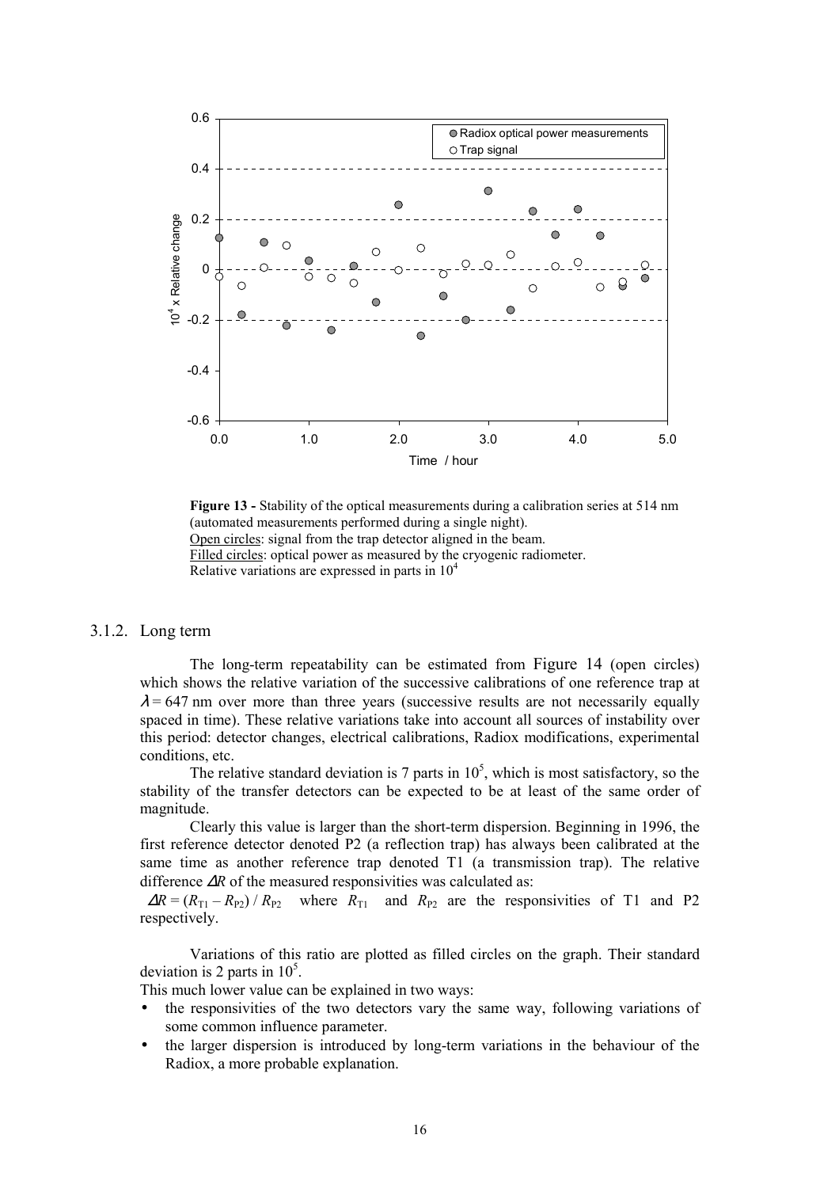**Figure 13 -** Stability of the optical measurements during a calibration series at 514 nm (automated measurements performed during a single night).
Open circles: signal from the trap detector aligned in the beam.
Filled circles: optical power as measured by the cryogenic radiometer.
Relative variations are expressed in parts in $10^4$

### 3.1.2. Long term

The long-term repeatability can be estimated from Figure 14 (open circles) which shows the relative variation of the successive calibrations of one reference trap at $\lambda = 647$ nm over more than three years (successive results are not necessarily equally spaced in time). These relative variations take into account all sources of instability over this period: detector changes, electrical calibrations, Radiox modifications, experimental conditions, etc.

The relative standard deviation is 7 parts in $10^5$, which is most satisfactory, so the stability of the transfer detectors can be expected to be at least of the same order of magnitude.

Clearly this value is larger than the short-term dispersion. Beginning in 1996, the first reference detector denoted P2 (a reflection trap) has always been calibrated at the same time as another reference trap denoted T1 (a transmission trap). The relative difference $\Delta R$ of the measured responsivities was calculated as:

$\Delta R = (R_{T1} - R_{P2}) / R_{P2}$ where $R_{T1}$ and $R_{P2}$ are the responsivities of T1 and P2 respectively.

Variations of this ratio are plotted as filled circles on the graph. Their standard deviation is 2 parts in $10^5$.

This much lower value can be explained in two ways:

- the responsivities of the two detectors vary the same way, following variations of some common influence parameter.
- the larger dispersion is introduced by long-term variations in the behaviour of the Radiox, a more probable explanation.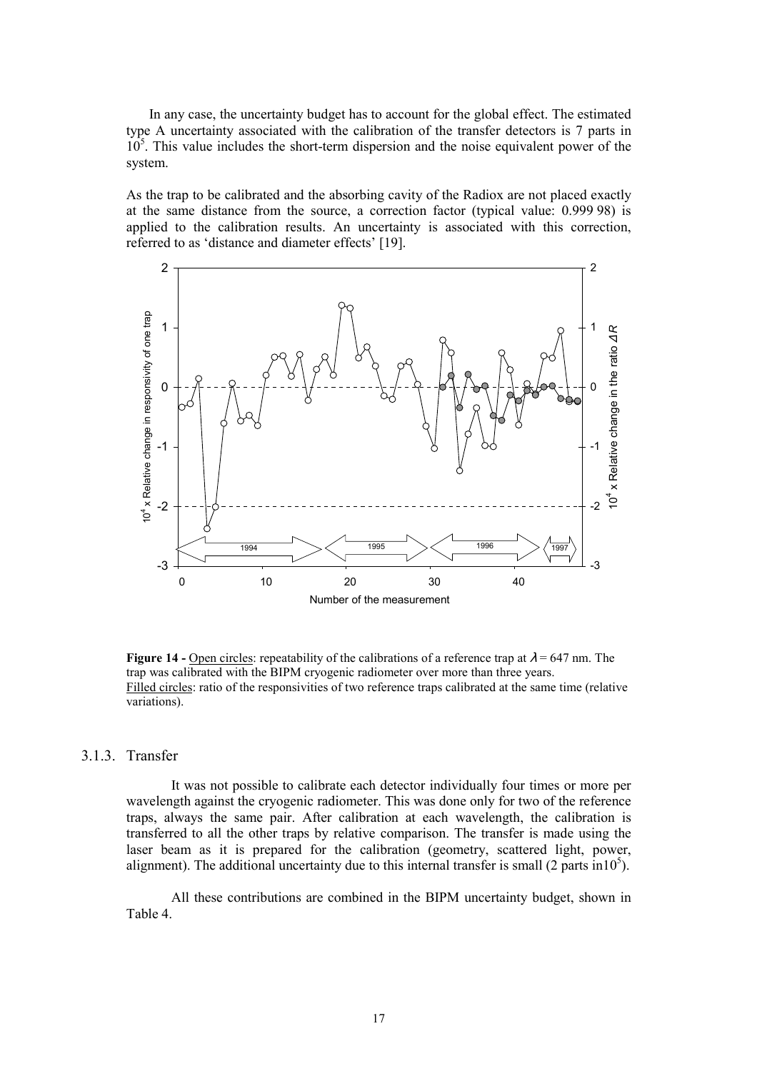In any case, the uncertainty budget has to account for the global effect. The estimated type A uncertainty associated with the calibration of the transfer detectors is 7 parts in $10^5$. This value includes the short-term dispersion and the noise equivalent power of the system.

As the trap to be calibrated and the absorbing cavity of the Radiox are not placed exactly at the same distance from the source, a correction factor (typical value: 0.999 98) is applied to the calibration results. An uncertainty is associated with this correction, referred to as 'distance and diameter effects' [19].

**Figure 14 -** Open circles: repeatability of the calibrations of a reference trap at $\lambda = 647$ nm. The trap was calibrated with the BIPM cryogenic radiometer over more than three years.
Filled circles: ratio of the responsivities of two reference traps calibrated at the same time (relative variations).

### 3.1.3. Transfer

It was not possible to calibrate each detector individually four times or more per wavelength against the cryogenic radiometer. This was done only for two of the reference traps, always the same pair. After calibration at each wavelength, the calibration is transferred to all the other traps by relative comparison. The transfer is made using the laser beam as it is prepared for the calibration (geometry, scattered light, power, alignment). The additional uncertainty due to this internal transfer is small (2 parts in$10^5$).

All these contributions are combined in the BIPM uncertainty budget, shown in Table 4.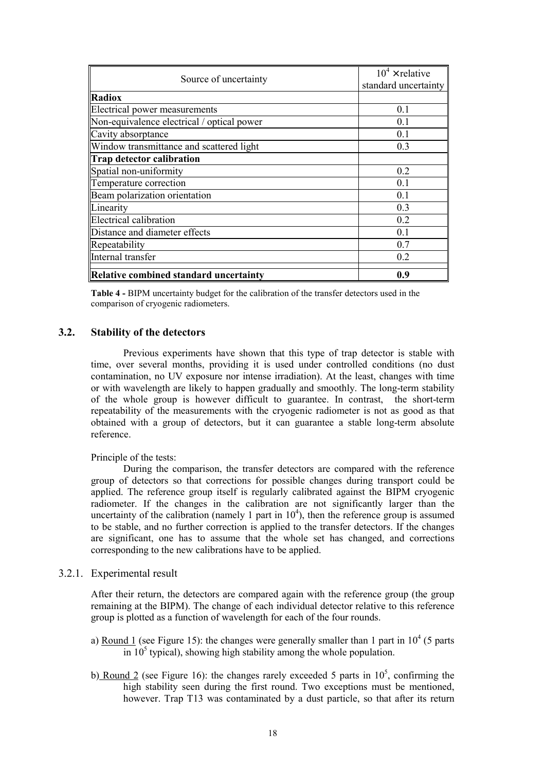| Source of uncertainty | $10^4 \times$ relative standard uncertainty |
|---|---|
| **Radiox** | |
| Electrical power measurements | 0.1 |
| Non-equivalence electrical / optical power | 0.1 |
| Cavity absorptance | 0.1 |
| Window transmittance and scattered light | 0.3 |
| **Trap detector calibration** | |
| Spatial non-uniformity | 0.2 |
| Temperature correction | 0.1 |
| Beam polarization orientation | 0.1 |
| Linearity | 0.3 |
| Electrical calibration | 0.2 |
| Distance and diameter effects | 0.1 |
| Repeatability | 0.7 |
| Internal transfer | 0.2 |
| **Relative combined standard uncertainty** | **0.9** |

**Table 4 -** BIPM uncertainty budget for the calibration of the transfer detectors used in the comparison of cryogenic radiometers.

## 3.2. Stability of the detectors

Previous experiments have shown that this type of trap detector is stable with time, over several months, providing it is used under controlled conditions (no dust contamination, no UV exposure nor intense irradiation). At the least, changes with time or with wavelength are likely to happen gradually and smoothly. The long-term stability of the whole group is however difficult to guarantee. In contrast, the short-term repeatability of the measurements with the cryogenic radiometer is not as good as that obtained with a group of detectors, but it can guarantee a stable long-term absolute reference.

Principle of the tests:

During the comparison, the transfer detectors are compared with the reference group of detectors so that corrections for possible changes during transport could be applied. The reference group itself is regularly calibrated against the BIPM cryogenic radiometer. If the changes in the calibration are not significantly larger than the uncertainty of the calibration (namely 1 part in $10^4$), then the reference group is assumed to be stable, and no further correction is applied to the transfer detectors. If the changes are significant, one has to assume that the whole set has changed, and corrections corresponding to the new calibrations have to be applied.

### 3.2.1. Experimental result

After their return, the detectors are compared again with the reference group (the group remaining at the BIPM). The change of each individual detector relative to this reference group is plotted as a function of wavelength for each of the four rounds.

a) Round 1 (see Figure 15): the changes were generally smaller than 1 part in $10^4$ (5 parts in $10^5$ typical), showing high stability among the whole population.

b) Round 2 (see Figure 16): the changes rarely exceeded 5 parts in $10^5$, confirming the high stability seen during the first round. Two exceptions must be mentioned, however. Trap T13 was contaminated by a dust particle, so that after its return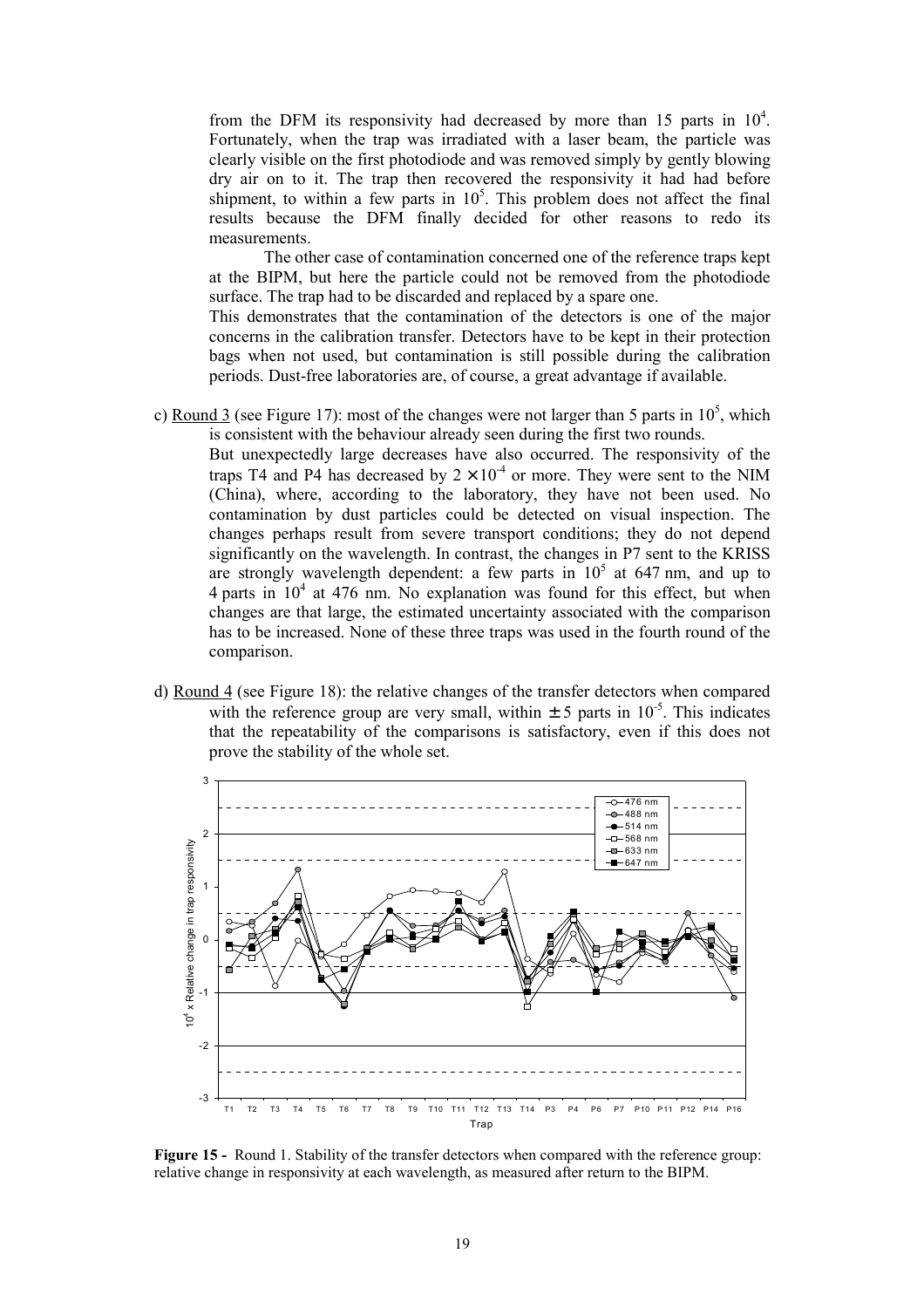from the DFM its responsivity had decreased by more than 15 parts in $10^4$. Fortunately, when the trap was irradiated with a laser beam, the particle was clearly visible on the first photodiode and was removed simply by gently blowing dry air on to it. The trap then recovered the responsivity it had had before shipment, to within a few parts in $10^5$. This problem does not affect the final results because the DFM finally decided for other reasons to redo its measurements.

The other case of contamination concerned one of the reference traps kept at the BIPM, but here the particle could not be removed from the photodiode surface. The trap had to be discarded and replaced by a spare one.

This demonstrates that the contamination of the detectors is one of the major concerns in the calibration transfer. Detectors have to be kept in their protection bags when not used, but contamination is still possible during the calibration periods. Dust-free laboratories are, of course, a great advantage if available.

c) Round 3 (see Figure 17): most of the changes were not larger than 5 parts in $10^5$, which is consistent with the behaviour already seen during the first two rounds.

But unexpectedly large decreases have also occurred. The responsivity of the traps T4 and P4 has decreased by $2 \times 10^{-4}$ or more. They were sent to the NIM (China), where, according to the laboratory, they have not been used. No contamination by dust particles could be detected on visual inspection. The changes perhaps result from severe transport conditions; they do not depend significantly on the wavelength. In contrast, the changes in P7 sent to the KRISS are strongly wavelength dependent: a few parts in $10^5$ at 647 nm, and up to 4 parts in $10^4$ at 476 nm. No explanation was found for this effect, but when changes are that large, the estimated uncertainty associated with the comparison has to be increased. None of these three traps was used in the fourth round of the comparison.

d) Round 4 (see Figure 18): the relative changes of the transfer detectors when compared with the reference group are very small, within $\pm 5$ parts in $10^{-5}$. This indicates that the repeatability of the comparisons is satisfactory, even if this does not prove the stability of the whole set.

**Figure 15 -** Round 1. Stability of the transfer detectors when compared with the reference group: relative change in responsivity at each wavelength, as measured after return to the BIPM.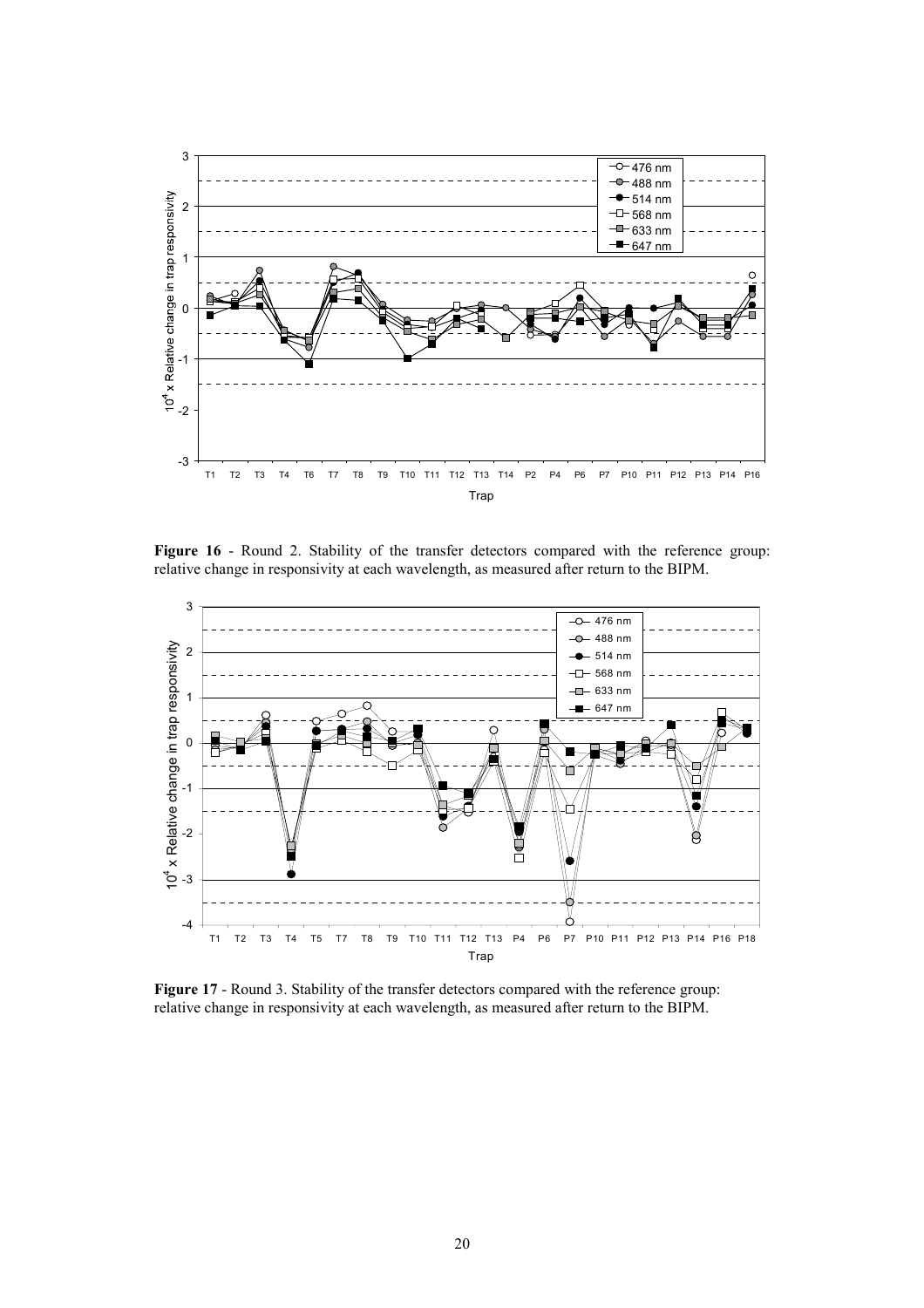**Figure 16** - Round 2. Stability of the transfer detectors compared with the reference group: relative change in responsivity at each wavelength, as measured after return to the BIPM.

**Figure 17** - Round 3. Stability of the transfer detectors compared with the reference group: relative change in responsivity at each wavelength, as measured after return to the BIPM.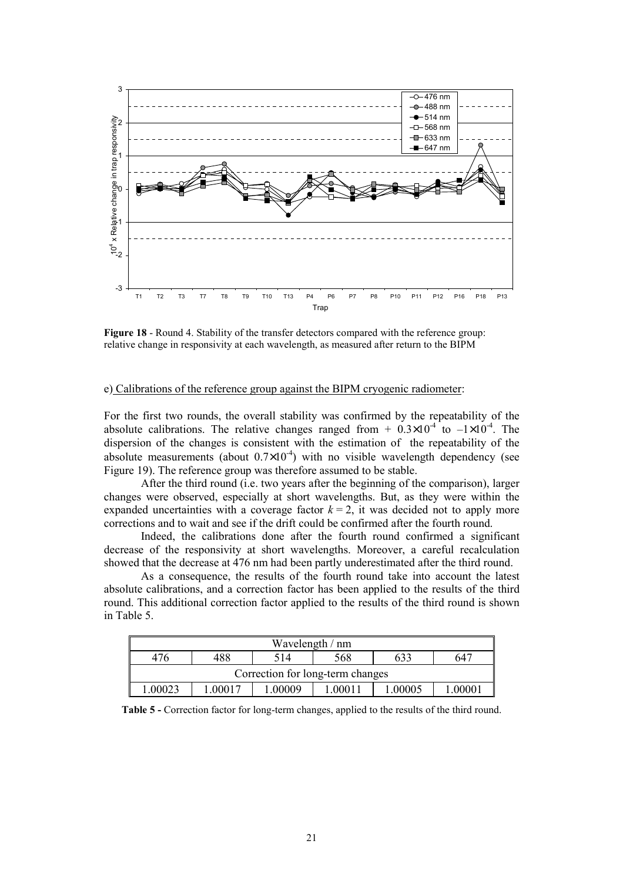**Figure 18** - Round 4. Stability of the transfer detectors compared with the reference group: relative change in responsivity at each wavelength, as measured after return to the BIPM

e) Calibrations of the reference group against the BIPM cryogenic radiometer:

For the first two rounds, the overall stability was confirmed by the repeatability of the absolute calibrations. The relative changes ranged from + $0.3\times10^{-4}$ to $-1\times10^{-4}$. The dispersion of the changes is consistent with the estimation of the repeatability of the absolute measurements (about $0.7\times10^{-4}$) with no visible wavelength dependency (see Figure 19). The reference group was therefore assumed to be stable.

After the third round (i.e. two years after the beginning of the comparison), larger changes were observed, especially at short wavelengths. But, as they were within the expanded uncertainties with a coverage factor $k = 2$, it was decided not to apply more corrections and to wait and see if the drift could be confirmed after the fourth round.

Indeed, the calibrations done after the fourth round confirmed a significant decrease of the responsivity at short wavelengths. Moreover, a careful recalculation showed that the decrease at 476 nm had been partly underestimated after the third round.

As a consequence, the results of the fourth round take into account the latest absolute calibrations, and a correction factor has been applied to the results of the third round. This additional correction factor applied to the results of the third round is shown in Table 5.

| Wavelength / nm | | | | | |
|---|---|---|---|---|---|
| 476 | 488 | 514 | 568 | 633 | 647 |
| Correction for long-term changes | | | | | |
| 1.00023 | 1.00017 | 1.00009 | 1.00011 | 1.00005 | 1.00001 |

**Table 5 -** Correction factor for long-term changes, applied to the results of the third round.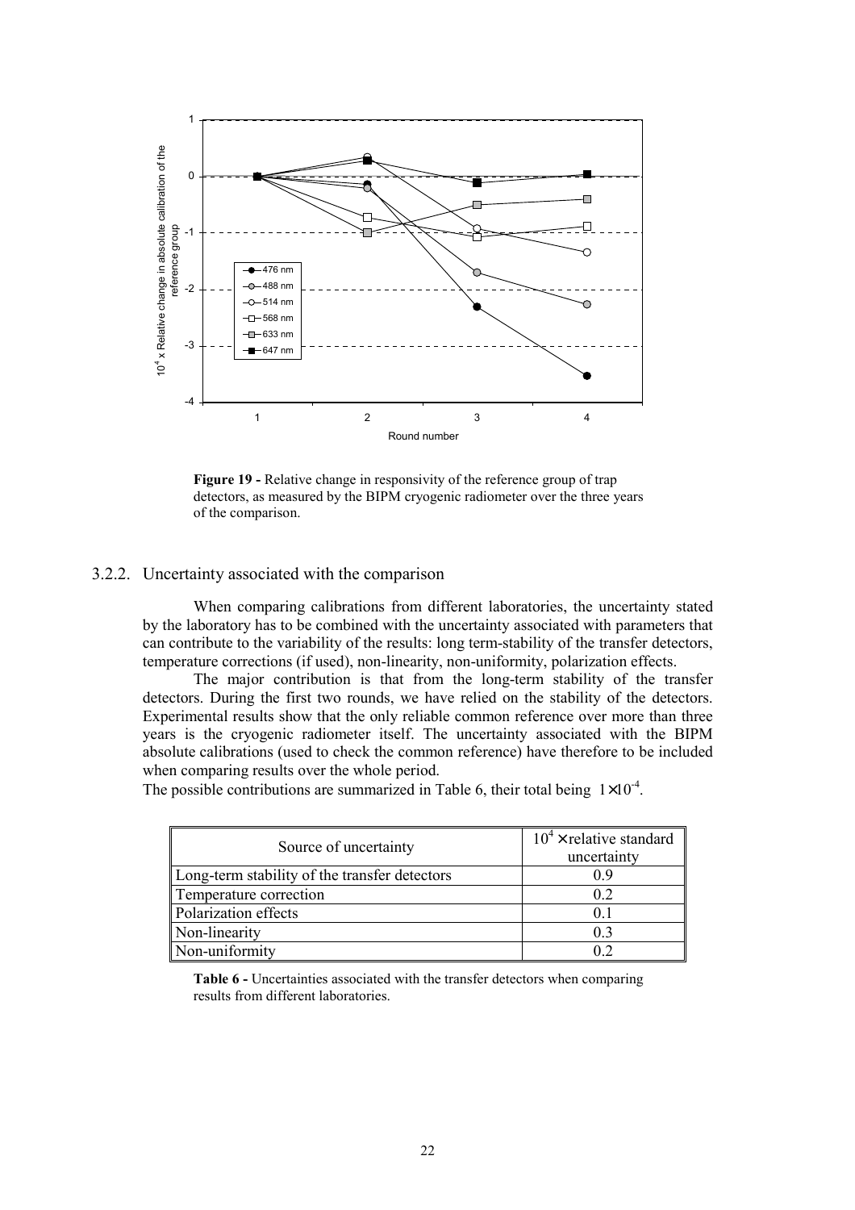**Figure 19 -** Relative change in responsivity of the reference group of trap detectors, as measured by the BIPM cryogenic radiometer over the three years of the comparison.

### 3.2.2. Uncertainty associated with the comparison

When comparing calibrations from different laboratories, the uncertainty stated by the laboratory has to be combined with the uncertainty associated with parameters that can contribute to the variability of the results: long term-stability of the transfer detectors, temperature corrections (if used), non-linearity, non-uniformity, polarization effects.

The major contribution is that from the long-term stability of the transfer detectors. During the first two rounds, we have relied on the stability of the detectors. Experimental results show that the only reliable common reference over more than three years is the cryogenic radiometer itself. The uncertainty associated with the BIPM absolute calibrations (used to check the common reference) have therefore to be included when comparing results over the whole period.

The possible contributions are summarized in Table 6, their total being $1 \times 10^{-4}$.

| Source of uncertainty | $10^4 \times$ relative standard uncertainty |
|---|---|
| Long-term stability of the transfer detectors | 0.9 |
| Temperature correction | 0.2 |
| Polarization effects | 0.1 |
| Non-linearity | 0.3 |
| Non-uniformity | 0.2 |

**Table 6 -** Uncertainties associated with the transfer detectors when comparing results from different laboratories.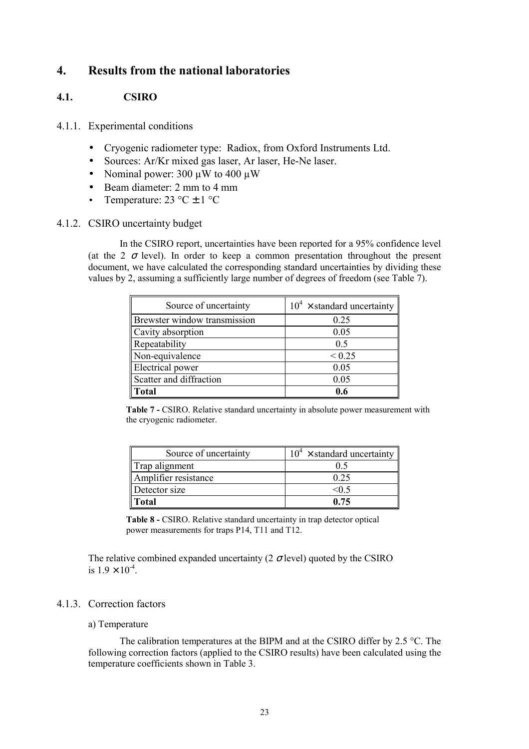# 4. Results from the national laboratories

## 4.1. CSIRO

### 4.1.1. Experimental conditions

- Cryogenic radiometer type: Radiox, from Oxford Instruments Ltd.
- Sources: Ar/Kr mixed gas laser, Ar laser, He-Ne laser.
- Nominal power: 300 μW to 400 μW
- Beam diameter: 2 mm to 4 mm
- Temperature: 23 °C ± 1 °C

### 4.1.2. CSIRO uncertainty budget

In the CSIRO report, uncertainties have been reported for a 95% confidence level (at the 2 $\sigma$ level). In order to keep a common presentation throughout the present document, we have calculated the corresponding standard uncertainties by dividing these values by 2, assuming a sufficiently large number of degrees of freedom (see Table 7).

| Source of uncertainty | $10^4$ × standard uncertainty |
|---|---|
| Brewster window transmission | 0.25 |
| Cavity absorption | 0.05 |
| Repeatability | 0.5 |
| Non-equivalence | < 0.25 |
| Electrical power | 0.05 |
| Scatter and diffraction | 0.05 |
| **Total** | **0.6** |

**Table 7 -** CSIRO. Relative standard uncertainty in absolute power measurement with the cryogenic radiometer.

| Source of uncertainty | $10^4$ × standard uncertainty |
|---|---|
| Trap alignment | 0.5 |
| Amplifier resistance | 0.25 |
| Detector size | <0.5 |
| **Total** | **0.75** |

**Table 8 -** CSIRO. Relative standard uncertainty in trap detector optical power measurements for traps P14, T11 and T12.

The relative combined expanded uncertainty (2 $\sigma$ level) quoted by the CSIRO is $1.9 \times 10^{-4}$.

### 4.1.3. Correction factors

a) Temperature

The calibration temperatures at the BIPM and at the CSIRO differ by 2.5 °C. The following correction factors (applied to the CSIRO results) have been calculated using the temperature coefficients shown in Table 3.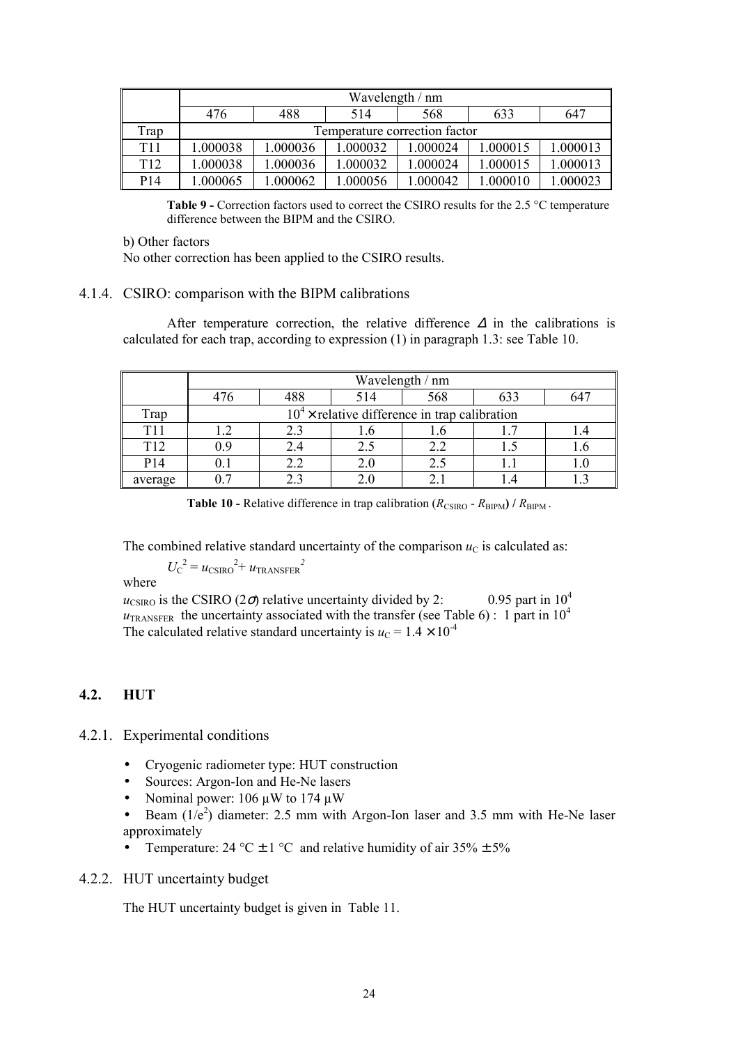|  | Wavelength / nm | | | | | |
|---|---|---|---|---|---|---|
|  | 476 | 488 | 514 | 568 | 633 | 647 |
| Trap | Temperature correction factor | | | | | |
| T11 | 1.000038 | 1.000036 | 1.000032 | 1.000024 | 1.000015 | 1.000013 |
| T12 | 1.000038 | 1.000036 | 1.000032 | 1.000024 | 1.000015 | 1.000013 |
| P14 | 1.000065 | 1.000062 | 1.000056 | 1.000042 | 1.000010 | 1.000023 |

**Table 9 -** Correction factors used to correct the CSIRO results for the 2.5 °C temperature difference between the BIPM and the CSIRO.

b) Other factors

No other correction has been applied to the CSIRO results.

### 4.1.4. CSIRO: comparison with the BIPM calibrations

After temperature correction, the relative difference $\Delta$ in the calibrations is calculated for each trap, according to expression (1) in paragraph 1.3: see Table 10.

|  | Wavelength / nm | | | | | |
|---|---|---|---|---|---|---|
|  | 476 | 488 | 514 | 568 | 633 | 647 |
| Trap | $10^4 \times$ relative difference in trap calibration | | | | | |
| T11 | 1.2 | 2.3 | 1.6 | 1.6 | 1.7 | 1.4 |
| T12 | 0.9 | 2.4 | 2.5 | 2.2 | 1.5 | 1.6 |
| P14 | 0.1 | 2.2 | 2.0 | 2.5 | 1.1 | 1.0 |
| average | 0.7 | 2.3 | 2.0 | 2.1 | 1.4 | 1.3 |

**Table 10 -** Relative difference in trap calibration $(R_{CSIRO} - R_{BIPM}) / R_{BIPM}$ .

The combined relative standard uncertainty of the comparison $u_C$ is calculated as:

$$U_C^2 = u_{CSIRO}^2 + u_{TRANSFER}^2$$

where

$u_{CSIRO}$ is the CSIRO ($2\sigma$) relative uncertainty divided by 2: 0.95 part in $10^4$

$u_{TRANSFER}$ the uncertainty associated with the transfer (see Table 6) : 1 part in $10^4$

The calculated relative standard uncertainty is $u_C = 1.4 \times 10^{-4}$

## 4.2. HUT

### 4.2.1. Experimental conditions

- Cryogenic radiometer type: HUT construction
- Sources: Argon-Ion and He-Ne lasers
- Nominal power: 106 µW to 174 µW
- Beam ($1/e^2$) diameter: 2.5 mm with Argon-Ion laser and 3.5 mm with He-Ne laser approximately
- Temperature: 24 °C ± 1 °C and relative humidity of air 35% ± 5%

### 4.2.2. HUT uncertainty budget

The HUT uncertainty budget is given in Table 11.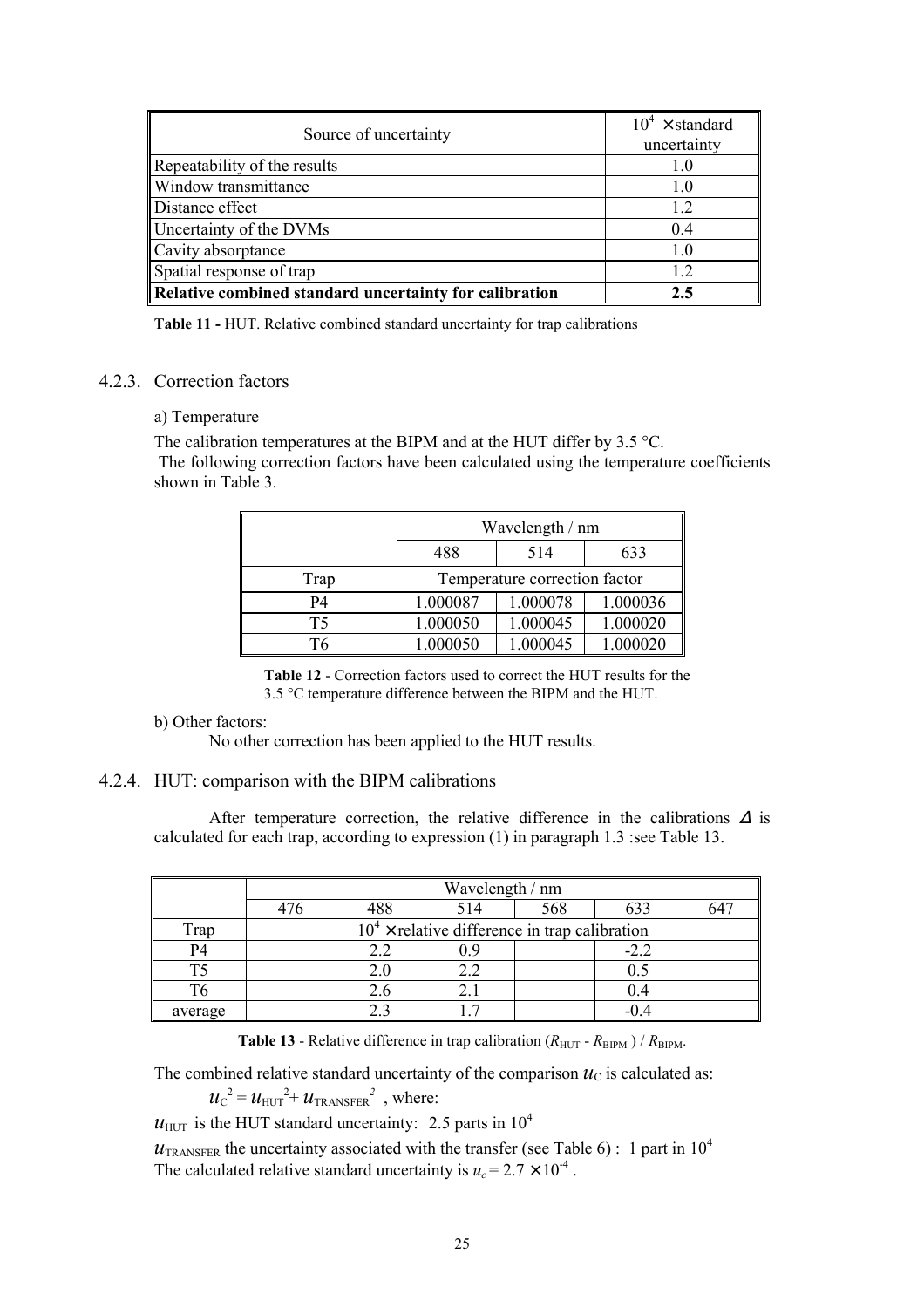| Source of uncertainty | $10^4$ × standard uncertainty |
|---|---|
| Repeatability of the results | 1.0 |
| Window transmittance | 1.0 |
| Distance effect | 1.2 |
| Uncertainty of the DVMs | 0.4 |
| Cavity absorptance | 1.0 |
| Spatial response of trap | 1.2 |
| **Relative combined standard uncertainty for calibration** | **2.5** |

**Table 11 -** HUT. Relative combined standard uncertainty for trap calibrations

### 4.2.3. Correction factors

a) Temperature

The calibration temperatures at the BIPM and at the HUT differ by 3.5 °C.
The following correction factors have been calculated using the temperature coefficients shown in Table 3.

| | Wavelength / nm | | |
|---|---|---|---|
| | 488 | 514 | 633 |
| Trap | Temperature correction factor | | |
| P4 | 1.000087 | 1.000078 | 1.000036 |
| T5 | 1.000050 | 1.000045 | 1.000020 |
| T6 | 1.000050 | 1.000045 | 1.000020 |

**Table 12** - Correction factors used to correct the HUT results for the 3.5 °C temperature difference between the BIPM and the HUT.

b) Other factors:

No other correction has been applied to the HUT results.

### 4.2.4. HUT: comparison with the BIPM calibrations

After temperature correction, the relative difference in the calibrations $\Delta$ is calculated for each trap, according to expression (1) in paragraph 1.3 :see Table 13.

| | Wavelength / nm | | | | | |
|---|---|---|---|---|---|---|
| | 476 | 488 | 514 | 568 | 633 | 647 |
| Trap | $10^4$ × relative difference in trap calibration | | | | | |
| P4 | | 2.2 | 0.9 | | -2.2 | |
| T5 | | 2.0 | 2.2 | | 0.5 | |
| T6 | | 2.6 | 2.1 | | 0.4 | |
| average | | 2.3 | 1.7 | | -0.4 | |

**Table 13** - Relative difference in trap calibration $(R_{HUT} - R_{BIPM}) / R_{BIPM}$.

The combined relative standard uncertainty of the comparison $u_C$ is calculated as:

$$u_C^2 = u_{HUT}^2 + u_{TRANSFER}^2 \text{ , where:}$$

$u_{HUT}$ is the HUT standard uncertainty: 2.5 parts in $10^4$

$u_{TRANSFER}$ the uncertainty associated with the transfer (see Table 6) : 1 part in $10^4$

The calculated relative standard uncertainty is $u_c = 2.7 \times 10^{-4}$ .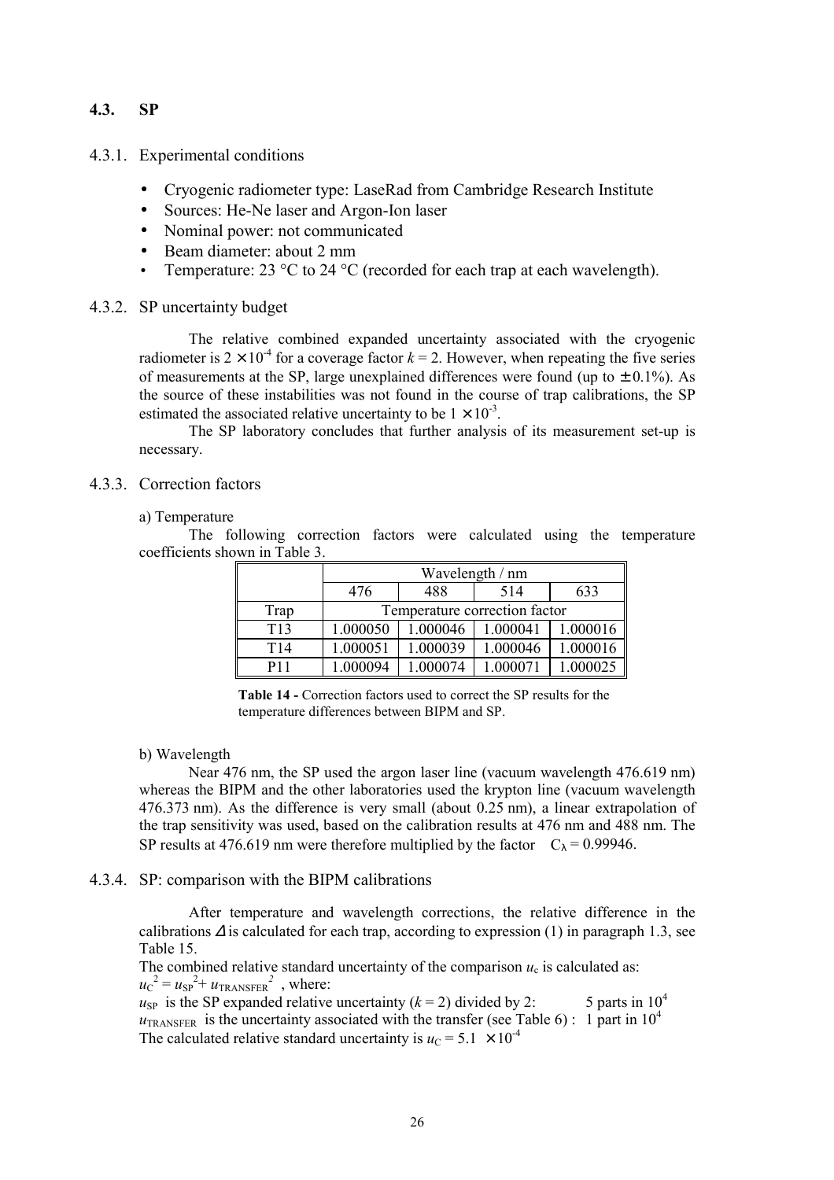## 4.3. SP

### 4.3.1. Experimental conditions

- Cryogenic radiometer type: LaseRad from Cambridge Research Institute
- Sources: He-Ne laser and Argon-Ion laser
- Nominal power: not communicated
- Beam diameter: about 2 mm
- Temperature: 23 °C to 24 °C (recorded for each trap at each wavelength).

### 4.3.2. SP uncertainty budget

The relative combined expanded uncertainty associated with the cryogenic radiometer is $2 \times 10^{-4}$ for a coverage factor $k = 2$. However, when repeating the five series of measurements at the SP, large unexplained differences were found (up to $\pm 0.1\%$). As the source of these instabilities was not found in the course of trap calibrations, the SP estimated the associated relative uncertainty to be $1 \times 10^{-3}$.

The SP laboratory concludes that further analysis of its measurement set-up is necessary.

### 4.3.3. Correction factors

a) Temperature

The following correction factors were calculated using the temperature coefficients shown in Table 3.

| | Wavelength / nm | | | |
|---|---|---|---|---|
| | 476 | 488 | 514 | 633 |
| Trap | Temperature correction factor | | | |
| T13 | 1.000050 | 1.000046 | 1.000041 | 1.000016 |
| T14 | 1.000051 | 1.000039 | 1.000046 | 1.000016 |
| P11 | 1.000094 | 1.000074 | 1.000071 | 1.000025 |

**Table 14 -** Correction factors used to correct the SP results for the temperature differences between BIPM and SP.

b) Wavelength

Near 476 nm, the SP used the argon laser line (vacuum wavelength 476.619 nm) whereas the BIPM and the other laboratories used the krypton line (vacuum wavelength 476.373 nm). As the difference is very small (about 0.25 nm), a linear extrapolation of the trap sensitivity was used, based on the calibration results at 476 nm and 488 nm. The SP results at 476.619 nm were therefore multiplied by the factor $C_\lambda = 0.99946$.

### 4.3.4. SP: comparison with the BIPM calibrations

After temperature and wavelength corrections, the relative difference in the calibrations $\Delta$ is calculated for each trap, according to expression (1) in paragraph 1.3, see Table 15.

The combined relative standard uncertainty of the comparison $u_c$ is calculated as:

$u_C^2 = u_{SP}^2 + u_{TRANSFER}^2$ , where:

$u_{SP}$ is the SP expanded relative uncertainty ($k = 2$) divided by 2: 5 parts in $10^4$

$u_{TRANSFER}$ is the uncertainty associated with the transfer (see Table 6) : 1 part in $10^4$

The calculated relative standard uncertainty is $u_C = 5.1 \times 10^{-4}$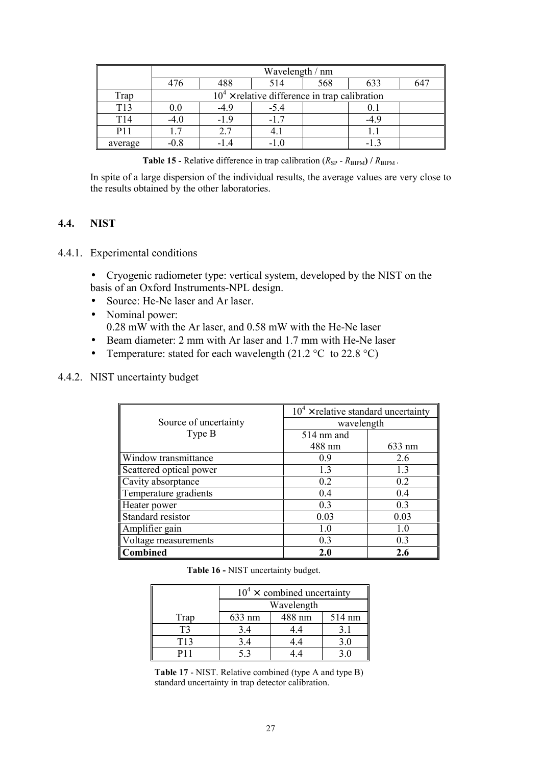| | Wavelength / nm | | | | | |
|---|---|---|---|---|---|---|
| | 476 | 488 | 514 | 568 | 633 | 647 |
| Trap | $10^4$ × relative difference in trap calibration | | | | | |
| T13 | 0.0 | -4.9 | -5.4 | | 0.1 | |
| T14 | -4.0 | -1.9 | -1.7 | | -4.9 | |
| P11 | 1.7 | 2.7 | 4.1 | | 1.1 | |
| average | -0.8 | -1.4 | -1.0 | | -1.3 | |

**Table 15 -** Relative difference in trap calibration $(R_{SP} - R_{BIPM}) / R_{BIPM}$ .

In spite of a large dispersion of the individual results, the average values are very close to the results obtained by the other laboratories.

## 4.4. NIST

### 4.4.1. Experimental conditions

- Cryogenic radiometer type: vertical system, developed by the NIST on the basis of an Oxford Instruments-NPL design.
- Source: He-Ne laser and Ar laser.
- Nominal power:
  0.28 mW with the Ar laser, and 0.58 mW with the He-Ne laser
- Beam diameter: 2 mm with Ar laser and 1.7 mm with He-Ne laser
- Temperature: stated for each wavelength (21.2 °C to 22.8 °C)

### 4.4.2. NIST uncertainty budget

| Source of uncertainty Type B | $10^4$ × relative standard uncertainty | |
|---|---|---|
| | wavelength | |
| | 514 nm and 488 nm | 633 nm |
| Window transmittance | 0.9 | 2.6 |
| Scattered optical power | 1.3 | 1.3 |
| Cavity absorptance | 0.2 | 0.2 |
| Temperature gradients | 0.4 | 0.4 |
| Heater power | 0.3 | 0.3 |
| Standard resistor | 0.03 | 0.03 |
| Amplifier gain | 1.0 | 1.0 |
| Voltage measurements | 0.3 | 0.3 |
| **Combined** | **2.0** | **2.6** |

**Table 16 -** NIST uncertainty budget.

| | $10^4$ × combined uncertainty | | |
|---|---|---|---|
| | Wavelength | | |
| Trap | 633 nm | 488 nm | 514 nm |
| T3 | 3.4 | 4.4 | 3.1 |
| T13 | 3.4 | 4.4 | 3.0 |
| P11 | 5.3 | 4.4 | 3.0 |

**Table 17** - NIST. Relative combined (type A and type B) standard uncertainty in trap detector calibration.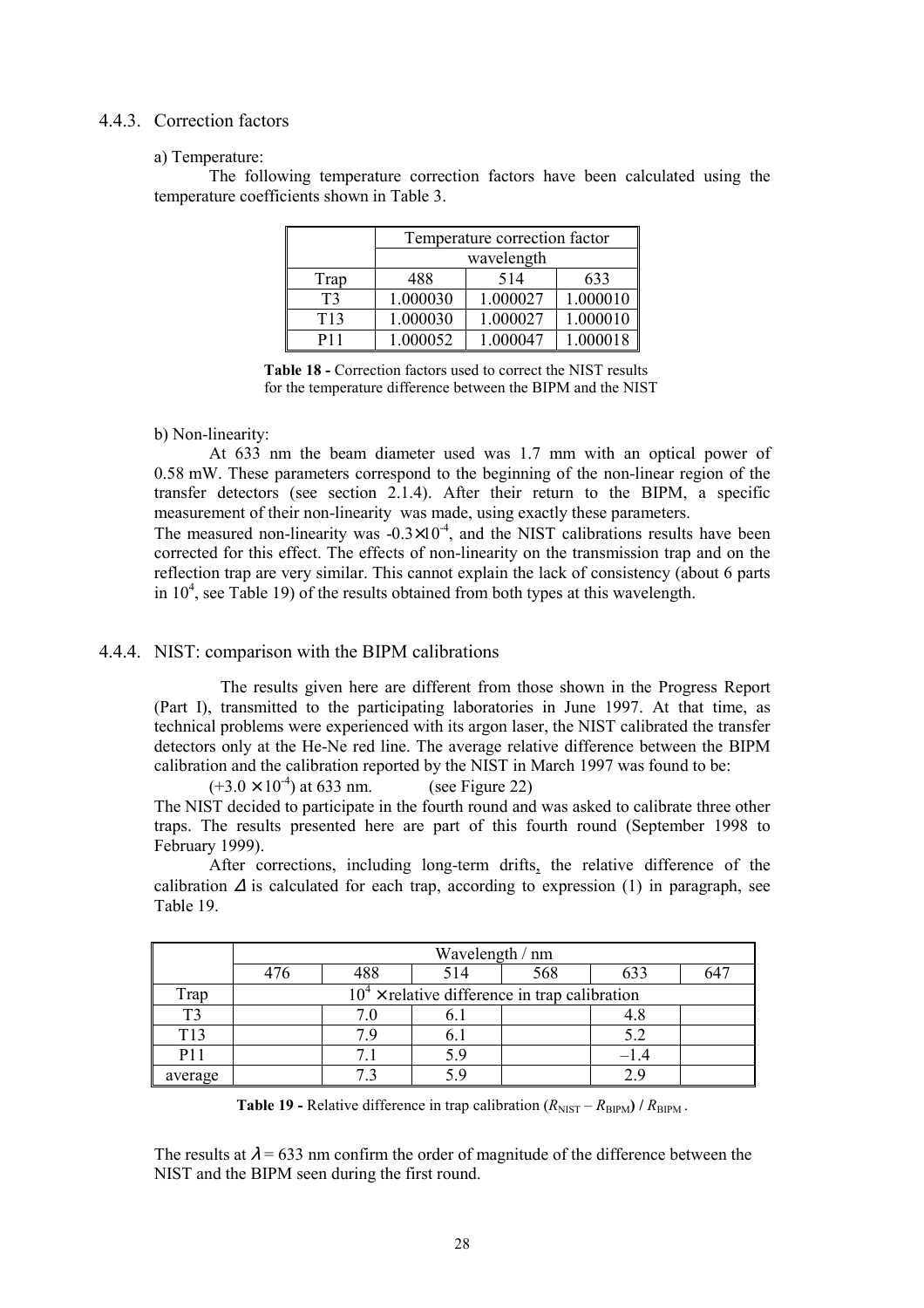### 4.4.3. Correction factors

a) Temperature:

The following temperature correction factors have been calculated using the temperature coefficients shown in Table 3.

| | Temperature correction factor | | |
|---|---|---|---|
| | wavelength | | |
| Trap | 488 | 514 | 633 |
| T3 | 1.000030 | 1.000027 | 1.000010 |
| T13 | 1.000030 | 1.000027 | 1.000010 |
| P11 | 1.000052 | 1.000047 | 1.000018 |

**Table 18 -** Correction factors used to correct the NIST results for the temperature difference between the BIPM and the NIST

b) Non-linearity:

At 633 nm the beam diameter used was 1.7 mm with an optical power of 0.58 mW. These parameters correspond to the beginning of the non-linear region of the transfer detectors (see section 2.1.4). After their return to the BIPM, a specific measurement of their non-linearity was made, using exactly these parameters.
The measured non-linearity was $-0.3\times10^{-4}$, and the NIST calibrations results have been corrected for this effect. The effects of non-linearity on the transmission trap and on the reflection trap are very similar. This cannot explain the lack of consistency (about 6 parts in $10^4$, see Table 19) of the results obtained from both types at this wavelength.

### 4.4.4. NIST: comparison with the BIPM calibrations

The results given here are different from those shown in the Progress Report (Part I), transmitted to the participating laboratories in June 1997. At that time, as technical problems were experienced with its argon laser, the NIST calibrated the transfer detectors only at the He-Ne red line. The average relative difference between the BIPM calibration and the calibration reported by the NIST in March 1997 was found to be:

$(+3.0 \times 10^{-4})$ at 633 nm. (see Figure 22)

The NIST decided to participate in the fourth round and was asked to calibrate three other traps. The results presented here are part of this fourth round (September 1998 to February 1999).

After corrections, including long-term drifts, the relative difference of the calibration $\Delta$ is calculated for each trap, according to expression (1) in paragraph, see Table 19.

| | Wavelength / nm | | | | | |
|---|---|---|---|---|---|---|
| | 476 | 488 | 514 | 568 | 633 | 647 |
| Trap | $10^4 \times$ relative difference in trap calibration | | | | | |
| T3 | | 7.0 | 6.1 | | 4.8 | |
| T13 | | 7.9 | 6.1 | | 5.2 | |
| P11 | | 7.1 | 5.9 | | –1.4 | |
| average | | 7.3 | 5.9 | | 2.9 | |

**Table 19 -** Relative difference in trap calibration $(R_{\text{NIST}} - R_{\text{BIPM}}) / R_{\text{BIPM}}$ .

The results at $\lambda = 633$ nm confirm the order of magnitude of the difference between the NIST and the BIPM seen during the first round.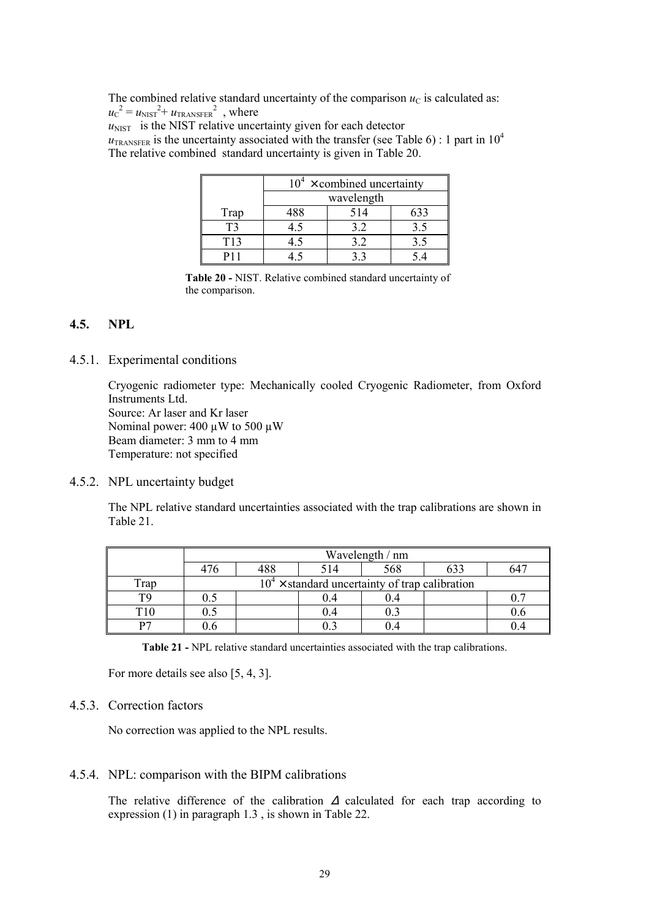The combined relative standard uncertainty of the comparison $u_C$ is calculated as:
$u_C^2 = u_{NIST}^2 + u_{TRANSFER}^2$ , where
$u_{NIST}$ is the NIST relative uncertainty given for each detector
$u_{TRANSFER}$ is the uncertainty associated with the transfer (see Table 6) : 1 part in $10^4$
The relative combined standard uncertainty is given in Table 20.

| | $10^4$ × combined uncertainty | | |
|---|---|---|---|
| | wavelength | | |
| Trap | 488 | 514 | 633 |
| T3 | 4.5 | 3.2 | 3.5 |
| T13 | 4.5 | 3.2 | 3.5 |
| P11 | 4.5 | 3.3 | 5.4 |

**Table 20 -** NIST. Relative combined standard uncertainty of the comparison.

## 4.5. NPL

### 4.5.1. Experimental conditions

Cryogenic radiometer type: Mechanically cooled Cryogenic Radiometer, from Oxford Instruments Ltd.
Source: Ar laser and Kr laser
Nominal power: 400 µW to 500 µW
Beam diameter: 3 mm to 4 mm
Temperature: not specified

### 4.5.2. NPL uncertainty budget

The NPL relative standard uncertainties associated with the trap calibrations are shown in Table 21.

| | Wavelength / nm | | | | | |
|---|---|---|---|---|---|---|
| | 476 | 488 | 514 | 568 | 633 | 647 |
| Trap | $10^4$ × standard uncertainty of trap calibration | | | | | |
| T9 | 0.5 | | 0.4 | 0.4 | | 0.7 |
| T10 | 0.5 | | 0.4 | 0.3 | | 0.6 |
| P7 | 0.6 | | 0.3 | 0.4 | | 0.4 |

**Table 21 -** NPL relative standard uncertainties associated with the trap calibrations.

For more details see also [5, 4, 3].

### 4.5.3. Correction factors

No correction was applied to the NPL results.

### 4.5.4. NPL: comparison with the BIPM calibrations

The relative difference of the calibration $\Delta$ calculated for each trap according to expression (1) in paragraph 1.3 , is shown in Table 22.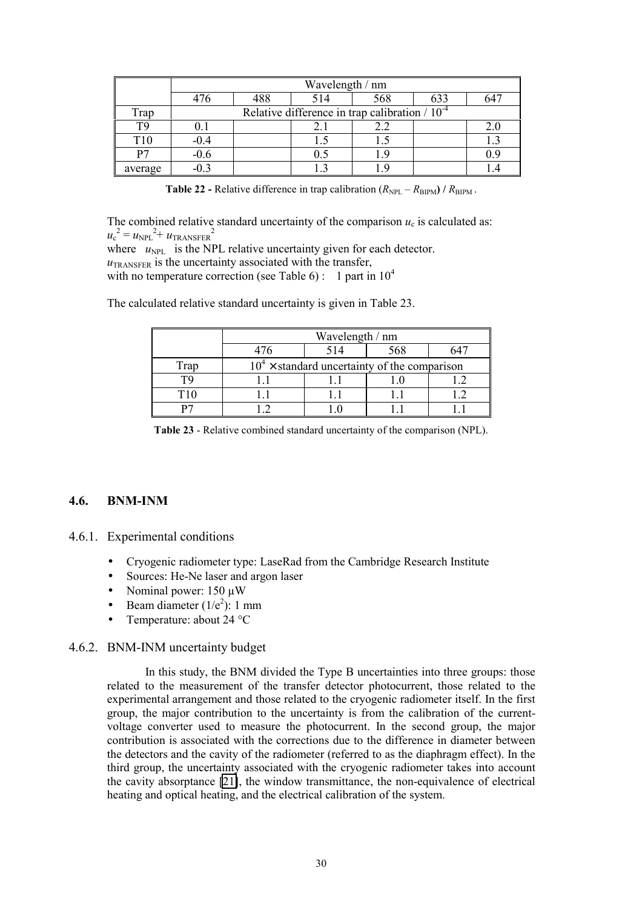| | Wavelength / nm | | | | | |
|---|---|---|---|---|---|---|
| | 476 | 488 | 514 | 568 | 633 | 647 |
| Trap | Relative difference in trap calibration / $10^{-4}$ | | | | | |
| T9 | 0.1 | | 2.1 | 2.2 | | 2.0 |
| T10 | -0.4 | | 1.5 | 1.5 | | 1.3 |
| P7 | -0.6 | | 0.5 | 1.9 | | 0.9 |
| average | -0.3 | | 1.3 | 1.9 | | 1.4 |

**Table 22 -** Relative difference in trap calibration $(R_{NPL} - R_{BIPM}) / R_{BIPM}$.

The combined relative standard uncertainty of the comparison $u_c$ is calculated as:
$u_c^2 = u_{NPL}^2 + u_{TRANSFER}^2$
where $u_{NPL}$ is the NPL relative uncertainty given for each detector.
$u_{TRANSFER}$ is the uncertainty associated with the transfer,
with no temperature correction (see Table 6) : 1 part in $10^4$

The calculated relative standard uncertainty is given in Table 23.

| | Wavelength / nm | | | |
|---|---|---|---|---|
| | 476 | 514 | 568 | 647 |
| Trap | $10^4 \times$ standard uncertainty of the comparison | | | |
| T9 | 1.1 | 1.1 | 1.0 | 1.2 |
| T10 | 1.1 | 1.1 | 1.1 | 1.2 |
| P7 | 1.2 | 1.0 | 1.1 | 1.1 |

**Table 23** - Relative combined standard uncertainty of the comparison (NPL).

### 4.6. BNM-INM

#### 4.6.1. Experimental conditions

- Cryogenic radiometer type: LaseRad from the Cambridge Research Institute
- Sources: He-Ne laser and argon laser
- Nominal power: 150 µW
- Beam diameter ($1/e^2$): 1 mm
- Temperature: about 24 °C

#### 4.6.2. BNM-INM uncertainty budget

In this study, the BNM divided the Type B uncertainties into three groups: those related to the measurement of the transfer detector photocurrent, those related to the experimental arrangement and those related to the cryogenic radiometer itself. In the first group, the major contribution to the uncertainty is from the calibration of the current-voltage converter used to measure the photocurrent. In the second group, the major contribution is associated with the corrections due to the difference in diameter between the detectors and the cavity of the radiometer (referred to as the diaphragm effect). In the third group, the uncertainty associated with the cryogenic radiometer takes into account the cavity absorptance [21], the window transmittance, the non-equivalence of electrical heating and optical heating, and the electrical calibration of the system.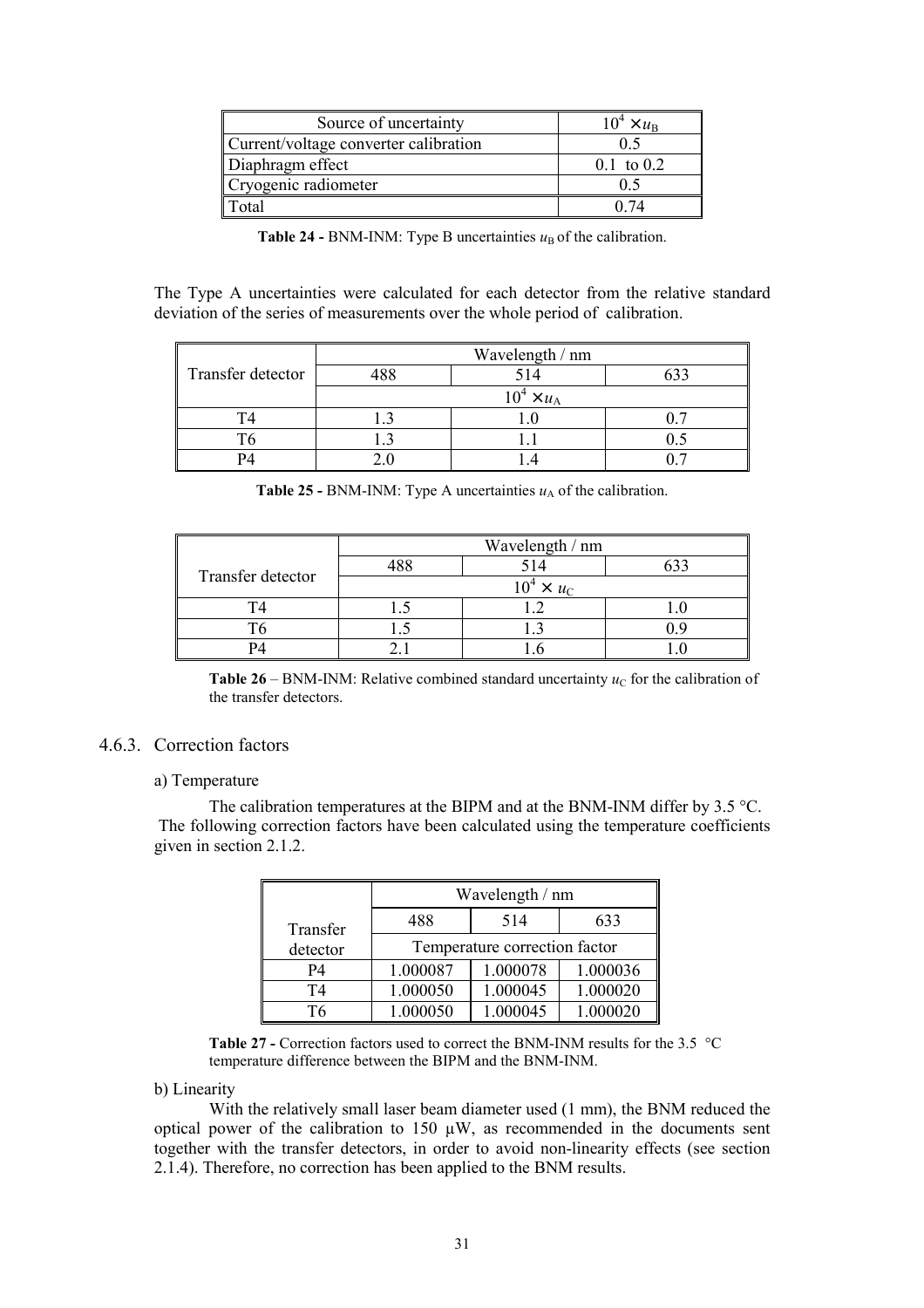| Source of uncertainty | $10^4 \times u_B$ |
|---|---|
| Current/voltage converter calibration | 0.5 |
| Diaphragm effect | 0.1 to 0.2 |
| Cryogenic radiometer | 0.5 |
| Total | 0.74 |

**Table 24 -** BNM-INM: Type B uncertainties $u_B$ of the calibration.

The Type A uncertainties were calculated for each detector from the relative standard deviation of the series of measurements over the whole period of calibration.

| Transfer detector | Wavelength / nm | | |
|---|---|---|---|
| | 488 | 514 | 633 |
| | $10^4 \times u_A$ | | |
| T4 | 1.3 | 1.0 | 0.7 |
| T6 | 1.3 | 1.1 | 0.5 |
| P4 | 2.0 | 1.4 | 0.7 |

**Table 25 -** BNM-INM: Type A uncertainties $u_A$ of the calibration.

| Transfer detector | Wavelength / nm | | |
|---|---|---|---|
| | 488 | 514 | 633 |
| | $10^4 \times u_C$ | | |
| T4 | 1.5 | 1.2 | 1.0 |
| T6 | 1.5 | 1.3 | 0.9 |
| P4 | 2.1 | 1.6 | 1.0 |

**Table 26** – BNM-INM: Relative combined standard uncertainty $u_C$ for the calibration of the transfer detectors.

### 4.6.3. Correction factors

a) Temperature

The calibration temperatures at the BIPM and at the BNM-INM differ by 3.5 °C. The following correction factors have been calculated using the temperature coefficients given in section 2.1.2.

| Transfer detector | Wavelength / nm | | |
|---|---|---|---|
| | 488 | 514 | 633 |
| | Temperature correction factor | | |
| P4 | 1.000087 | 1.000078 | 1.000036 |
| T4 | 1.000050 | 1.000045 | 1.000020 |
| T6 | 1.000050 | 1.000045 | 1.000020 |

**Table 27 -** Correction factors used to correct the BNM-INM results for the 3.5 °C temperature difference between the BIPM and the BNM-INM.

b) Linearity

With the relatively small laser beam diameter used (1 mm), the BNM reduced the optical power of the calibration to 150 µW, as recommended in the documents sent together with the transfer detectors, in order to avoid non-linearity effects (see section 2.1.4). Therefore, no correction has been applied to the BNM results.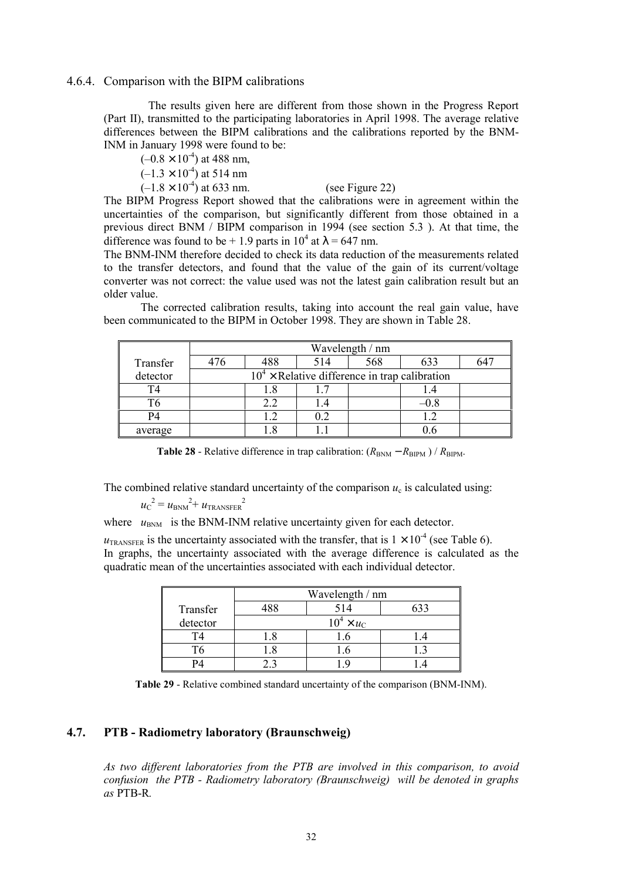### 4.6.4. Comparison with the BIPM calibrations

The results given here are different from those shown in the Progress Report (Part II), transmitted to the participating laboratories in April 1998. The average relative differences between the BIPM calibrations and the calibrations reported by the BNM-INM in January 1998 were found to be:

$(-0.8 \times 10^{-4})$ at 488 nm,
$(-1.3 \times 10^{-4})$ at 514 nm
$(-1.8 \times 10^{-4})$ at 633 nm. (see Figure 22)

The BIPM Progress Report showed that the calibrations were in agreement within the uncertainties of the comparison, but significantly different from those obtained in a previous direct BNM / BIPM comparison in 1994 (see section 5.3 ). At that time, the difference was found to be + 1.9 parts in $10^4$ at $\lambda = 647$ nm.

The BNM-INM therefore decided to check its data reduction of the measurements related to the transfer detectors, and found that the value of the gain of its current/voltage converter was not correct: the value used was not the latest gain calibration result but an older value.

The corrected calibration results, taking into account the real gain value, have been communicated to the BIPM in October 1998. They are shown in Table 28.

| Transfer detector | Wavelength / nm | | | | | |
|---|---|---|---|---|---|---|
| | 476 | 488 | 514 | 568 | 633 | 647 |
| | $10^4 \times$ Relative difference in trap calibration | | | | | |
| T4 | | 1.8 | 1.7 | | 1.4 | |
| T6 | | 2.2 | 1.4 | | –0.8 | |
| P4 | | 1.2 | 0.2 | | 1.2 | |
| average | | 1.8 | 1.1 | | 0.6 | |

**Table 28** - Relative difference in trap calibration: $(R_{\text{BNM}} - R_{\text{BIPM}}) / R_{\text{BIPM}}$.

The combined relative standard uncertainty of the comparison $u_c$ is calculated using:

$$u_C^2 = u_{\text{BNM}}^2 + u_{\text{TRANSFER}}^2$$

where $u_{\text{BNM}}$ is the BNM-INM relative uncertainty given for each detector.

$u_{\text{TRANSFER}}$ is the uncertainty associated with the transfer, that is $1 \times 10^{-4}$ (see Table 6).

In graphs, the uncertainty associated with the average difference is calculated as the quadratic mean of the uncertainties associated with each individual detector.

| Transfer detector | Wavelength / nm | | |
|---|---|---|---|
| | 488 | 514 | 633 |
| | $10^4 \times u_C$ | | |
| T4 | 1.8 | 1.6 | 1.4 |
| T6 | 1.8 | 1.6 | 1.3 |
| P4 | 2.3 | 1.9 | 1.4 |

**Table 29** - Relative combined standard uncertainty of the comparison (BNM-INM).

## 4.7. PTB - Radiometry laboratory (Braunschweig)

*As two different laboratories from the PTB are involved in this comparison, to avoid confusion the PTB - Radiometry laboratory (Braunschweig) will be denoted in graphs as* PTB-R.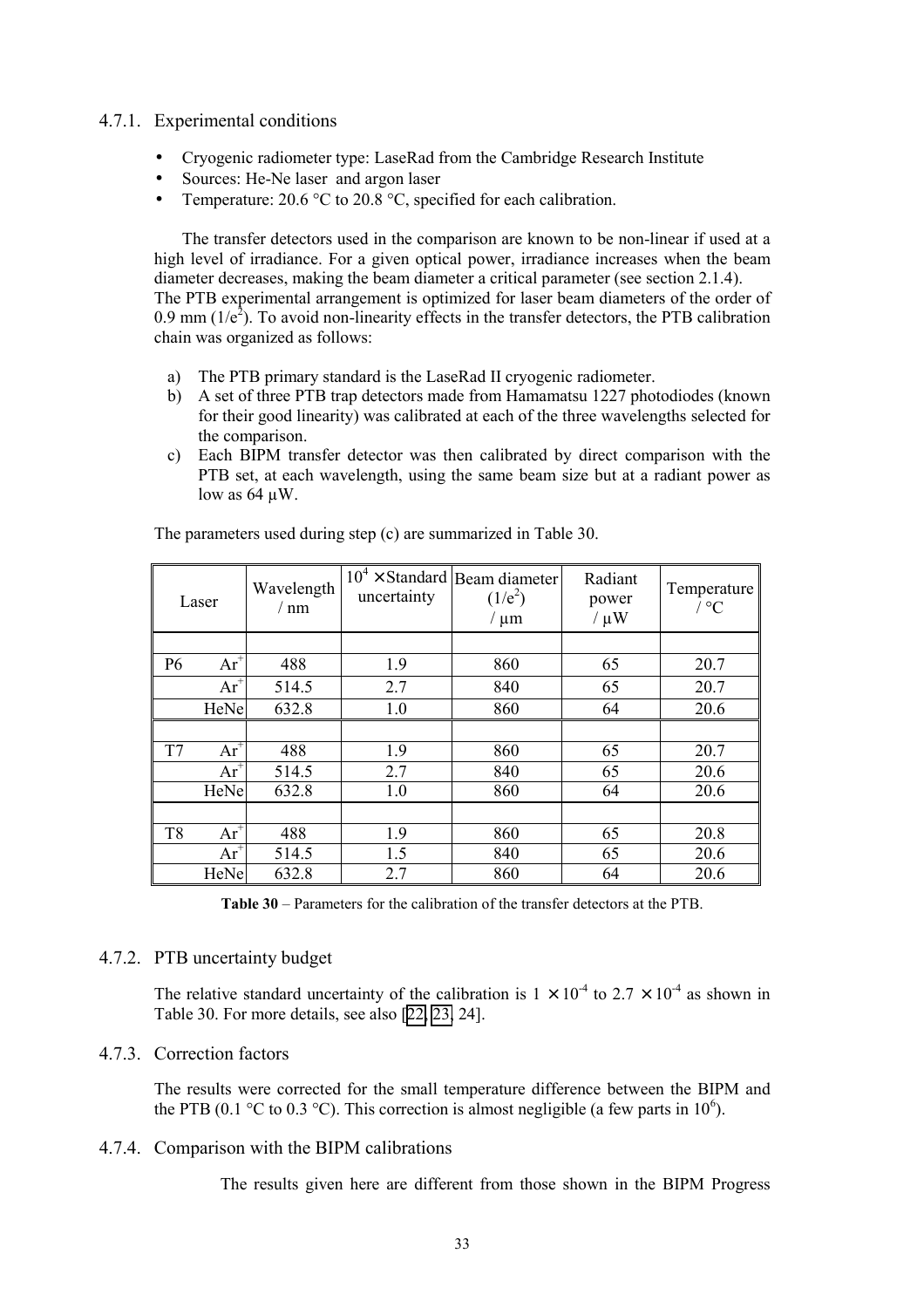### 4.7.1. Experimental conditions

- Cryogenic radiometer type: LaseRad from the Cambridge Research Institute
- Sources: He-Ne laser and argon laser
- Temperature: 20.6 °C to 20.8 °C, specified for each calibration.

The transfer detectors used in the comparison are known to be non-linear if used at a high level of irradiance. For a given optical power, irradiance increases when the beam diameter decreases, making the beam diameter a critical parameter (see section 2.1.4). The PTB experimental arrangement is optimized for laser beam diameters of the order of 0.9 mm ($1/e^2$). To avoid non-linearity effects in the transfer detectors, the PTB calibration chain was organized as follows:

a) The PTB primary standard is the LaseRad II cryogenic radiometer.
b) A set of three PTB trap detectors made from Hamamatsu 1227 photodiodes (known for their good linearity) was calibrated at each of the three wavelengths selected for the comparison.
c) Each BIPM transfer detector was then calibrated by direct comparison with the PTB set, at each wavelength, using the same beam size but at a radiant power as low as 64 μW.

The parameters used during step (c) are summarized in Table 30.

| Laser | | Wavelength / nm | $10^4 \times$ Standard uncertainty | Beam diameter ($1/e^2$) / μm | Radiant power / μW | Temperature / °C |
|---|---|---|---|---|---|---|
| | | | | | | |
| P6 | $Ar^+$ | 488 | 1.9 | 860 | 65 | 20.7 |
| | $Ar^+$ | 514.5 | 2.7 | 840 | 65 | 20.7 |
| | HeNe | 632.8 | 1.0 | 860 | 64 | 20.6 |
| | | | | | | |
| T7 | $Ar^+$ | 488 | 1.9 | 860 | 65 | 20.7 |
| | $Ar^+$ | 514.5 | 2.7 | 840 | 65 | 20.6 |
| | HeNe | 632.8 | 1.0 | 860 | 64 | 20.6 |
| | | | | | | |
| T8 | $Ar^+$ | 488 | 1.9 | 860 | 65 | 20.8 |
| | $Ar^+$ | 514.5 | 1.5 | 840 | 65 | 20.6 |
| | HeNe | 632.8 | 2.7 | 860 | 64 | 20.6 |

**Table 30** – Parameters for the calibration of the transfer detectors at the PTB.

### 4.7.2. PTB uncertainty budget

The relative standard uncertainty of the calibration is $1 \times 10^{-4}$ to $2.7 \times 10^{-4}$ as shown in Table 30. For more details, see also [22, 23, 24].

### 4.7.3. Correction factors

The results were corrected for the small temperature difference between the BIPM and the PTB (0.1 °C to 0.3 °C). This correction is almost negligible (a few parts in $10^6$).

### 4.7.4. Comparison with the BIPM calibrations

The results given here are different from those shown in the BIPM Progress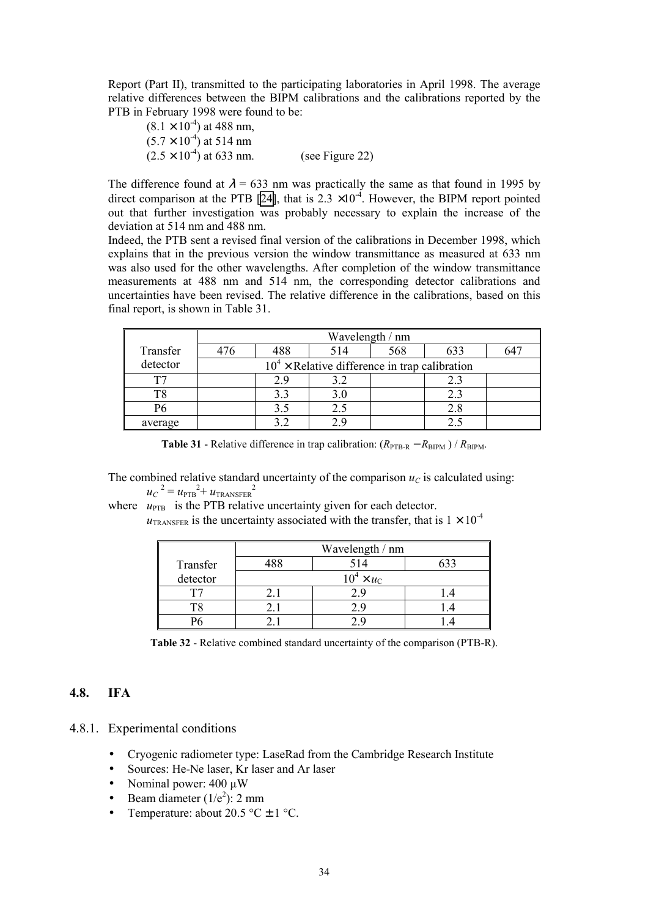Report (Part II), transmitted to the participating laboratories in April 1998. The average relative differences between the BIPM calibrations and the calibrations reported by the PTB in February 1998 were found to be:

$(8.1 \times 10^{-4})$ at 488 nm,
$(5.7 \times 10^{-4})$ at 514 nm
$(2.5 \times 10^{-4})$ at 633 nm. (see Figure 22)

The difference found at $\lambda$ = 633 nm was practically the same as that found in 1995 by direct comparison at the PTB [24], that is $2.3 \times 10^{-4}$. However, the BIPM report pointed out that further investigation was probably necessary to explain the increase of the deviation at 514 nm and 488 nm.

Indeed, the PTB sent a revised final version of the calibrations in December 1998, which explains that in the previous version the window transmittance as measured at 633 nm was also used for the other wavelengths. After completion of the window transmittance measurements at 488 nm and 514 nm, the corresponding detector calibrations and uncertainties have been revised. The relative difference in the calibrations, based on this final report, is shown in Table 31.

| Transfer detector | Wavelength / nm | | | | | |
|---|---|---|---|---|---|---|
| | 476 | 488 | 514 | 568 | 633 | 647 |
| | $10^4 \times$ Relative difference in trap calibration | | | | | |
| T7 | | 2.9 | 3.2 | | 2.3 | |
| T8 | | 3.3 | 3.0 | | 2.3 | |
| P6 | | 3.5 | 2.5 | | 2.8 | |
| average | | 3.2 | 2.9 | | 2.5 | |

**Table 31** - Relative difference in trap calibration: $(R_{\text{PTB-R}} - R_{\text{BIPM}}) / R_{\text{BIPM}}$.

The combined relative standard uncertainty of the comparison $u_C$ is calculated using:

$$u_C^{\,2} = u_{\text{PTB}}^{\,2} + u_{\text{TRANSFER}}^{\,2}$$

where $u_{\text{PTB}}$ is the PTB relative uncertainty given for each detector.
$u_{\text{TRANSFER}}$ is the uncertainty associated with the transfer, that is $1 \times 10^{-4}$

| Transfer detector | Wavelength / nm | | |
|---|---|---|---|
| | 488 | 514 | 633 |
| | $10^4 \times u_C$ | | |
| T7 | 2.1 | 2.9 | 1.4 |
| T8 | 2.1 | 2.9 | 1.4 |
| P6 | 2.1 | 2.9 | 1.4 |

**Table 32** - Relative combined standard uncertainty of the comparison (PTB-R).

## 4.8. IFA

### 4.8.1. Experimental conditions

- Cryogenic radiometer type: LaseRad from the Cambridge Research Institute
- Sources: He-Ne laser, Kr laser and Ar laser
- Nominal power: 400 µW
- Beam diameter $(1/e^2)$: 2 mm
- Temperature: about 20.5 °C ± 1 °C.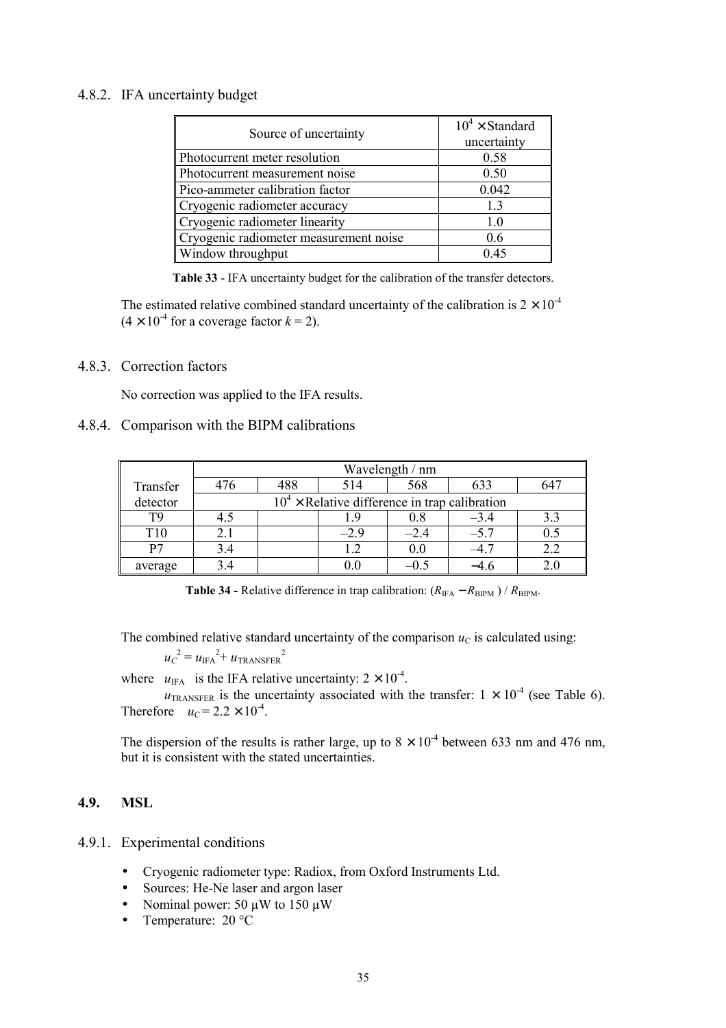### 4.8.2. IFA uncertainty budget

| Source of uncertainty | $10^4 \times$ Standard uncertainty |
|---|---|
| Photocurrent meter resolution | 0.58 |
| Photocurrent measurement noise | 0.50 |
| Pico-ammeter calibration factor | 0.042 |
| Cryogenic radiometer accuracy | 1.3 |
| Cryogenic radiometer linearity | 1.0 |
| Cryogenic radiometer measurement noise | 0.6 |
| Window throughput | 0.45 |

**Table 33** - IFA uncertainty budget for the calibration of the transfer detectors.

The estimated relative combined standard uncertainty of the calibration is $2 \times 10^{-4}$ ($4 \times 10^{-4}$ for a coverage factor $k = 2$).

### 4.8.3. Correction factors

No correction was applied to the IFA results.

### 4.8.4. Comparison with the BIPM calibrations

| Transfer detector | Wavelength / nm | | | | | |
|---|---|---|---|---|---|---|
| | 476 | 488 | 514 | 568 | 633 | 647 |
| | $10^4 \times$ Relative difference in trap calibration | | | | | |
| T9 | 4.5 | | 1.9 | 0.8 | –3.4 | 3.3 |
| T10 | 2.1 | | –2.9 | –2.4 | –5.7 | 0.5 |
| P7 | 3.4 | | 1.2 | 0.0 | –4.7 | 2.2 |
| average | 3.4 | | 0.0 | –0.5 | −4.6 | 2.0 |

**Table 34 -** Relative difference in trap calibration: $(R_{\mathrm{IFA}} - R_{\mathrm{BIPM}}) / R_{\mathrm{BIPM}}$.

The combined relative standard uncertainty of the comparison $u_{\mathrm{C}}$ is calculated using:

$$u_C^2 = u_{\mathrm{IFA}}^2 + u_{\mathrm{TRANSFER}}^2$$

where $u_{\mathrm{IFA}}$ is the IFA relative uncertainty: $2 \times 10^{-4}$.

$u_{\mathrm{TRANSFER}}$ is the uncertainty associated with the transfer: $1 \times 10^{-4}$ (see Table 6).

Therefore $u_{\mathrm{C}} = 2.2 \times 10^{-4}$.

The dispersion of the results is rather large, up to $8 \times 10^{-4}$ between 633 nm and 476 nm, but it is consistent with the stated uncertainties.

## 4.9. MSL

### 4.9.1. Experimental conditions

- Cryogenic radiometer type: Radiox, from Oxford Instruments Ltd.
- Sources: He-Ne laser and argon laser
- Nominal power: 50 µW to 150 µW
- Temperature: 20 °C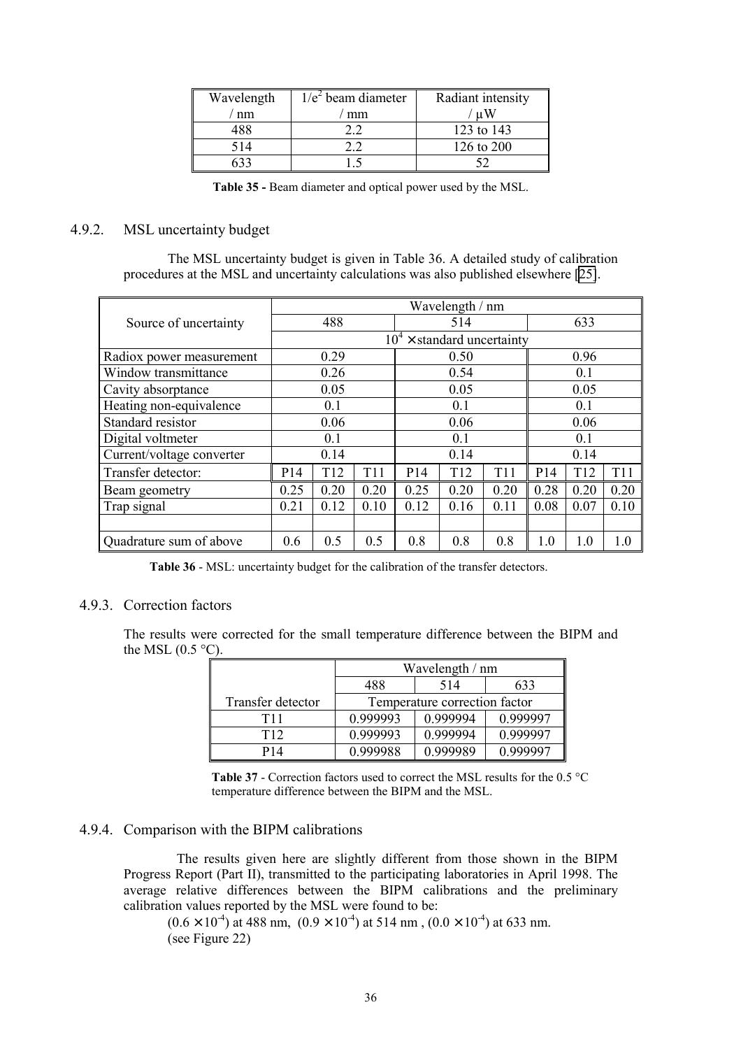| Wavelength / nm | $1/e^2$ beam diameter / mm | Radiant intensity / μW |
|---|---|---|
| 488 | 2.2 | 123 to 143 |
| 514 | 2.2 | 126 to 200 |
| 633 | 1.5 | 52 |

**Table 35 -** Beam diameter and optical power used by the MSL.

### 4.9.2. MSL uncertainty budget

The MSL uncertainty budget is given in Table 36. A detailed study of calibration procedures at the MSL and uncertainty calculations was also published elsewhere [25].

| Source of uncertainty | Wavelength / nm | | | | | | | | |
|---|---|---|---|---|---|---|---|---|---|
| | 488 | | | 514 | | | 633 | | |
| | $10^4 \times$ standard uncertainty | | | | | | | | |
| Radiox power measurement | 0.29 | | | 0.50 | | | 0.96 | | |
| Window transmittance | 0.26 | | | 0.54 | | | 0.1 | | |
| Cavity absorptance | 0.05 | | | 0.05 | | | 0.05 | | |
| Heating non-equivalence | 0.1 | | | 0.1 | | | 0.1 | | |
| Standard resistor | 0.06 | | | 0.06 | | | 0.06 | | |
| Digital voltmeter | 0.1 | | | 0.1 | | | 0.1 | | |
| Current/voltage converter | 0.14 | | | 0.14 | | | 0.14 | | |
| Transfer detector: | P14 | T12 | T11 | P14 | T12 | T11 | P14 | T12 | T11 |
| Beam geometry | 0.25 | 0.20 | 0.20 | 0.25 | 0.20 | 0.20 | 0.28 | 0.20 | 0.20 |
| Trap signal | 0.21 | 0.12 | 0.10 | 0.12 | 0.16 | 0.11 | 0.08 | 0.07 | 0.10 |
| | | | | | | | | | |
| Quadrature sum of above | 0.6 | 0.5 | 0.5 | 0.8 | 0.8 | 0.8 | 1.0 | 1.0 | 1.0 |

**Table 36** - MSL: uncertainty budget for the calibration of the transfer detectors.

### 4.9.3. Correction factors

The results were corrected for the small temperature difference between the BIPM and the MSL (0.5 °C).

| | Wavelength / nm | | |
|---|---|---|---|
| | 488 | 514 | 633 |
| Transfer detector | Temperature correction factor | | |
| T11 | 0.999993 | 0.999994 | 0.999997 |
| T12 | 0.999993 | 0.999994 | 0.999997 |
| P14 | 0.999988 | 0.999989 | 0.999997 |

**Table 37** - Correction factors used to correct the MSL results for the 0.5 °C temperature difference between the BIPM and the MSL.

### 4.9.4. Comparison with the BIPM calibrations

The results given here are slightly different from those shown in the BIPM Progress Report (Part II), transmitted to the participating laboratories in April 1998. The average relative differences between the BIPM calibrations and the preliminary calibration values reported by the MSL were found to be:

$(0.6 \times 10^{-4})$ at 488 nm, $(0.9 \times 10^{-4})$ at 514 nm , $(0.0 \times 10^{-4})$ at 633 nm.
(see Figure 22)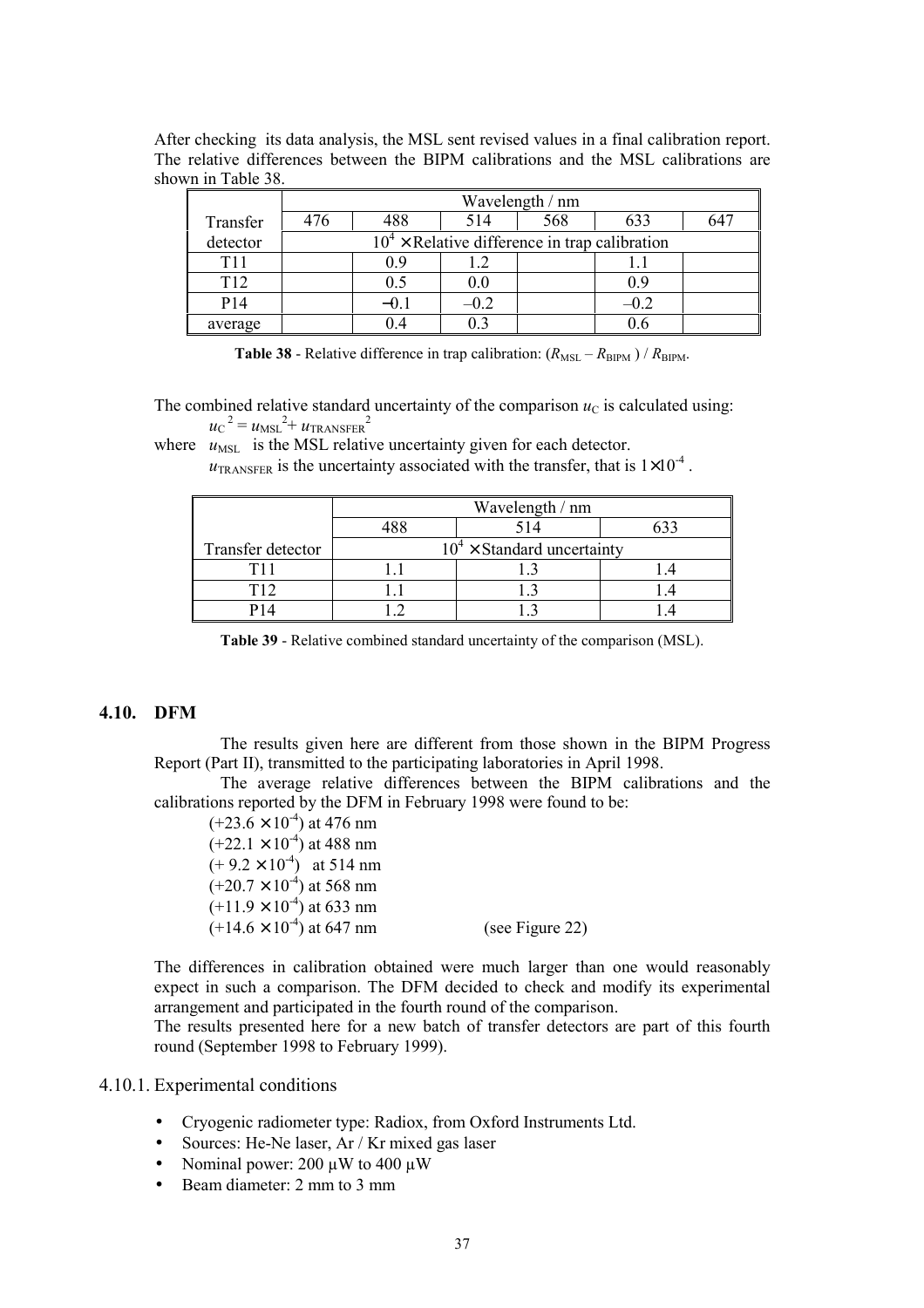After checking its data analysis, the MSL sent revised values in a final calibration report. The relative differences between the BIPM calibrations and the MSL calibrations are shown in Table 38.

| Transfer detector | Wavelength / nm | | | | | |
|---|---|---|---|---|---|---|
| | 476 | 488 | 514 | 568 | 633 | 647 |
| | $10^4 \times$ Relative difference in trap calibration | | | | | |
| T11 | | 0.9 | 1.2 | | 1.1 | |
| T12 | | 0.5 | 0.0 | | 0.9 | |
| P14 | | −0.1 | −0.2 | | −0.2 | |
| average | | 0.4 | 0.3 | | 0.6 | |

**Table 38** - Relative difference in trap calibration: $(R_{\text{MSL}} - R_{\text{BIPM}}) / R_{\text{BIPM}}$.

The combined relative standard uncertainty of the comparison $u_C$ is calculated using:

$$u_C^{\ 2} = u_{\text{MSL}}^{\ 2} + u_{\text{TRANSFER}}^{\ 2}$$

where $u_{\text{MSL}}$ is the MSL relative uncertainty given for each detector.

$u_{\text{TRANSFER}}$ is the uncertainty associated with the transfer, that is $1 \times 10^{-4}$.

| Transfer detector | Wavelength / nm | | |
|---|---|---|---|
| | 488 | 514 | 633 |
| | $10^4 \times$ Standard uncertainty | | |
| T11 | 1.1 | 1.3 | 1.4 |
| T12 | 1.1 | 1.3 | 1.4 |
| P14 | 1.2 | 1.3 | 1.4 |

**Table 39** - Relative combined standard uncertainty of the comparison (MSL).

## 4.10. DFM

The results given here are different from those shown in the BIPM Progress Report (Part II), transmitted to the participating laboratories in April 1998.

The average relative differences between the BIPM calibrations and the calibrations reported by the DFM in February 1998 were found to be:

$(+23.6 \times 10^{-4})$ at 476 nm
$(+22.1 \times 10^{-4})$ at 488 nm
$(+9.2 \times 10^{-4})$ at 514 nm
$(+20.7 \times 10^{-4})$ at 568 nm
$(+11.9 \times 10^{-4})$ at 633 nm
$(+14.6 \times 10^{-4})$ at 647 nm (see Figure 22)

The differences in calibration obtained were much larger than one would reasonably expect in such a comparison. The DFM decided to check and modify its experimental arrangement and participated in the fourth round of the comparison.

The results presented here for a new batch of transfer detectors are part of this fourth round (September 1998 to February 1999).

### 4.10.1. Experimental conditions

- Cryogenic radiometer type: Radiox, from Oxford Instruments Ltd.
- Sources: He-Ne laser, Ar / Kr mixed gas laser
- Nominal power: 200 µW to 400 µW
- Beam diameter: 2 mm to 3 mm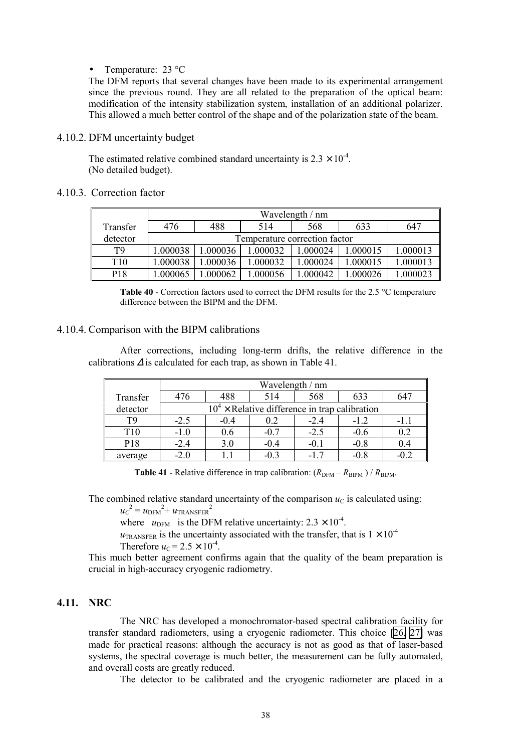- Temperature: 23 °C

The DFM reports that several changes have been made to its experimental arrangement since the previous round. They are all related to the preparation of the optical beam: modification of the intensity stabilization system, installation of an additional polarizer. This allowed a much better control of the shape and of the polarization state of the beam.

### 4.10.2. DFM uncertainty budget

The estimated relative combined standard uncertainty is $2.3 \times 10^{-4}$.
(No detailed budget).

### 4.10.3. Correction factor

| Transfer detector | Wavelength / nm | | | | | |
|---|---|---|---|---|---|---|
| | 476 | 488 | 514 | 568 | 633 | 647 |
| | Temperature correction factor | | | | | |
| T9 | 1.000038 | 1.000036 | 1.000032 | 1.000024 | 1.000015 | 1.000013 |
| T10 | 1.000038 | 1.000036 | 1.000032 | 1.000024 | 1.000015 | 1.000013 |
| P18 | 1.000065 | 1.000062 | 1.000056 | 1.000042 | 1.000026 | 1.000023 |

**Table 40** - Correction factors used to correct the DFM results for the 2.5 °C temperature difference between the BIPM and the DFM.

### 4.10.4. Comparison with the BIPM calibrations

After corrections, including long-term drifts, the relative difference in the calibrations $\Delta$ is calculated for each trap, as shown in Table 41.

| Transfer detector | Wavelength / nm | | | | | |
|---|---|---|---|---|---|---|
| | 476 | 488 | 514 | 568 | 633 | 647 |
| | $10^4 \times$ Relative difference in trap calibration | | | | | |
| T9 | -2.5 | -0.4 | 0.2 | -2.4 | -1.2 | -1.1 |
| T10 | -1.0 | 0.6 | -0.7 | -2.5 | -0.6 | 0.2 |
| P18 | -2.4 | 3.0 | -0.4 | -0.1 | -0.8 | 0.4 |
| average | -2.0 | 1.1 | -0.3 | -1.7 | -0.8 | -0.2 |

**Table 41** - Relative difference in trap calibration: $(R_{\mathrm{DFM}} - R_{\mathrm{BIPM}}) / R_{\mathrm{BIPM}}$.

The combined relative standard uncertainty of the comparison $u_C$ is calculated using:

$u_C^2 = u_{\mathrm{DFM}}^2 + u_{\mathrm{TRANSFER}}^2$

where $u_{\mathrm{DFM}}$ is the DFM relative uncertainty: $2.3 \times 10^{-4}$.

$u_{\mathrm{TRANSFER}}$ is the uncertainty associated with the transfer, that is $1 \times 10^{-4}$

Therefore $u_C = 2.5 \times 10^{-4}$.

This much better agreement confirms again that the quality of the beam preparation is crucial in high-accuracy cryogenic radiometry.

## 4.11. NRC

The NRC has developed a monochromator-based spectral calibration facility for transfer standard radiometers, using a cryogenic radiometer. This choice [26, 27] was made for practical reasons: although the accuracy is not as good as that of laser-based systems, the spectral coverage is much better, the measurement can be fully automated, and overall costs are greatly reduced.

The detector to be calibrated and the cryogenic radiometer are placed in a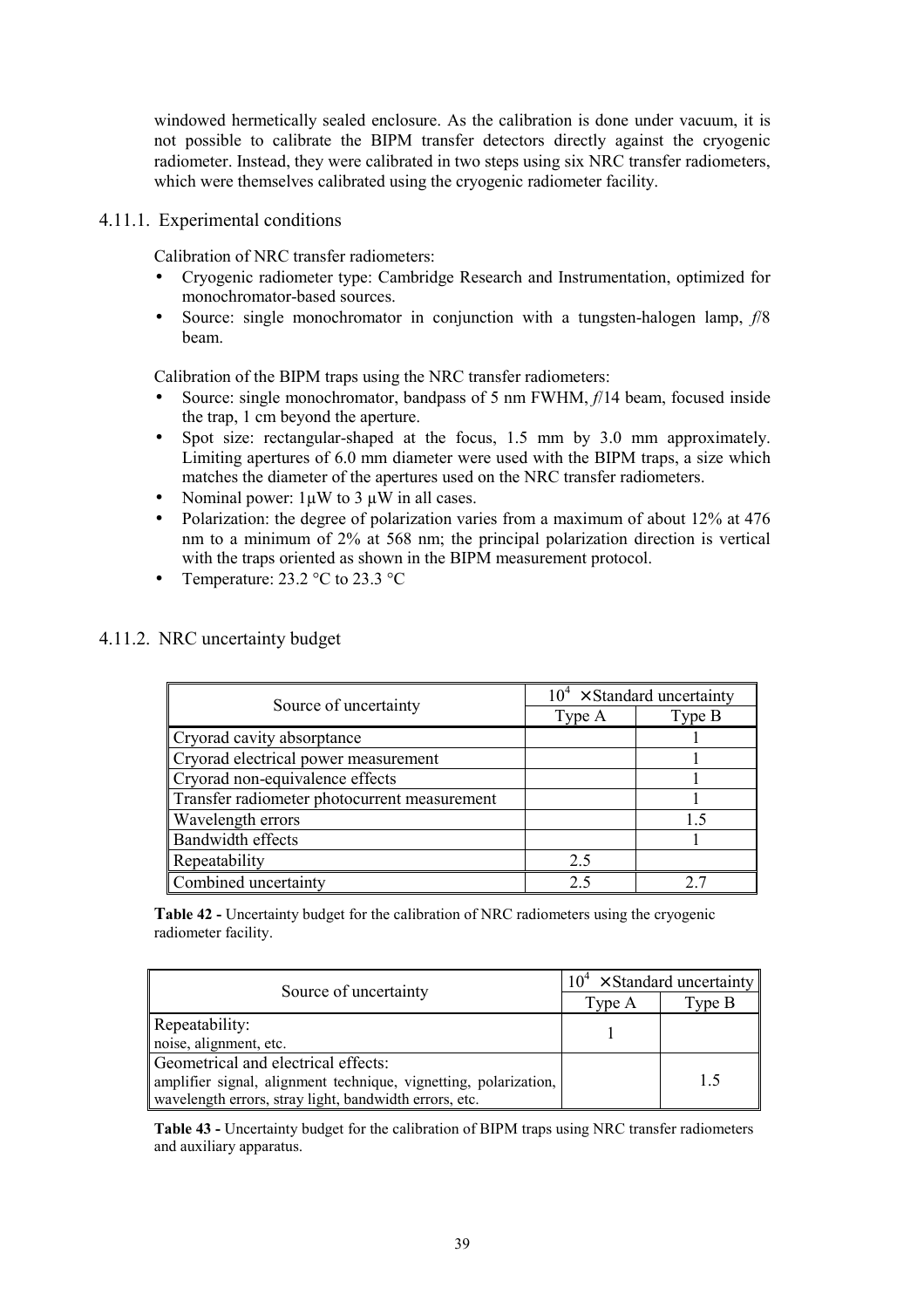windowed hermetically sealed enclosure. As the calibration is done under vacuum, it is not possible to calibrate the BIPM transfer detectors directly against the cryogenic radiometer. Instead, they were calibrated in two steps using six NRC transfer radiometers, which were themselves calibrated using the cryogenic radiometer facility.

### 4.11.1. Experimental conditions

Calibration of NRC transfer radiometers:

- Cryogenic radiometer type: Cambridge Research and Instrumentation, optimized for monochromator-based sources.
- Source: single monochromator in conjunction with a tungsten-halogen lamp, *f*/8 beam.

Calibration of the BIPM traps using the NRC transfer radiometers:

- Source: single monochromator, bandpass of 5 nm FWHM, *f*/14 beam, focused inside the trap, 1 cm beyond the aperture.
- Spot size: rectangular-shaped at the focus, 1.5 mm by 3.0 mm approximately. Limiting apertures of 6.0 mm diameter were used with the BIPM traps, a size which matches the diameter of the apertures used on the NRC transfer radiometers.
- Nominal power: 1µW to 3 µW in all cases.
- Polarization: the degree of polarization varies from a maximum of about 12% at 476 nm to a minimum of 2% at 568 nm; the principal polarization direction is vertical with the traps oriented as shown in the BIPM measurement protocol.
- Temperature: 23.2 °C to 23.3 °C

### 4.11.2. NRC uncertainty budget

| Source of uncertainty | $10^4$ × Standard uncertainty | |
|---|---|---|
| | Type A | Type B |
| Cryorad cavity absorptance | | 1 |
| Cryorad electrical power measurement | | 1 |
| Cryorad non-equivalence effects | | 1 |
| Transfer radiometer photocurrent measurement | | 1 |
| Wavelength errors | | 1.5 |
| Bandwidth effects | | 1 |
| Repeatability | 2.5 | |
| Combined uncertainty | 2.5 | 2.7 |

**Table 42 -** Uncertainty budget for the calibration of NRC radiometers using the cryogenic radiometer facility.

| Source of uncertainty | $10^4$ × Standard uncertainty | |
|---|---|---|
| | Type A | Type B |
| Repeatability: noise, alignment, etc. | 1 | |
| Geometrical and electrical effects: amplifier signal, alignment technique, vignetting, polarization, wavelength errors, stray light, bandwidth errors, etc. | | 1.5 |

**Table 43 -** Uncertainty budget for the calibration of BIPM traps using NRC transfer radiometers and auxiliary apparatus.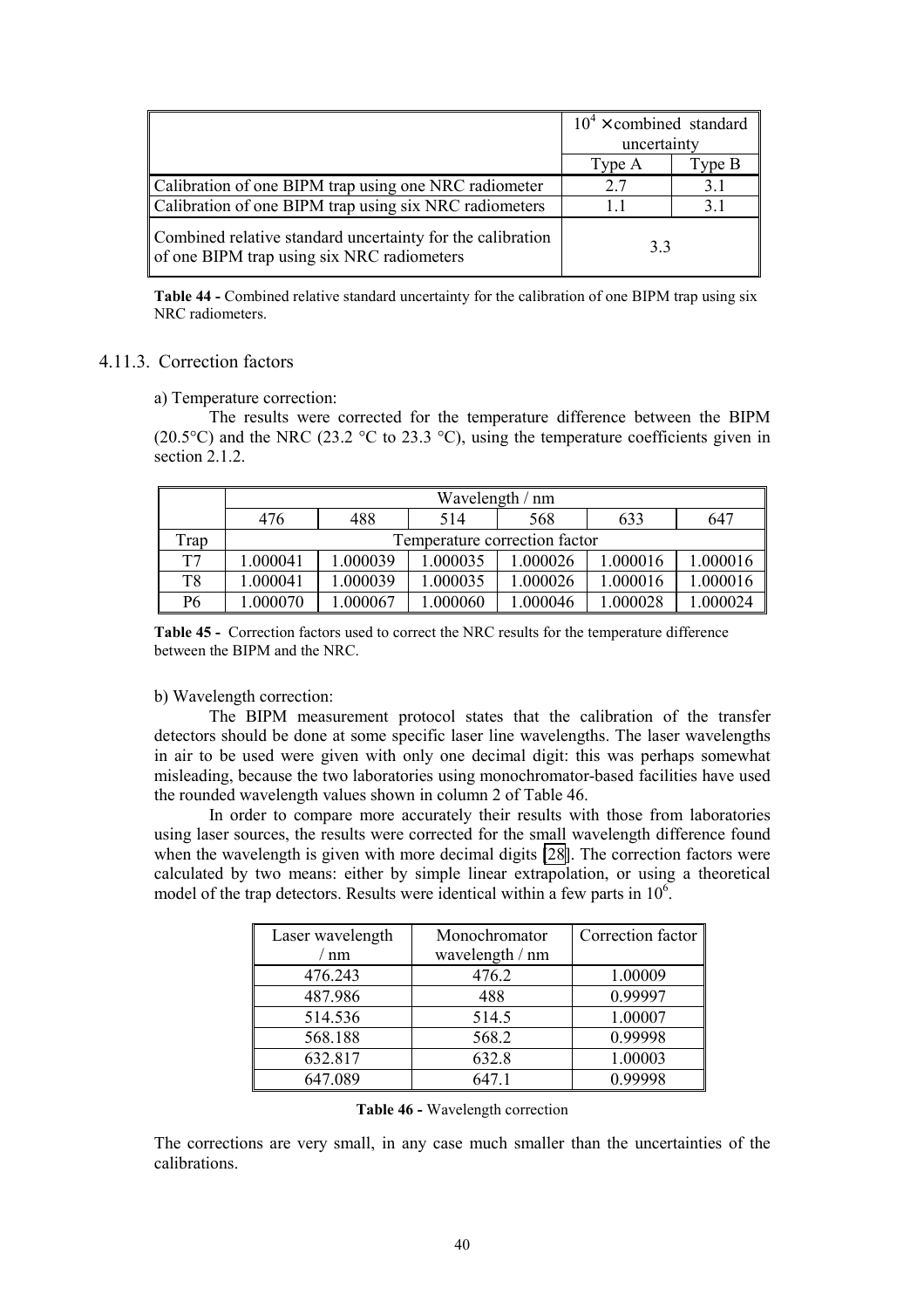| | $10^4 \times$ combined standard uncertainty | |
|---|---|---|
| | Type A | Type B |
| Calibration of one BIPM trap using one NRC radiometer | 2.7 | 3.1 |
| Calibration of one BIPM trap using six NRC radiometers | 1.1 | 3.1 |
| Combined relative standard uncertainty for the calibration of one BIPM trap using six NRC radiometers | 3.3 | |

**Table 44 -** Combined relative standard uncertainty for the calibration of one BIPM trap using six NRC radiometers.

### 4.11.3. Correction factors

a) Temperature correction:

The results were corrected for the temperature difference between the BIPM (20.5°C) and the NRC (23.2 °C to 23.3 °C), using the temperature coefficients given in section 2.1.2.

| | Wavelength / nm | | | | | |
|---|---|---|---|---|---|---|
| | 476 | 488 | 514 | 568 | 633 | 647 |
| Trap | Temperature correction factor | | | | | |
| T7 | 1.000041 | 1.000039 | 1.000035 | 1.000026 | 1.000016 | 1.000016 |
| T8 | 1.000041 | 1.000039 | 1.000035 | 1.000026 | 1.000016 | 1.000016 |
| P6 | 1.000070 | 1.000067 | 1.000060 | 1.000046 | 1.000028 | 1.000024 |

**Table 45 -** Correction factors used to correct the NRC results for the temperature difference between the BIPM and the NRC.

b) Wavelength correction:

The BIPM measurement protocol states that the calibration of the transfer detectors should be done at some specific laser line wavelengths. The laser wavelengths in air to be used were given with only one decimal digit: this was perhaps somewhat misleading, because the two laboratories using monochromator-based facilities have used the rounded wavelength values shown in column 2 of Table 46.

In order to compare more accurately their results with those from laboratories using laser sources, the results were corrected for the small wavelength difference found when the wavelength is given with more decimal digits [28]. The correction factors were calculated by two means: either by simple linear extrapolation, or using a theoretical model of the trap detectors. Results were identical within a few parts in $10^6$.

| Laser wavelength / nm | Monochromator wavelength / nm | Correction factor |
|---|---|---|
| 476.243 | 476.2 | 1.00009 |
| 487.986 | 488 | 0.99997 |
| 514.536 | 514.5 | 1.00007 |
| 568.188 | 568.2 | 0.99998 |
| 632.817 | 632.8 | 1.00003 |
| 647.089 | 647.1 | 0.99998 |

**Table 46 -** Wavelength correction

The corrections are very small, in any case much smaller than the uncertainties of the calibrations.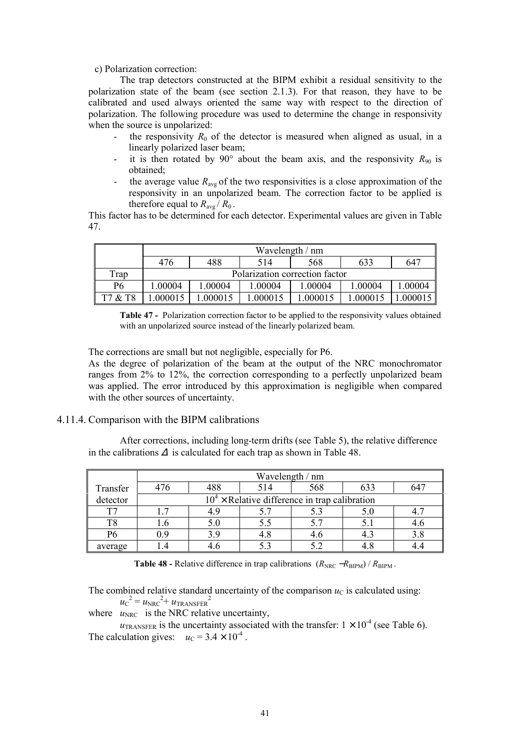c) Polarization correction:

The trap detectors constructed at the BIPM exhibit a residual sensitivity to the polarization state of the beam (see section 2.1.3). For that reason, they have to be calibrated and used always oriented the same way with respect to the direction of polarization. The following procedure was used to determine the change in responsivity when the source is unpolarized:

- the responsivity $R_0$ of the detector is measured when aligned as usual, in a linearly polarized laser beam;
- it is then rotated by 90° about the beam axis, and the responsivity $R_{90}$ is obtained;
- the average value $R_{avg}$ of the two responsivities is a close approximation of the responsivity in an unpolarized beam. The correction factor to be applied is therefore equal to $R_{avg} / R_0$.

This factor has to be determined for each detector. Experimental values are given in Table 47.

| | Wavelength / nm | | | | | |
|---|---|---|---|---|---|---|
| | 476 | 488 | 514 | 568 | 633 | 647 |
| Trap | Polarization correction factor | | | | | |
| P6 | 1.00004 | 1.00004 | 1.00004 | 1.00004 | 1.00004 | 1.00004 |
| T7 & T8 | 1.000015 | 1.000015 | 1.000015 | 1.000015 | 1.000015 | 1.000015 |

**Table 47 -** Polarization correction factor to be applied to the responsivity values obtained with an unpolarized source instead of the linearly polarized beam.

The corrections are small but not negligible, especially for P6.

As the degree of polarization of the beam at the output of the NRC monochromator ranges from 2% to 12%, the correction corresponding to a perfectly unpolarized beam was applied. The error introduced by this approximation is negligible when compared with the other sources of uncertainty.

### 4.11.4. Comparison with the BIPM calibrations

After corrections, including long-term drifts (see Table 5), the relative difference in the calibrations $\Delta$ is calculated for each trap as shown in Table 48.

| | Wavelength / nm | | | | | |
|---|---|---|---|---|---|---|
| Transfer | 476 | 488 | 514 | 568 | 633 | 647 |
| detector | $10^4 \times$ Relative difference in trap calibration | | | | | |
| T7 | 1.7 | 4.9 | 5.7 | 5.3 | 5.0 | 4.7 |
| T8 | 1.6 | 5.0 | 5.5 | 5.7 | 5.1 | 4.6 |
| P6 | 0.9 | 3.9 | 4.8 | 4.6 | 4.3 | 3.8 |
| average | 1.4 | 4.6 | 5.3 | 5.2 | 4.8 | 4.4 |

**Table 48 -** Relative difference in trap calibrations $(R_{NRC} - R_{BIPM}) / R_{BIPM}$.

The combined relative standard uncertainty of the comparison $u_C$ is calculated using:

$$u_C^2 = u_{NRC}^2 + u_{TRANSFER}^2$$

where $u_{NRC}$ is the NRC relative uncertainty,

$u_{TRANSFER}$ is the uncertainty associated with the transfer: $1 \times 10^{-4}$ (see Table 6).

The calculation gives: $u_C = 3.4 \times 10^{-4}$.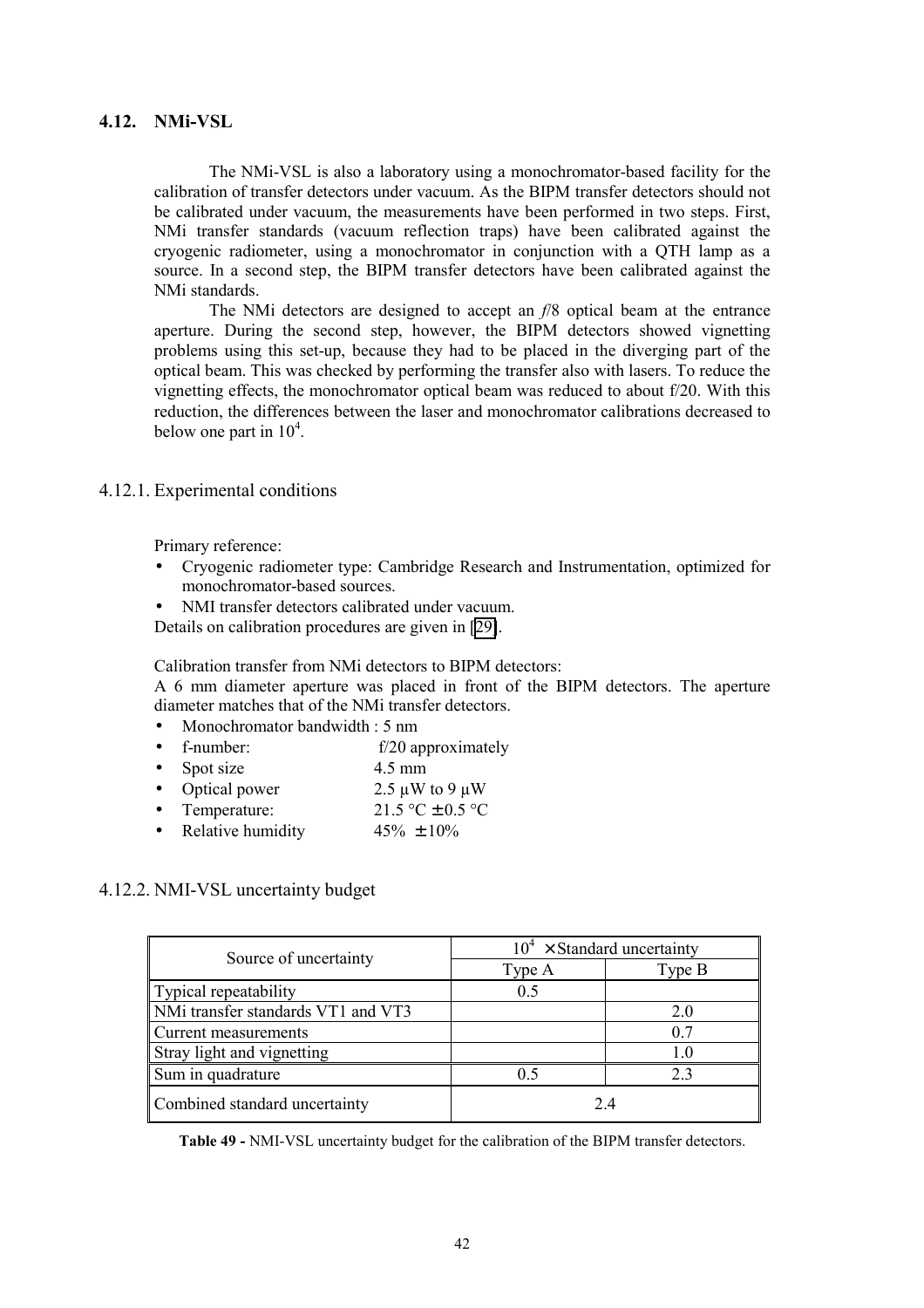## 4.12. NMi-VSL

The NMi-VSL is also a laboratory using a monochromator-based facility for the calibration of transfer detectors under vacuum. As the BIPM transfer detectors should not be calibrated under vacuum, the measurements have been performed in two steps. First, NMi transfer standards (vacuum reflection traps) have been calibrated against the cryogenic radiometer, using a monochromator in conjunction with a QTH lamp as a source. In a second step, the BIPM transfer detectors have been calibrated against the NMi standards.

The NMi detectors are designed to accept an *f*/8 optical beam at the entrance aperture. During the second step, however, the BIPM detectors showed vignetting problems using this set-up, because they had to be placed in the diverging part of the optical beam. This was checked by performing the transfer also with lasers. To reduce the vignetting effects, the monochromator optical beam was reduced to about f/20. With this reduction, the differences between the laser and monochromator calibrations decreased to below one part in $10^4$.

### 4.12.1. Experimental conditions

Primary reference:

- Cryogenic radiometer type: Cambridge Research and Instrumentation, optimized for monochromator-based sources.
- NMI transfer detectors calibrated under vacuum.

Details on calibration procedures are given in [29].

Calibration transfer from NMi detectors to BIPM detectors:

A 6 mm diameter aperture was placed in front of the BIPM detectors. The aperture diameter matches that of the NMi transfer detectors.

- Monochromator bandwidth : 5 nm
- f-number: f/20 approximately
- Spot size 4.5 mm
- Optical power 2.5 µW to 9 µW
- Temperature: 21.5 °C ± 0.5 °C
- Relative humidity 45% ± 10%

### 4.12.2. NMI-VSL uncertainty budget

| Source of uncertainty | $10^4$ × Standard uncertainty | |
|---|---|---|
| | Type A | Type B |
| Typical repeatability | 0.5 | |
| NMi transfer standards VT1 and VT3 | | 2.0 |
| Current measurements | | 0.7 |
| Stray light and vignetting | | 1.0 |
| Sum in quadrature | 0.5 | 2.3 |
| Combined standard uncertainty | 2.4 | |

**Table 49 -** NMI-VSL uncertainty budget for the calibration of the BIPM transfer detectors.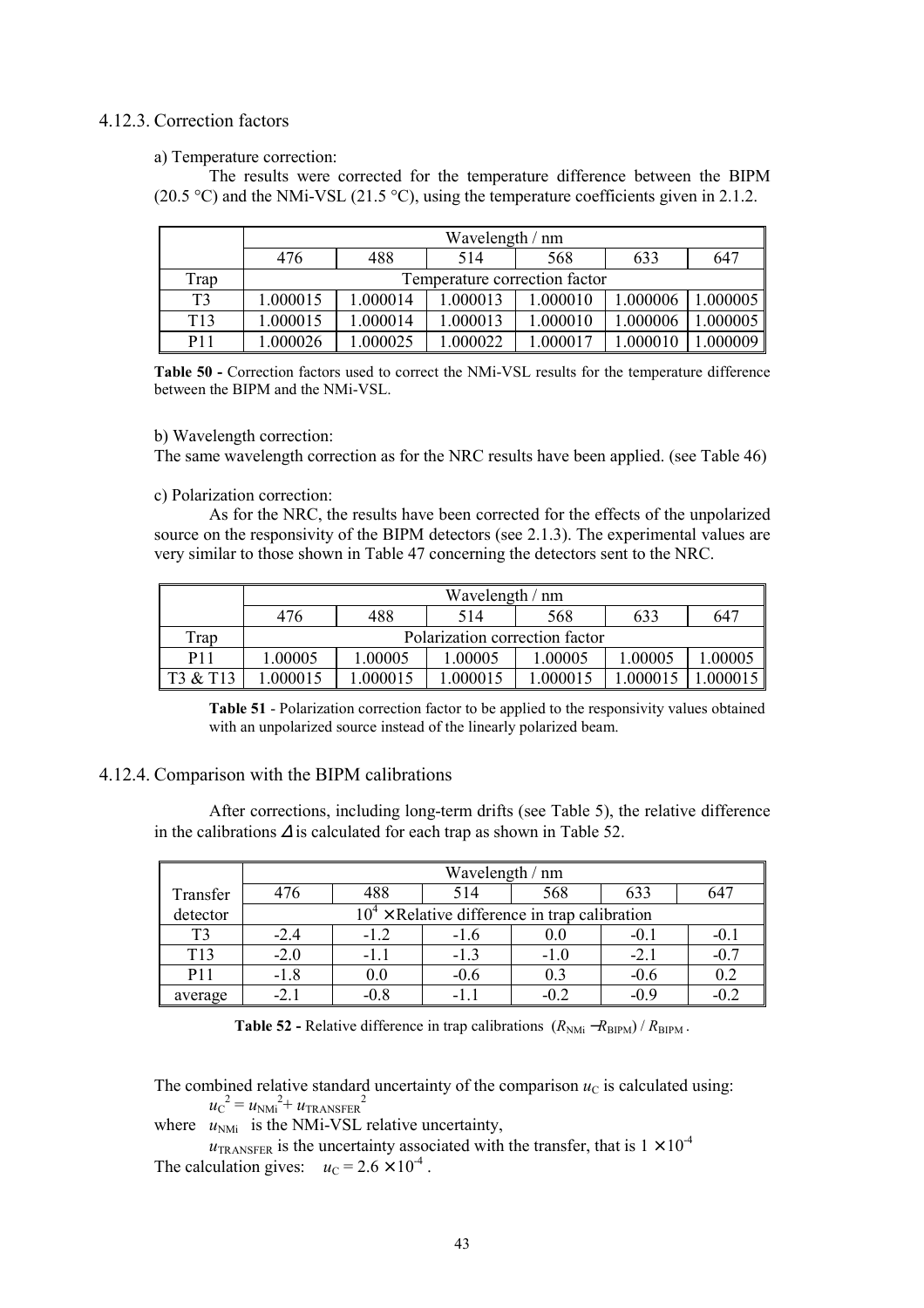### 4.12.3. Correction factors

a) Temperature correction:

The results were corrected for the temperature difference between the BIPM (20.5 °C) and the NMi-VSL (21.5 °C), using the temperature coefficients given in 2.1.2.

| | Wavelength / nm | | | | | |
|---|---|---|---|---|---|---|
| | 476 | 488 | 514 | 568 | 633 | 647 |
| Trap | Temperature correction factor | | | | | |
| T3 | 1.000015 | 1.000014 | 1.000013 | 1.000010 | 1.000006 | 1.000005 |
| T13 | 1.000015 | 1.000014 | 1.000013 | 1.000010 | 1.000006 | 1.000005 |
| P11 | 1.000026 | 1.000025 | 1.000022 | 1.000017 | 1.000010 | 1.000009 |

**Table 50 -** Correction factors used to correct the NMi-VSL results for the temperature difference between the BIPM and the NMi-VSL.

b) Wavelength correction:

The same wavelength correction as for the NRC results have been applied. (see Table 46)

c) Polarization correction:

As for the NRC, the results have been corrected for the effects of the unpolarized source on the responsivity of the BIPM detectors (see 2.1.3). The experimental values are very similar to those shown in Table 47 concerning the detectors sent to the NRC.

| | Wavelength / nm | | | | | |
|---|---|---|---|---|---|---|
| | 476 | 488 | 514 | 568 | 633 | 647 |
| Trap | Polarization correction factor | | | | | |
| P11 | 1.00005 | 1.00005 | 1.00005 | 1.00005 | 1.00005 | 1.00005 |
| T3 & T13 | 1.000015 | 1.000015 | 1.000015 | 1.000015 | 1.000015 | 1.000015 |

**Table 51** - Polarization correction factor to be applied to the responsivity values obtained with an unpolarized source instead of the linearly polarized beam.

### 4.12.4. Comparison with the BIPM calibrations

After corrections, including long-term drifts (see Table 5), the relative difference in the calibrations $\Delta$ is calculated for each trap as shown in Table 52.

| Transfer detector | Wavelength / nm | | | | | |
|---|---|---|---|---|---|---|
| | 476 | 488 | 514 | 568 | 633 | 647 |
| | $10^4 \times$ Relative difference in trap calibration | | | | | |
| T3 | -2.4 | -1.2 | -1.6 | 0.0 | -0.1 | -0.1 |
| T13 | -2.0 | -1.1 | -1.3 | -1.0 | -2.1 | -0.7 |
| P11 | -1.8 | 0.0 | -0.6 | 0.3 | -0.6 | 0.2 |
| average | -2.1 | -0.8 | -1.1 | -0.2 | -0.9 | -0.2 |

**Table 52 -** Relative difference in trap calibrations $(R_{\mathrm{NMi}} - R_{\mathrm{BIPM}}) / R_{\mathrm{BIPM}}$.

The combined relative standard uncertainty of the comparison $u_{\mathrm{C}}$ is calculated using:

$$u_{\mathrm{C}}^2 = u_{\mathrm{NMi}}^2 + u_{\mathrm{TRANSFER}}^2$$

where $u_{\mathrm{NMi}}$ is the NMi-VSL relative uncertainty,

$u_{\mathrm{TRANSFER}}$ is the uncertainty associated with the transfer, that is $1 \times 10^{-4}$

The calculation gives: $u_{\mathrm{C}} = 2.6 \times 10^{-4}$ .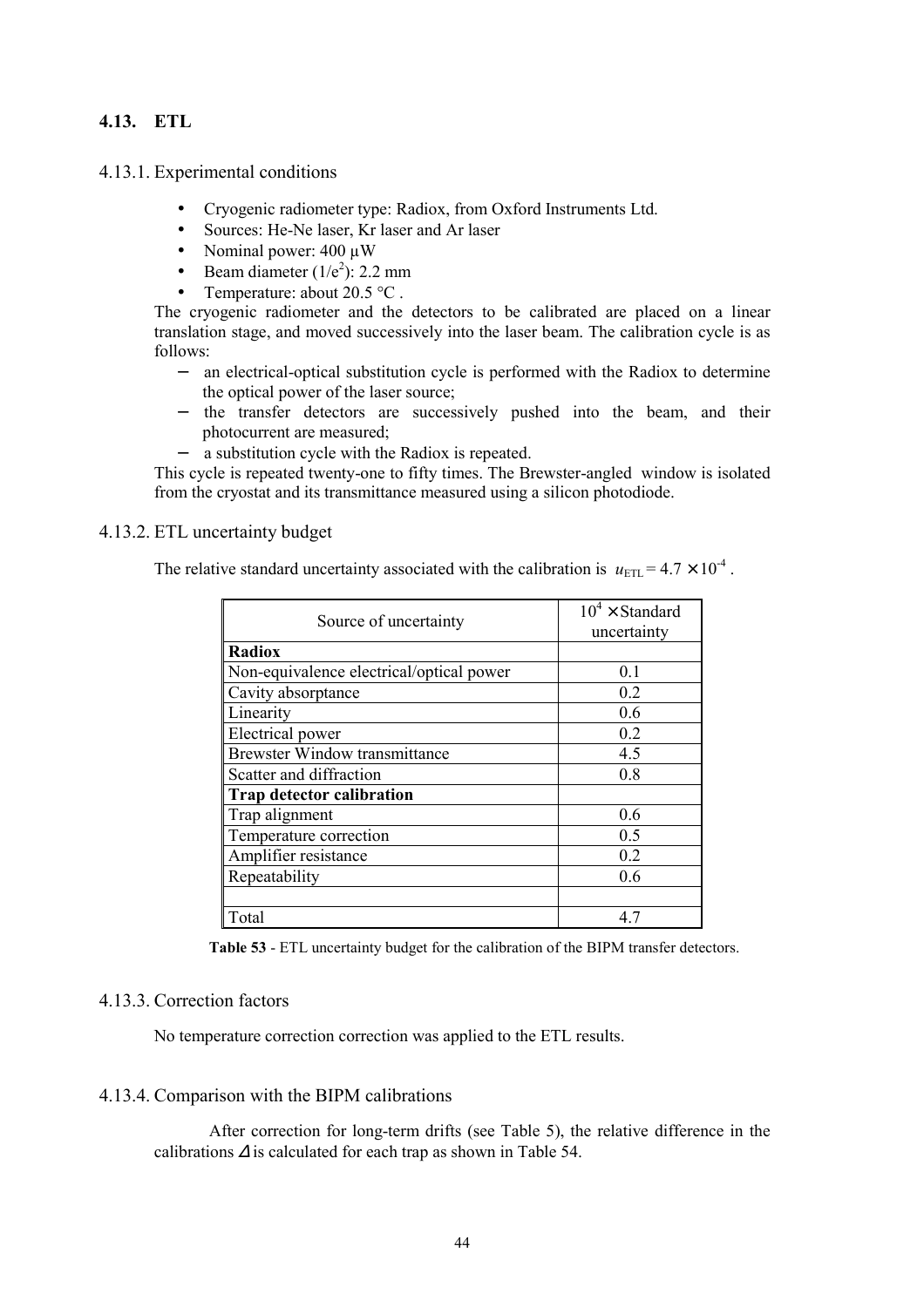### 4.13. ETL

#### 4.13.1. Experimental conditions

- Cryogenic radiometer type: Radiox, from Oxford Instruments Ltd.
- Sources: He-Ne laser, Kr laser and Ar laser
- Nominal power: 400 μW
- Beam diameter ($1/e^2$): 2.2 mm
- Temperature: about 20.5 °C .

The cryogenic radiometer and the detectors to be calibrated are placed on a linear translation stage, and moved successively into the laser beam. The calibration cycle is as follows:

- an electrical-optical substitution cycle is performed with the Radiox to determine the optical power of the laser source;
- the transfer detectors are successively pushed into the beam, and their photocurrent are measured;
- a substitution cycle with the Radiox is repeated.

This cycle is repeated twenty-one to fifty times. The Brewster-angled window is isolated from the cryostat and its transmittance measured using a silicon photodiode.

#### 4.13.2. ETL uncertainty budget

The relative standard uncertainty associated with the calibration is $u_{\text{ETL}} = 4.7 \times 10^{-4}$ .

| Source of uncertainty | $10^4 \times$ Standard uncertainty |
|---|---|
| **Radiox** | |
| Non-equivalence electrical/optical power | 0.1 |
| Cavity absorptance | 0.2 |
| Linearity | 0.6 |
| Electrical power | 0.2 |
| Brewster Window transmittance | 4.5 |
| Scatter and diffraction | 0.8 |
| **Trap detector calibration** | |
| Trap alignment | 0.6 |
| Temperature correction | 0.5 |
| Amplifier resistance | 0.2 |
| Repeatability | 0.6 |
| | |
| Total | 4.7 |

**Table 53** - ETL uncertainty budget for the calibration of the BIPM transfer detectors.

#### 4.13.3. Correction factors

No temperature correction correction was applied to the ETL results.

#### 4.13.4. Comparison with the BIPM calibrations

After correction for long-term drifts (see Table 5), the relative difference in the calibrations $\Delta$ is calculated for each trap as shown in Table 54.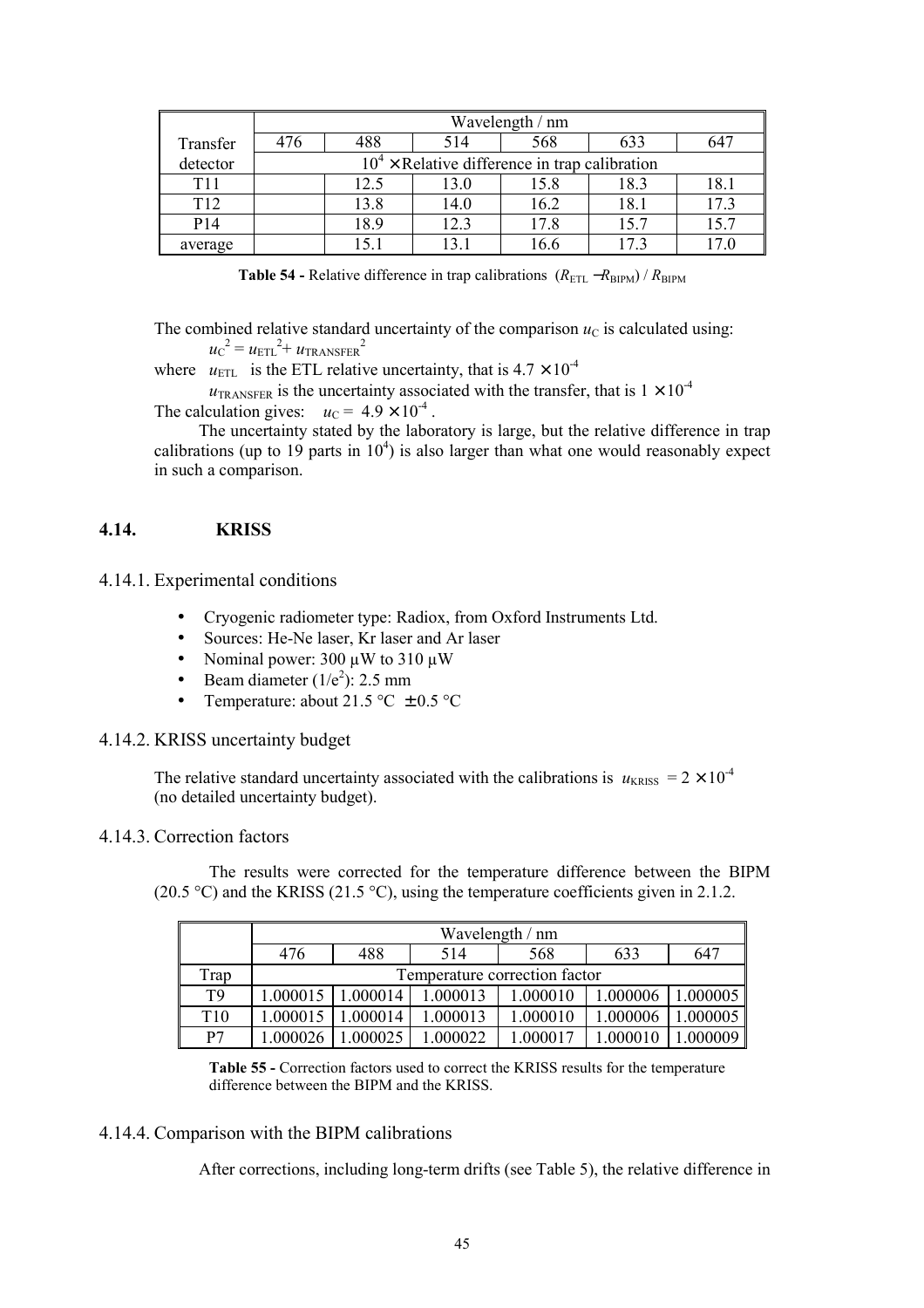| Transfer detector | Wavelength / nm | | | | | |
|---|---|---|---|---|---|---|
| | 476 | 488 | 514 | 568 | 633 | 647 |
| | $10^4 \times$ Relative difference in trap calibration | | | | | |
| T11 | | 12.5 | 13.0 | 15.8 | 18.3 | 18.1 |
| T12 | | 13.8 | 14.0 | 16.2 | 18.1 | 17.3 |
| P14 | | 18.9 | 12.3 | 17.8 | 15.7 | 15.7 |
| average | | 15.1 | 13.1 | 16.6 | 17.3 | 17.0 |

**Table 54 -** Relative difference in trap calibrations $(R_{ETL} - R_{BIPM}) / R_{BIPM}$

The combined relative standard uncertainty of the comparison $u_C$ is calculated using:

$$u_C^2 = u_{ETL}^2 + u_{TRANSFER}^2$$

where $u_{ETL}$ is the ETL relative uncertainty, that is $4.7 \times 10^{-4}$

$u_{TRANSFER}$ is the uncertainty associated with the transfer, that is $1 \times 10^{-4}$

The calculation gives: $u_C = 4.9 \times 10^{-4}$ .

The uncertainty stated by the laboratory is large, but the relative difference in trap calibrations (up to 19 parts in $10^4$) is also larger than what one would reasonably expect in such a comparison.

## 4.14. KRISS

### 4.14.1. Experimental conditions

- Cryogenic radiometer type: Radiox, from Oxford Instruments Ltd.
- Sources: He-Ne laser, Kr laser and Ar laser
- Nominal power: 300 µW to 310 µW
- Beam diameter ($1/e^2$): 2.5 mm
- Temperature: about 21.5 °C ± 0.5 °C

### 4.14.2. KRISS uncertainty budget

The relative standard uncertainty associated with the calibrations is $u_{KRISS} = 2 \times 10^{-4}$ (no detailed uncertainty budget).

### 4.14.3. Correction factors

The results were corrected for the temperature difference between the BIPM (20.5 °C) and the KRISS (21.5 °C), using the temperature coefficients given in 2.1.2.

| Trap | Wavelength / nm | | | | | |
|---|---|---|---|---|---|---|
| | 476 | 488 | 514 | 568 | 633 | 647 |
| | Temperature correction factor | | | | | |
| T9 | 1.000015 | 1.000014 | 1.000013 | 1.000010 | 1.000006 | 1.000005 |
| T10 | 1.000015 | 1.000014 | 1.000013 | 1.000010 | 1.000006 | 1.000005 |
| P7 | 1.000026 | 1.000025 | 1.000022 | 1.000017 | 1.000010 | 1.000009 |

**Table 55 -** Correction factors used to correct the KRISS results for the temperature difference between the BIPM and the KRISS.

### 4.14.4. Comparison with the BIPM calibrations

After corrections, including long-term drifts (see Table 5), the relative difference in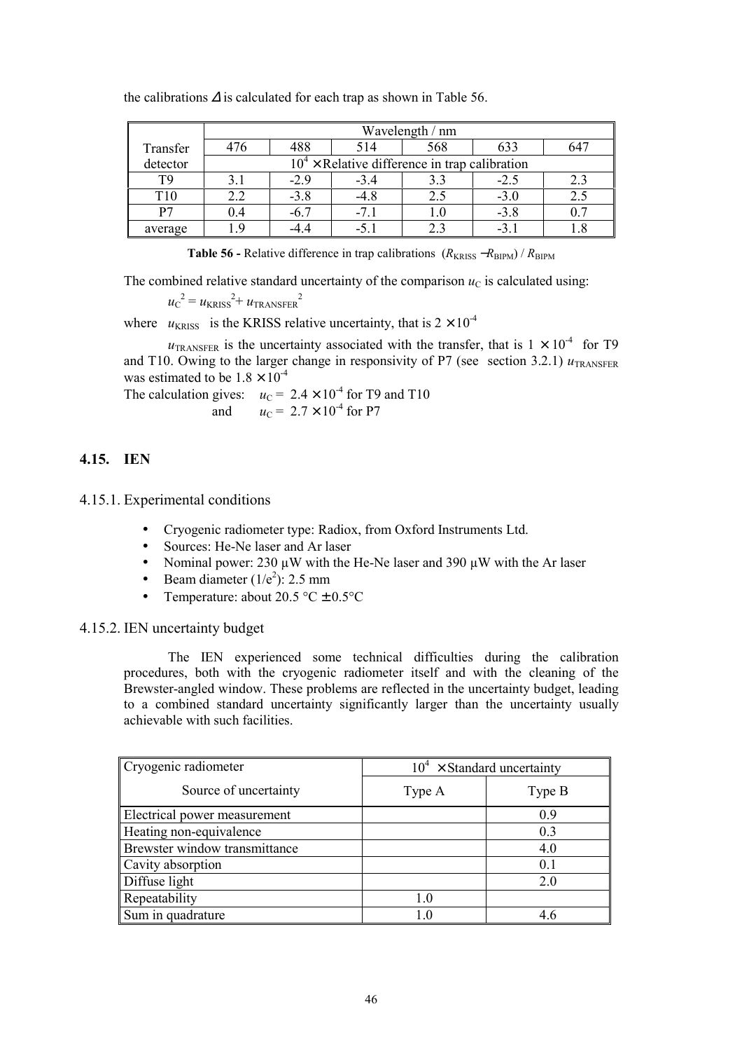the calibrations $\Delta$ is calculated for each trap as shown in Table 56.

| Transfer detector | Wavelength / nm | | | | | |
|---|---|---|---|---|---|---|
| | 476 | 488 | 514 | 568 | 633 | 647 |
| | $10^4 \times$ Relative difference in trap calibration | | | | | |
| T9 | 3.1 | -2.9 | -3.4 | 3.3 | -2.5 | 2.3 |
| T10 | 2.2 | -3.8 | -4.8 | 2.5 | -3.0 | 2.5 |
| P7 | 0.4 | -6.7 | -7.1 | 1.0 | -3.8 | 0.7 |
| average | 1.9 | -4.4 | -5.1 | 2.3 | -3.1 | 1.8 |

**Table 56 -** Relative difference in trap calibrations $(R_{\text{KRISS}} - R_{\text{BIPM}}) / R_{\text{BIPM}}$

The combined relative standard uncertainty of the comparison $u_C$ is calculated using:

$$u_C^2 = u_{\text{KRISS}}^2 + u_{\text{TRANSFER}}^2$$

where $u_{\text{KRISS}}$ is the KRISS relative uncertainty, that is $2 \times 10^{-4}$

$u_{\text{TRANSFER}}$ is the uncertainty associated with the transfer, that is $1 \times 10^{-4}$ for T9 and T10. Owing to the larger change in responsivity of P7 (see section 3.2.1) $u_{\text{TRANSFER}}$ was estimated to be $1.8 \times 10^{-4}$

The calculation gives: $u_C = 2.4 \times 10^{-4}$ for T9 and T10
and $u_C = 2.7 \times 10^{-4}$ for P7

## 4.15. IEN

### 4.15.1. Experimental conditions

- Cryogenic radiometer type: Radiox, from Oxford Instruments Ltd.
- Sources: He-Ne laser and Ar laser
- Nominal power: 230 µW with the He-Ne laser and 390 µW with the Ar laser
- Beam diameter ($1/e^2$): 2.5 mm
- Temperature: about 20.5 °C ± 0.5°C

### 4.15.2. IEN uncertainty budget

The IEN experienced some technical difficulties during the calibration procedures, both with the cryogenic radiometer itself and with the cleaning of the Brewster-angled window. These problems are reflected in the uncertainty budget, leading to a combined standard uncertainty significantly larger than the uncertainty usually achievable with such facilities.

| Cryogenic radiometer | $10^4 \times$ Standard uncertainty | |
|---|---|---|
| Source of uncertainty | Type A | Type B |
| Electrical power measurement | | 0.9 |
| Heating non-equivalence | | 0.3 |
| Brewster window transmittance | | 4.0 |
| Cavity absorption | | 0.1 |
| Diffuse light | | 2.0 |
| Repeatability | 1.0 | |
| Sum in quadrature | 1.0 | 4.6 |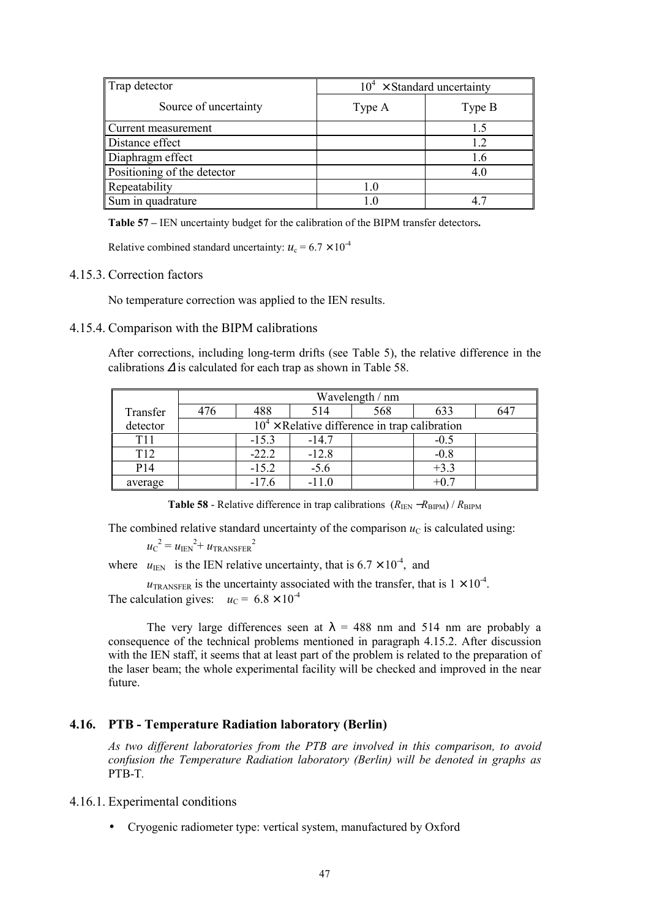| Trap detector | $10^4 \times$ Standard uncertainty | |
|---|---|---|
| Source of uncertainty | Type A | Type B |
| Current measurement | | 1.5 |
| Distance effect | | 1.2 |
| Diaphragm effect | | 1.6 |
| Positioning of the detector | | 4.0 |
| Repeatability | 1.0 | |
| Sum in quadrature | 1.0 | 4.7 |

**Table 57 –** IEN uncertainty budget for the calibration of the BIPM transfer detectors**.**

Relative combined standard uncertainty: $u_c = 6.7 \times 10^{-4}$

### 4.15.3. Correction factors

No temperature correction was applied to the IEN results.

### 4.15.4. Comparison with the BIPM calibrations

After corrections, including long-term drifts (see Table 5), the relative difference in the calibrations $\Delta$ is calculated for each trap as shown in Table 58.

| Transfer detector | Wavelength / nm | | | | | |
|---|---|---|---|---|---|---|
| | 476 | 488 | 514 | 568 | 633 | 647 |
| | $10^4 \times$ Relative difference in trap calibration | | | | | |
| T11 | | -15.3 | -14.7 | | -0.5 | |
| T12 | | -22.2 | -12.8 | | -0.8 | |
| P14 | | -15.2 | -5.6 | | +3.3 | |
| average | | -17.6 | -11.0 | | +0.7 | |

**Table 58** - Relative difference in trap calibrations $(R_{IEN} - R_{BIPM}) / R_{BIPM}$

The combined relative standard uncertainty of the comparison $u_C$ is calculated using:

$$u_C^2 = u_{IEN}^2 + u_{TRANSFER}^2$$

where $u_{IEN}$ is the IEN relative uncertainty, that is $6.7 \times 10^{-4}$, and

$u_{TRANSFER}$ is the uncertainty associated with the transfer, that is $1 \times 10^{-4}$.

The calculation gives: $u_C = 6.8 \times 10^{-4}$

The very large differences seen at $\lambda$ = 488 nm and 514 nm are probably a consequence of the technical problems mentioned in paragraph 4.15.2. After discussion with the IEN staff, it seems that at least part of the problem is related to the preparation of the laser beam; the whole experimental facility will be checked and improved in the near future.

## 4.16. PTB - Temperature Radiation laboratory (Berlin)

*As two different laboratories from the PTB are involved in this comparison, to avoid confusion the Temperature Radiation laboratory (Berlin) will be denoted in graphs as* PTB-T*.*

### 4.16.1. Experimental conditions

- Cryogenic radiometer type: vertical system, manufactured by Oxford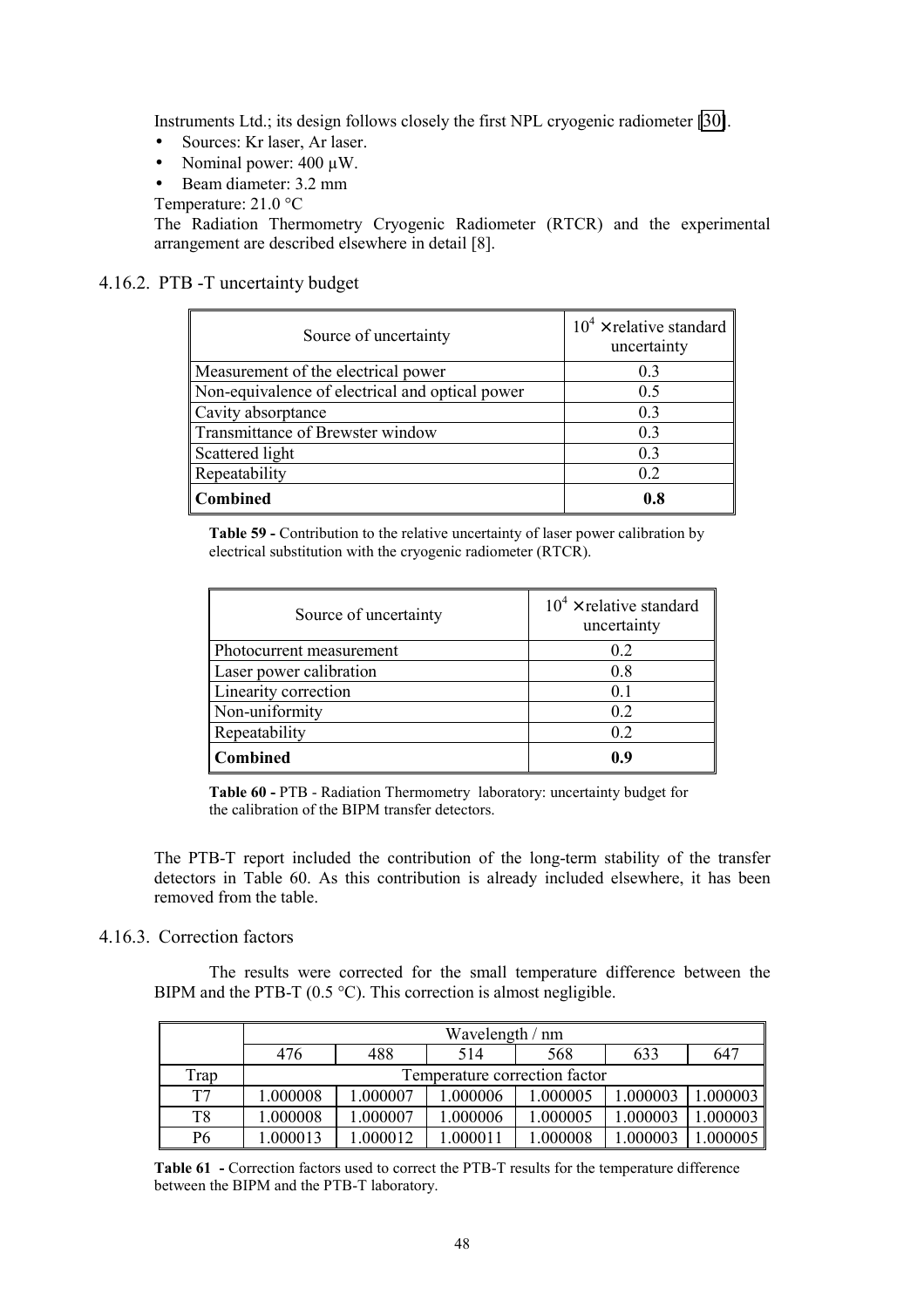Instruments Ltd.; its design follows closely the first NPL cryogenic radiometer [30].

- Sources: Kr laser, Ar laser.
- Nominal power: 400 µW.
- Beam diameter: 3.2 mm

Temperature: 21.0 °C

The Radiation Thermometry Cryogenic Radiometer (RTCR) and the experimental arrangement are described elsewhere in detail [8].

### 4.16.2. PTB -T uncertainty budget

| Source of uncertainty | $10^4 \times$ relative standard uncertainty |
|---|---|
| Measurement of the electrical power | 0.3 |
| Non-equivalence of electrical and optical power | 0.5 |
| Cavity absorptance | 0.3 |
| Transmittance of Brewster window | 0.3 |
| Scattered light | 0.3 |
| Repeatability | 0.2 |
| **Combined** | **0.8** |

**Table 59 -** Contribution to the relative uncertainty of laser power calibration by electrical substitution with the cryogenic radiometer (RTCR).

| Source of uncertainty | $10^4 \times$ relative standard uncertainty |
|---|---|
| Photocurrent measurement | 0.2 |
| Laser power calibration | 0.8 |
| Linearity correction | 0.1 |
| Non-uniformity | 0.2 |
| Repeatability | 0.2 |
| **Combined** | **0.9** |

**Table 60 -** PTB - Radiation Thermometry laboratory: uncertainty budget for the calibration of the BIPM transfer detectors.

The PTB-T report included the contribution of the long-term stability of the transfer detectors in Table 60. As this contribution is already included elsewhere, it has been removed from the table.

### 4.16.3. Correction factors

The results were corrected for the small temperature difference between the BIPM and the PTB-T (0.5 °C). This correction is almost negligible.

| | Wavelength / nm | | | | | |
|---|---|---|---|---|---|---|
| | 476 | 488 | 514 | 568 | 633 | 647 |
| Trap | Temperature correction factor | | | | | |
| T7 | 1.000008 | 1.000007 | 1.000006 | 1.000005 | 1.000003 | 1.000003 |
| T8 | 1.000008 | 1.000007 | 1.000006 | 1.000005 | 1.000003 | 1.000003 |
| P6 | 1.000013 | 1.000012 | 1.000011 | 1.000008 | 1.000003 | 1.000005 |

**Table 61 -** Correction factors used to correct the PTB-T results for the temperature difference between the BIPM and the PTB-T laboratory.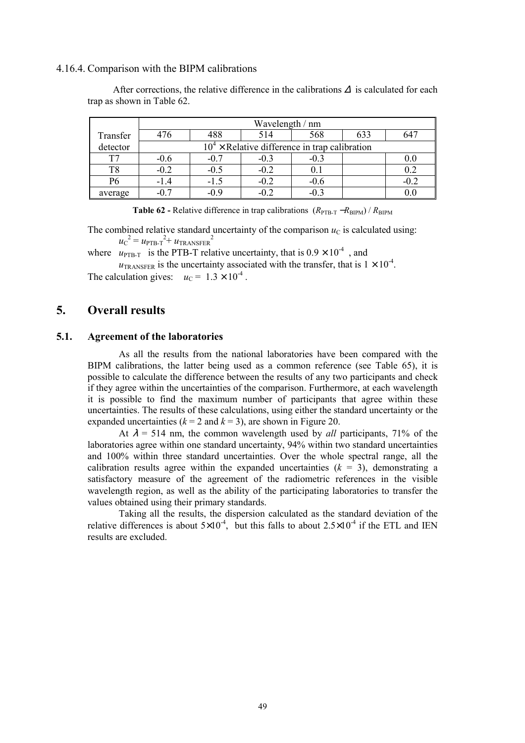4.16.4. Comparison with the BIPM calibrations

After corrections, the relative difference in the calibrations $\Delta$ is calculated for each trap as shown in Table 62.

| Transfer detector | Wavelength / nm | | | | | |
|---|---|---|---|---|---|---|
| | 476 | 488 | 514 | 568 | 633 | 647 |
| | $10^4 \times$ Relative difference in trap calibration | | | | | |
| T7 | -0.6 | -0.7 | -0.3 | -0.3 | | 0.0 |
| T8 | -0.2 | -0.5 | -0.2 | 0.1 | | 0.2 |
| P6 | -1.4 | -1.5 | -0.2 | -0.6 | | -0.2 |
| average | -0.7 | -0.9 | -0.2 | -0.3 | | 0.0 |

**Table 62 -** Relative difference in trap calibrations $(R_{\text{PTB-T}} - R_{\text{BIPM}}) / R_{\text{BIPM}}$

The combined relative standard uncertainty of the comparison $u_C$ is calculated using:

$$u_C^2 = u_{\text{PTB-T}}^2 + u_{\text{TRANSFER}}^2$$

where $u_{\text{PTB-T}}$ is the PTB-T relative uncertainty, that is $0.9 \times 10^{-4}$, and

$u_{\text{TRANSFER}}$ is the uncertainty associated with the transfer, that is $1 \times 10^{-4}$.

The calculation gives: $u_C = 1.3 \times 10^{-4}$.

## 5. Overall results

### 5.1. Agreement of the laboratories

As all the results from the national laboratories have been compared with the BIPM calibrations, the latter being used as a common reference (see Table 65), it is possible to calculate the difference between the results of any two participants and check if they agree within the uncertainties of the comparison. Furthermore, at each wavelength it is possible to find the maximum number of participants that agree within these uncertainties. The results of these calculations, using either the standard uncertainty or the expanded uncertainties ($k = 2$ and $k = 3$), are shown in Figure 20.

At $\lambda = 514$ nm, the common wavelength used by *all* participants, 71% of the laboratories agree within one standard uncertainty, 94% within two standard uncertainties and 100% within three standard uncertainties. Over the whole spectral range, all the calibration results agree within the expanded uncertainties ($k = 3$), demonstrating a satisfactory measure of the agreement of the radiometric references in the visible wavelength region, as well as the ability of the participating laboratories to transfer the values obtained using their primary standards.

Taking all the results, the dispersion calculated as the standard deviation of the relative differences is about $5 \times 10^{-4}$, but this falls to about $2.5 \times 10^{-4}$ if the ETL and IEN results are excluded.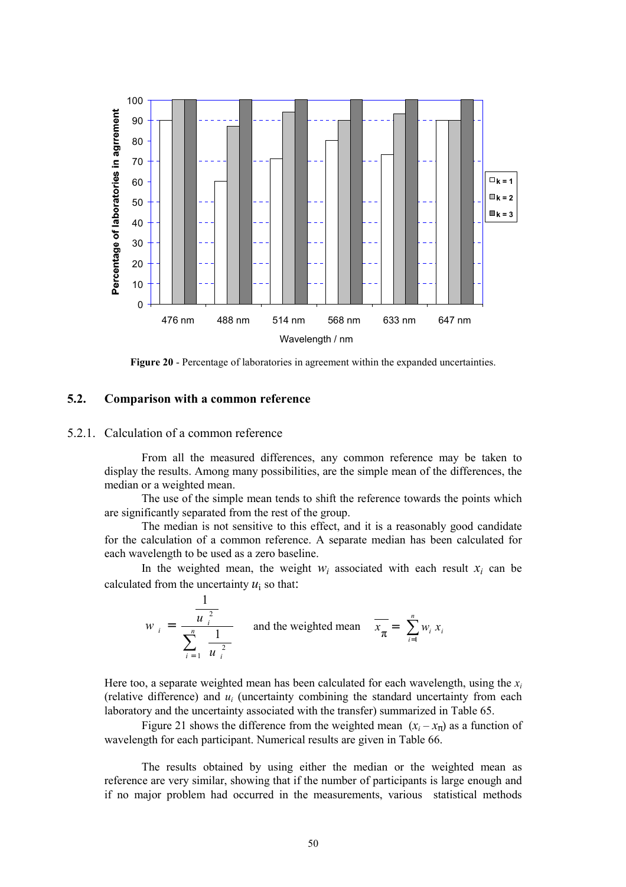**Figure 20** - Percentage of laboratories in agreement within the expanded uncertainties.

## 5.2. Comparison with a common reference

### 5.2.1. Calculation of a common reference

From all the measured differences, any common reference may be taken to display the results. Among many possibilities, are the simple mean of the differences, the median or a weighted mean.

The use of the simple mean tends to shift the reference towards the points which are significantly separated from the rest of the group.

The median is not sensitive to this effect, and it is a reasonably good candidate for the calculation of a common reference. A separate median has been calculated for each wavelength to be used as a zero baseline.

In the weighted mean, the weight $w_i$ associated with each result $x_i$ can be calculated from the uncertainty $u_\mathrm{i}$ so that:

$$w_i = \frac{\dfrac{1}{u_i^2}}{\displaystyle\sum_{i=1}^{n} \dfrac{1}{u_i^2}} \qquad \text{and the weighted mean} \qquad \overline{x_\pi} = \sum_{i=1}^{n} w_i \, x_i$$

Here too, a separate weighted mean has been calculated for each wavelength, using the $x_i$ (relative difference) and $u_i$ (uncertainty combining the standard uncertainty from each laboratory and the uncertainty associated with the transfer) summarized in Table 65.

Figure 21 shows the difference from the weighted mean $(x_i - x_\pi)$ as a function of wavelength for each participant. Numerical results are given in Table 66.

The results obtained by using either the median or the weighted mean as reference are very similar, showing that if the number of participants is large enough and if no major problem had occurred in the measurements, various statistical methods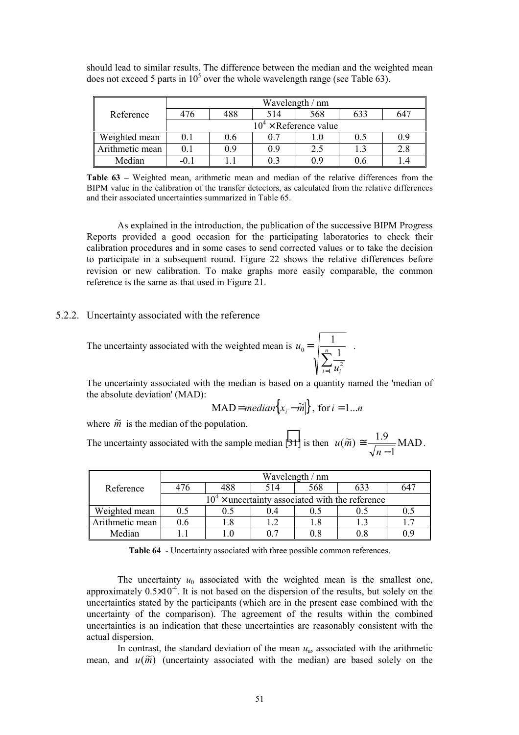should lead to similar results. The difference between the median and the weighted mean does not exceed 5 parts in $10^5$ over the whole wavelength range (see Table 63).

| Reference | Wavelength / nm | | | | | |
|---|---|---|---|---|---|---|
| | 476 | 488 | 514 | 568 | 633 | 647 |
| | $10^4 \times$ Reference value | | | | | |
| Weighted mean | 0.1 | 0.6 | 0.7 | 1.0 | 0.5 | 0.9 |
| Arithmetic mean | 0.1 | 0.9 | 0.9 | 2.5 | 1.3 | 2.8 |
| Median | -0.1 | 1.1 | 0.3 | 0.9 | 0.6 | 1.4 |

**Table 63 –** Weighted mean, arithmetic mean and median of the relative differences from the BIPM value in the calibration of the transfer detectors, as calculated from the relative differences and their associated uncertainties summarized in Table 65.

As explained in the introduction, the publication of the successive BIPM Progress Reports provided a good occasion for the participating laboratories to check their calibration procedures and in some cases to send corrected values or to take the decision to participate in a subsequent round. Figure 22 shows the relative differences before revision or new calibration. To make graphs more easily comparable, the common reference is the same as that used in Figure 21.

### 5.2.2. Uncertainty associated with the reference

The uncertainty associated with the weighted mean is $u_0 = \sqrt{\dfrac{1}{\sum_{i=1}^{n} \dfrac{1}{u_i^2}}}$ .

The uncertainty associated with the median is based on a quantity named the 'median of the absolute deviation' (MAD):

$$\text{MAD} = median\{|x_i - \tilde{m}|\}, \text{ for } i = 1 \ldots n$$

where $\tilde{m}$ is the median of the population.

The uncertainty associated with the sample median [31] is then $u(\tilde{m}) \cong \dfrac{1.9}{\sqrt{n-1}}\text{MAD}$.

| Reference | Wavelength / nm | | | | | |
|---|---|---|---|---|---|---|
| | 476 | 488 | 514 | 568 | 633 | 647 |
| | $10^4 \times$ uncertainty associated with the reference | | | | | |
| Weighted mean | 0.5 | 0.5 | 0.4 | 0.5 | 0.5 | 0.5 |
| Arithmetic mean | 0.6 | 1.8 | 1.2 | 1.8 | 1.3 | 1.7 |
| Median | 1.1 | 1.0 | 0.7 | 0.8 | 0.8 | 0.9 |

**Table 64** - Uncertainty associated with three possible common references.

The uncertainty $u_0$ associated with the weighted mean is the smallest one, approximately $0.5 \times 10^{-4}$. It is not based on the dispersion of the results, but solely on the uncertainties stated by the participants (which are in the present case combined with the uncertainty of the comparison). The agreement of the results within the combined uncertainties is an indication that these uncertainties are reasonably consistent with the actual dispersion.

In contrast, the standard deviation of the mean $u_a$, associated with the arithmetic mean, and $u(\tilde{m})$ (uncertainty associated with the median) are based solely on the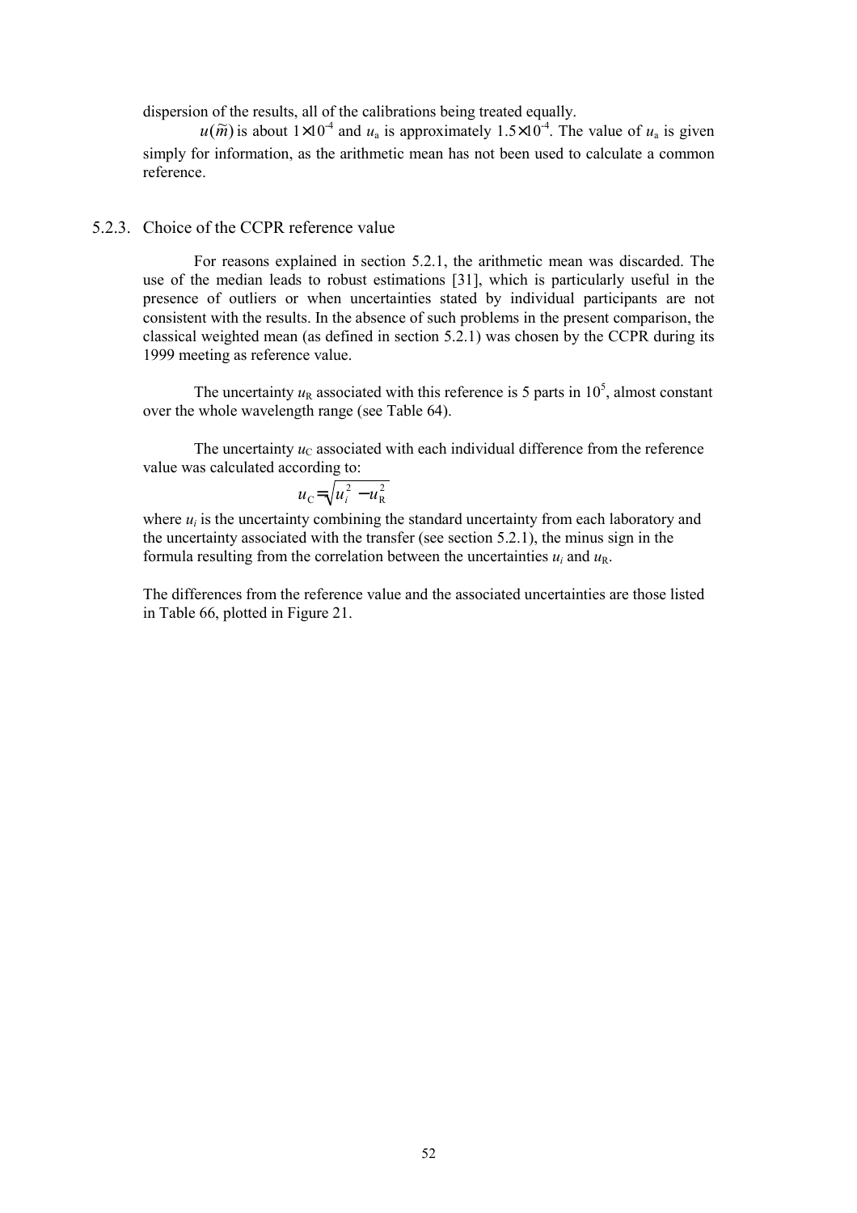dispersion of the results, all of the calibrations being treated equally.

$u(\tilde{m})$ is about $1\times10^{-4}$ and $u_a$ is approximately $1.5\times10^{-4}$. The value of $u_a$ is given simply for information, as the arithmetic mean has not been used to calculate a common reference.

### 5.2.3. Choice of the CCPR reference value

For reasons explained in section 5.2.1, the arithmetic mean was discarded. The use of the median leads to robust estimations [31], which is particularly useful in the presence of outliers or when uncertainties stated by individual participants are not consistent with the results. In the absence of such problems in the present comparison, the classical weighted mean (as defined in section 5.2.1) was chosen by the CCPR during its 1999 meeting as reference value.

The uncertainty $u_R$ associated with this reference is 5 parts in $10^5$, almost constant over the whole wavelength range (see Table 64).

The uncertainty $u_C$ associated with each individual difference from the reference value was calculated according to:

$$u_C = \sqrt{u_i^2 - u_R^2}$$

where $u_i$ is the uncertainty combining the standard uncertainty from each laboratory and the uncertainty associated with the transfer (see section 5.2.1), the minus sign in the formula resulting from the correlation between the uncertainties $u_i$ and $u_R$.

The differences from the reference value and the associated uncertainties are those listed in Table 66, plotted in Figure 21.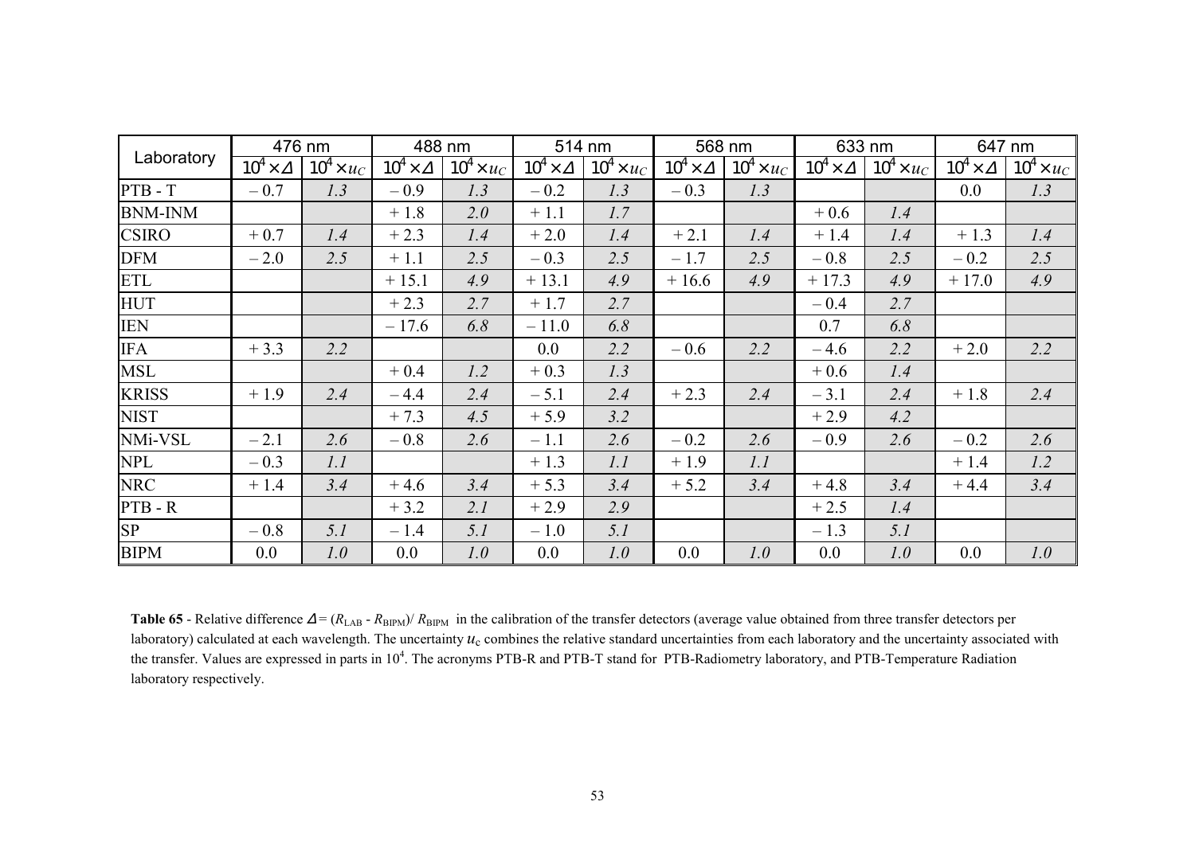| Laboratory | 476 nm | | 488 nm | | 514 nm | | 568 nm | | 633 nm | | 647 nm | |
|---|---|---|---|---|---|---|---|---|---|---|---|---|
| | $10^4 \times \Delta$ | $10^4 \times u_C$ | $10^4 \times \Delta$ | $10^4 \times u_C$ | $10^4 \times \Delta$ | $10^4 \times u_C$ | $10^4 \times \Delta$ | $10^4 \times u_C$ | $10^4 \times \Delta$ | $10^4 \times u_C$ | $10^4 \times \Delta$ | $10^4 \times u_C$ |
| PTB - T | – 0.7 | *1.3* | – 0.9 | *1.3* | – 0.2 | *1.3* | – 0.3 | *1.3* | | | 0.0 | *1.3* |
| BNM-INM | | | + 1.8 | *2.0* | + 1.1 | *1.7* | | | + 0.6 | *1.4* | | |
| CSIRO | + 0.7 | *1.4* | + 2.3 | *1.4* | + 2.0 | *1.4* | + 2.1 | *1.4* | + 1.4 | *1.4* | + 1.3 | *1.4* |
| DFM | – 2.0 | *2.5* | + 1.1 | *2.5* | – 0.3 | *2.5* | – 1.7 | *2.5* | – 0.8 | *2.5* | – 0.2 | *2.5* |
| ETL | | | + 15.1 | *4.9* | + 13.1 | *4.9* | + 16.6 | *4.9* | + 17.3 | *4.9* | + 17.0 | *4.9* |
| HUT | | | + 2.3 | *2.7* | + 1.7 | *2.7* | | | – 0.4 | *2.7* | | |
| IEN | | | – 17.6 | *6.8* | – 11.0 | *6.8* | | | 0.7 | *6.8* | | |
| IFA | + 3.3 | *2.2* | | | 0.0 | *2.2* | – 0.6 | *2.2* | – 4.6 | *2.2* | + 2.0 | *2.2* |
| MSL | | | + 0.4 | *1.2* | + 0.3 | *1.3* | | | + 0.6 | *1.4* | | |
| KRISS | + 1.9 | *2.4* | – 4.4 | *2.4* | – 5.1 | *2.4* | + 2.3 | *2.4* | – 3.1 | *2.4* | + 1.8 | *2.4* |
| NIST | | | + 7.3 | *4.5* | + 5.9 | *3.2* | | | + 2.9 | *4.2* | | |
| NMi-VSL | – 2.1 | *2.6* | – 0.8 | *2.6* | – 1.1 | *2.6* | – 0.2 | *2.6* | – 0.9 | *2.6* | – 0.2 | *2.6* |
| NPL | – 0.3 | *1.1* | | | + 1.3 | *1.1* | + 1.9 | *1.1* | | | + 1.4 | *1.2* |
| NRC | + 1.4 | *3.4* | + 4.6 | *3.4* | + 5.3 | *3.4* | + 5.2 | *3.4* | + 4.8 | *3.4* | + 4.4 | *3.4* |
| PTB - R | | | + 3.2 | *2.1* | + 2.9 | *2.9* | | | + 2.5 | *1.4* | | |
| SP | – 0.8 | *5.1* | – 1.4 | *5.1* | – 1.0 | *5.1* | | | – 1.3 | *5.1* | | |
| BIPM | 0.0 | *1.0* | 0.0 | *1.0* | 0.0 | *1.0* | 0.0 | *1.0* | 0.0 | *1.0* | 0.0 | *1.0* |

**Table 65** - Relative difference $\Delta = (R_{\mathrm{LAB}} - R_{\mathrm{BIPM}})/ R_{\mathrm{BIPM}}$ in the calibration of the transfer detectors (average value obtained from three transfer detectors per laboratory) calculated at each wavelength. The uncertainty $u_c$ combines the relative standard uncertainties from each laboratory and the uncertainty associated with the transfer. Values are expressed in parts in $10^4$. The acronyms PTB-R and PTB-T stand for PTB-Radiometry laboratory, and PTB-Temperature Radiation laboratory respectively.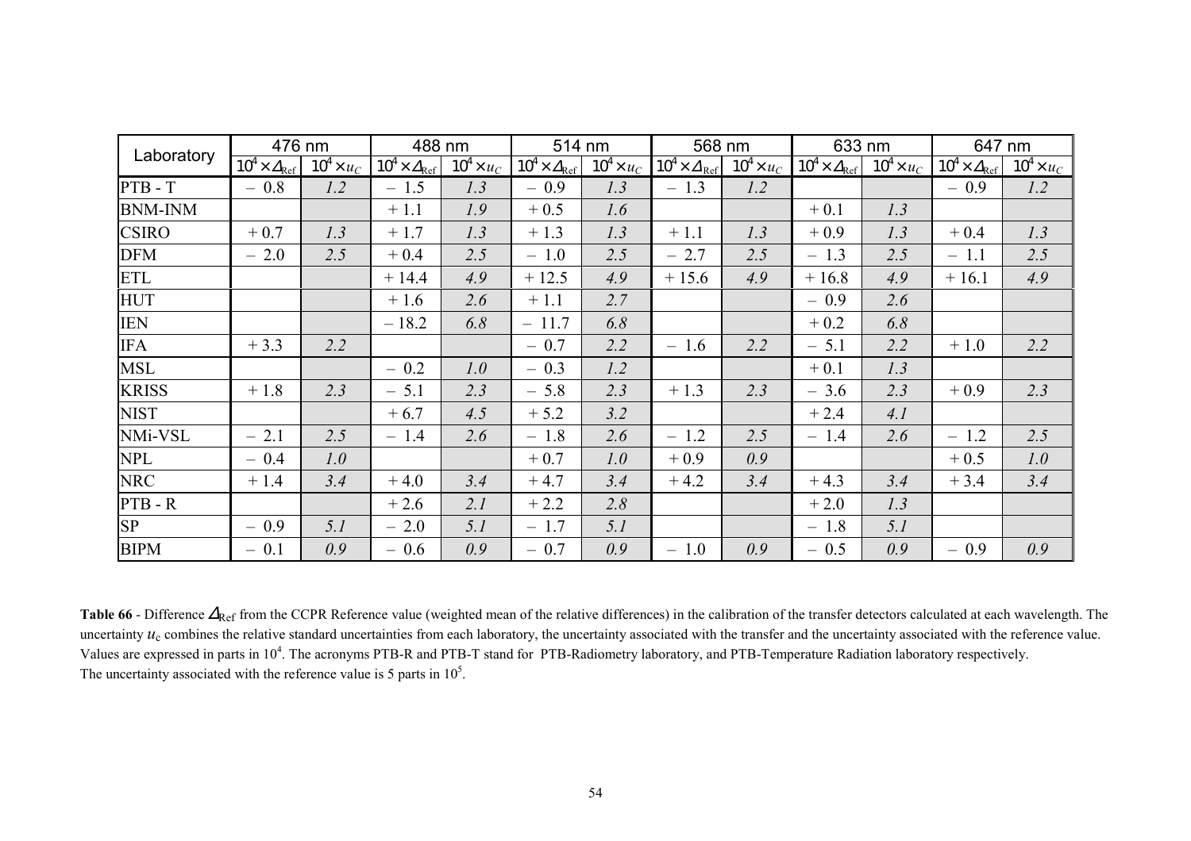| Laboratory | 476 nm | | 488 nm | | 514 nm | | 568 nm | | 633 nm | | 647 nm | |
|---|---|---|---|---|---|---|---|---|---|---|---|---|
| | $10^4 \times \Delta_{Ref}$ | $10^4 \times u_C$ | $10^4 \times \Delta_{Ref}$ | $10^4 \times u_C$ | $10^4 \times \Delta_{Ref}$ | $10^4 \times u_C$ | $10^4 \times \Delta_{Ref}$ | $10^4 \times u_C$ | $10^4 \times \Delta_{Ref}$ | $10^4 \times u_C$ | $10^4 \times \Delta_{Ref}$ | $10^4 \times u_C$ |
| PTB - T | – 0.8 | *1.2* | – 1.5 | *1.3* | – 0.9 | *1.3* | – 1.3 | *1.2* | | | – 0.9 | *1.2* |
| BNM-INM | | | + 1.1 | *1.9* | + 0.5 | *1.6* | | | + 0.1 | *1.3* | | |
| CSIRO | + 0.7 | *1.3* | + 1.7 | *1.3* | + 1.3 | *1.3* | + 1.1 | *1.3* | + 0.9 | *1.3* | + 0.4 | *1.3* |
| DFM | – 2.0 | *2.5* | + 0.4 | *2.5* | – 1.0 | *2.5* | – 2.7 | *2.5* | – 1.3 | *2.5* | – 1.1 | *2.5* |
| ETL | | | + 14.4 | *4.9* | + 12.5 | *4.9* | + 15.6 | *4.9* | + 16.8 | *4.9* | + 16.1 | *4.9* |
| HUT | | | + 1.6 | *2.6* | + 1.1 | *2.7* | | | – 0.9 | *2.6* | | |
| IEN | | | – 18.2 | *6.8* | – 11.7 | *6.8* | | | + 0.2 | *6.8* | | |
| IFA | + 3.3 | *2.2* | | | – 0.7 | *2.2* | – 1.6 | *2.2* | – 5.1 | *2.2* | + 1.0 | *2.2* |
| MSL | | | – 0.2 | *1.0* | – 0.3 | *1.2* | | | + 0.1 | *1.3* | | |
| KRISS | + 1.8 | *2.3* | – 5.1 | *2.3* | – 5.8 | *2.3* | + 1.3 | *2.3* | – 3.6 | *2.3* | + 0.9 | *2.3* |
| NIST | | | + 6.7 | *4.5* | + 5.2 | *3.2* | | | + 2.4 | *4.1* | | |
| NMi-VSL | – 2.1 | *2.5* | – 1.4 | *2.6* | – 1.8 | *2.6* | – 1.2 | *2.5* | – 1.4 | *2.6* | – 1.2 | *2.5* |
| NPL | – 0.4 | *1.0* | | | + 0.7 | *1.0* | + 0.9 | *0.9* | | | + 0.5 | *1.0* |
| NRC | + 1.4 | *3.4* | + 4.0 | *3.4* | + 4.7 | *3.4* | + 4.2 | *3.4* | + 4.3 | *3.4* | + 3.4 | *3.4* |
| PTB - R | | | + 2.6 | *2.1* | + 2.2 | *2.8* | | | + 2.0 | *1.3* | | |
| SP | – 0.9 | *5.1* | – 2.0 | *5.1* | – 1.7 | *5.1* | | | – 1.8 | *5.1* | | |
| BIPM | – 0.1 | *0.9* | – 0.6 | *0.9* | – 0.7 | *0.9* | – 1.0 | *0.9* | – 0.5 | *0.9* | – 0.9 | *0.9* |

**Table 66** - Difference $\Delta_{Ref}$ from the CCPR Reference value (weighted mean of the relative differences) in the calibration of the transfer detectors calculated at each wavelength. The uncertainty $u_c$ combines the relative standard uncertainties from each laboratory, the uncertainty associated with the transfer and the uncertainty associated with the reference value. Values are expressed in parts in $10^4$. The acronyms PTB-R and PTB-T stand for PTB-Radiometry laboratory, and PTB-Temperature Radiation laboratory respectively. The uncertainty associated with the reference value is 5 parts in $10^5$.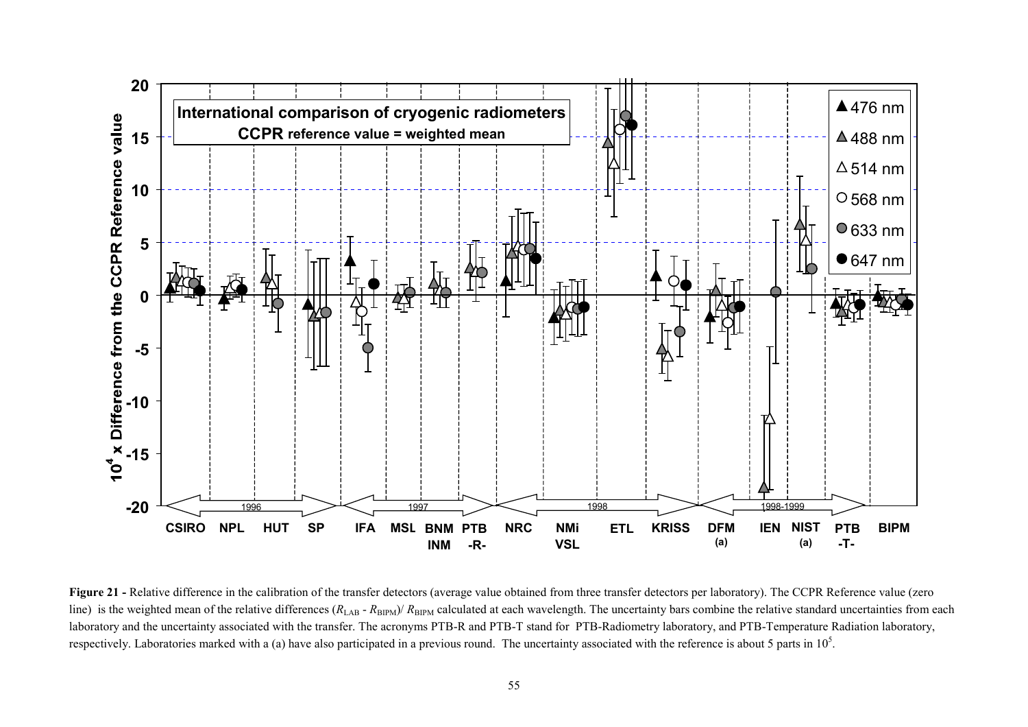**Figure 21 -** Relative difference in the calibration of the transfer detectors (average value obtained from three transfer detectors per laboratory). The CCPR Reference value (zero line) is the weighted mean of the relative differences ($R_{LAB}$ - $R_{BIPM}$)/ $R_{BIPM}$ calculated at each wavelength. The uncertainty bars combine the relative standard uncertainties from each laboratory and the uncertainty associated with the transfer. The acronyms PTB-R and PTB-T stand for PTB-Radiometry laboratory, and PTB-Temperature Radiation laboratory, respectively. Laboratories marked with a (a) have also participated in a previous round. The uncertainty associated with the reference is about 5 parts in $10^5$.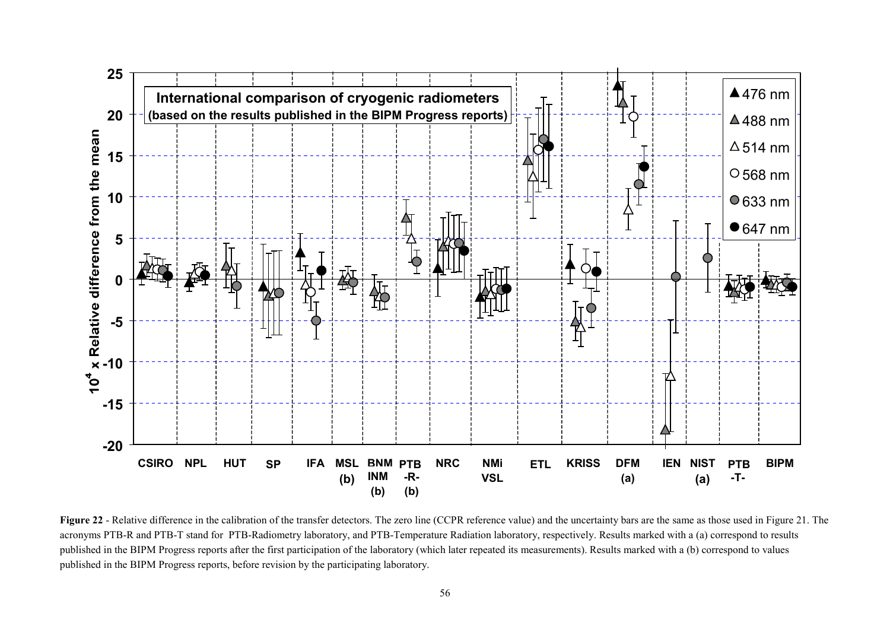**Figure 22** - Relative difference in the calibration of the transfer detectors. The zero line (CCPR reference value) and the uncertainty bars are the same as those used in Figure 21. The acronyms PTB-R and PTB-T stand for PTB-Radiometry laboratory, and PTB-Temperature Radiation laboratory, respectively. Results marked with a (a) correspond to results published in the BIPM Progress reports after the first participation of the laboratory (which later repeated its measurements). Results marked with a (b) correspond to values published in the BIPM Progress reports, before revision by the participating laboratory.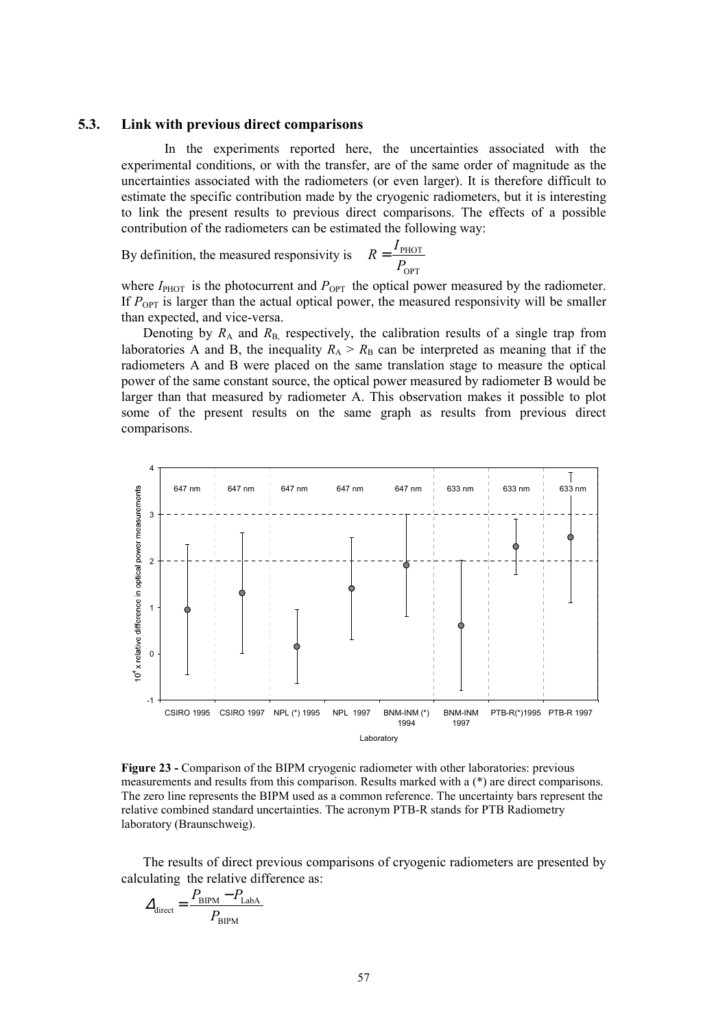### 5.3. Link with previous direct comparisons

In the experiments reported here, the uncertainties associated with the experimental conditions, or with the transfer, are of the same order of magnitude as the uncertainties associated with the radiometers (or even larger). It is therefore difficult to estimate the specific contribution made by the cryogenic radiometers, but it is interesting to link the present results to previous direct comparisons. The effects of a possible contribution of the radiometers can be estimated the following way:

By definition, the measured responsivity is $R = \dfrac{I_{\text{PHOT}}}{P_{\text{OPT}}}$

where $I_{\text{PHOT}}$ is the photocurrent and $P_{\text{OPT}}$ the optical power measured by the radiometer. If $P_{\text{OPT}}$ is larger than the actual optical power, the measured responsivity will be smaller than expected, and vice-versa.

Denoting by $R_A$ and $R_B$, respectively, the calibration results of a single trap from laboratories A and B, the inequality $R_A > R_B$ can be interpreted as meaning that if the radiometers A and B were placed on the same translation stage to measure the optical power of the same constant source, the optical power measured by radiometer B would be larger than that measured by radiometer A. This observation makes it possible to plot some of the present results on the same graph as results from previous direct comparisons.

**Figure 23 -** Comparison of the BIPM cryogenic radiometer with other laboratories: previous measurements and results from this comparison. Results marked with a (*) are direct comparisons. The zero line represents the BIPM used as a common reference. The uncertainty bars represent the relative combined standard uncertainties. The acronym PTB-R stands for PTB Radiometry laboratory (Braunschweig).

The results of direct previous comparisons of cryogenic radiometers are presented by calculating the relative difference as:

$$\Delta_{\text{direct}} = \frac{P_{\text{BIPM}} - P_{\text{LabA}}}{P_{\text{BIPM}}}$$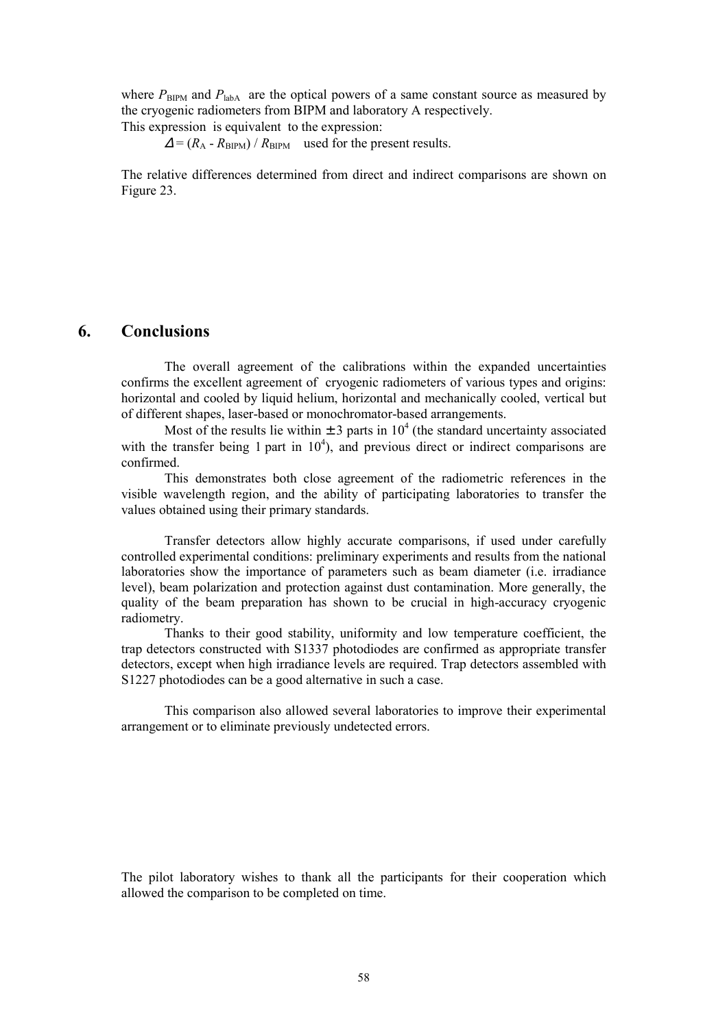where $P_{BIPM}$ and $P_{labA}$ are the optical powers of a same constant source as measured by the cryogenic radiometers from BIPM and laboratory A respectively.
This expression is equivalent to the expression:

$\Delta = (R_A - R_{BIPM}) / R_{BIPM}$ used for the present results.

The relative differences determined from direct and indirect comparisons are shown on Figure 23.

# 6. Conclusions

The overall agreement of the calibrations within the expanded uncertainties confirms the excellent agreement of cryogenic radiometers of various types and origins: horizontal and cooled by liquid helium, horizontal and mechanically cooled, vertical but of different shapes, laser-based or monochromator-based arrangements.

Most of the results lie within $\pm 3$ parts in $10^4$ (the standard uncertainty associated with the transfer being 1 part in $10^4$), and previous direct or indirect comparisons are confirmed.

This demonstrates both close agreement of the radiometric references in the visible wavelength region, and the ability of participating laboratories to transfer the values obtained using their primary standards.

Transfer detectors allow highly accurate comparisons, if used under carefully controlled experimental conditions: preliminary experiments and results from the national laboratories show the importance of parameters such as beam diameter (i.e. irradiance level), beam polarization and protection against dust contamination. More generally, the quality of the beam preparation has shown to be crucial in high-accuracy cryogenic radiometry.

Thanks to their good stability, uniformity and low temperature coefficient, the trap detectors constructed with S1337 photodiodes are confirmed as appropriate transfer detectors, except when high irradiance levels are required. Trap detectors assembled with S1227 photodiodes can be a good alternative in such a case.

This comparison also allowed several laboratories to improve their experimental arrangement or to eliminate previously undetected errors.

The pilot laboratory wishes to thank all the participants for their cooperation which allowed the comparison to be completed on time.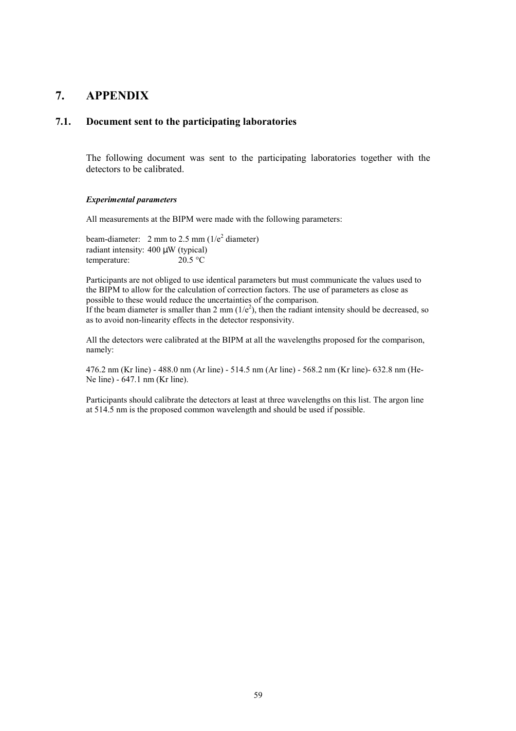# 7. APPENDIX

## 7.1. Document sent to the participating laboratories

The following document was sent to the participating laboratories together with the detectors to be calibrated.

***Experimental parameters***

All measurements at the BIPM were made with the following parameters:

beam-diameter: 2 mm to 2.5 mm ($1/e^2$ diameter)  
radiant intensity: 400 μW (typical)  
temperature: 20.5 °C

Participants are not obliged to use identical parameters but must communicate the values used to the BIPM to allow for the calculation of correction factors. The use of parameters as close as possible to these would reduce the uncertainties of the comparison.  
If the beam diameter is smaller than 2 mm ($1/e^2$), then the radiant intensity should be decreased, so as to avoid non-linearity effects in the detector responsivity.

All the detectors were calibrated at the BIPM at all the wavelengths proposed for the comparison, namely:

476.2 nm (Kr line) - 488.0 nm (Ar line) - 514.5 nm (Ar line) - 568.2 nm (Kr line)- 632.8 nm (He-Ne line) - 647.1 nm (Kr line).

Participants should calibrate the detectors at least at three wavelengths on this list. The argon line at 514.5 nm is the proposed common wavelength and should be used if possible.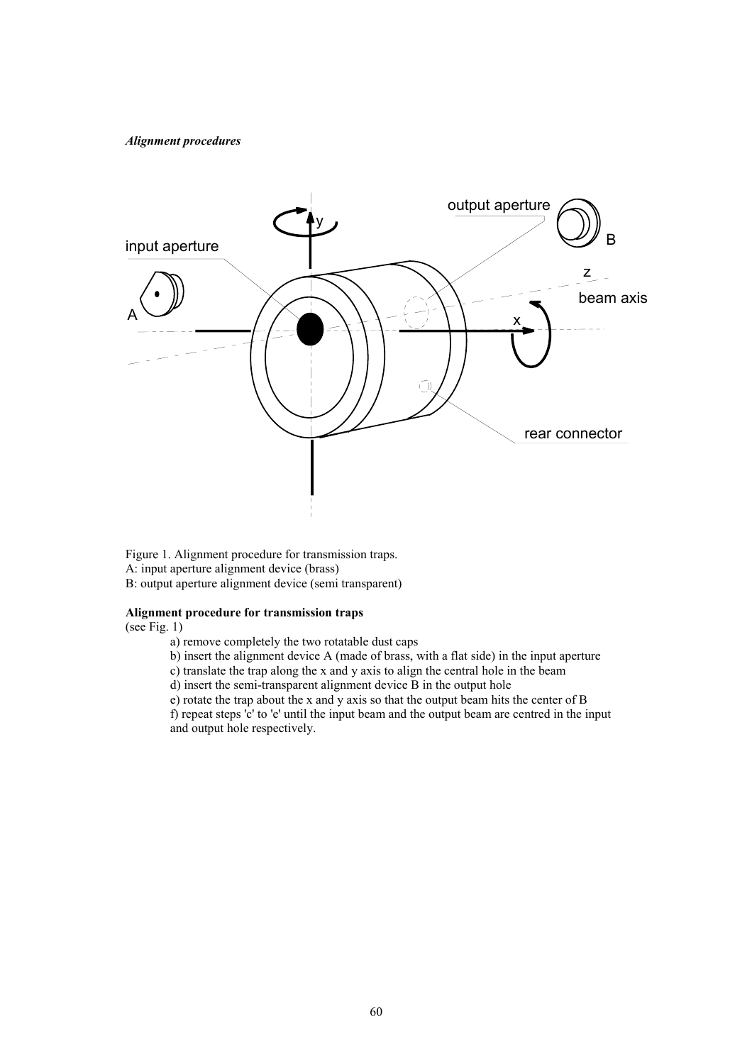***Alignment procedures***

Figure 1. Alignment procedure for transmission traps.
A: input aperture alignment device (brass)
B: output aperture alignment device (semi transparent)

**Alignment procedure for transmission traps**
(see Fig. 1)

a) remove completely the two rotatable dust caps
b) insert the alignment device A (made of brass, with a flat side) in the input aperture
c) translate the trap along the x and y axis to align the central hole in the beam
d) insert the semi-transparent alignment device B in the output hole
e) rotate the trap about the x and y axis so that the output beam hits the center of B
f) repeat steps 'c' to 'e' until the input beam and the output beam are centred in the input and output hole respectively.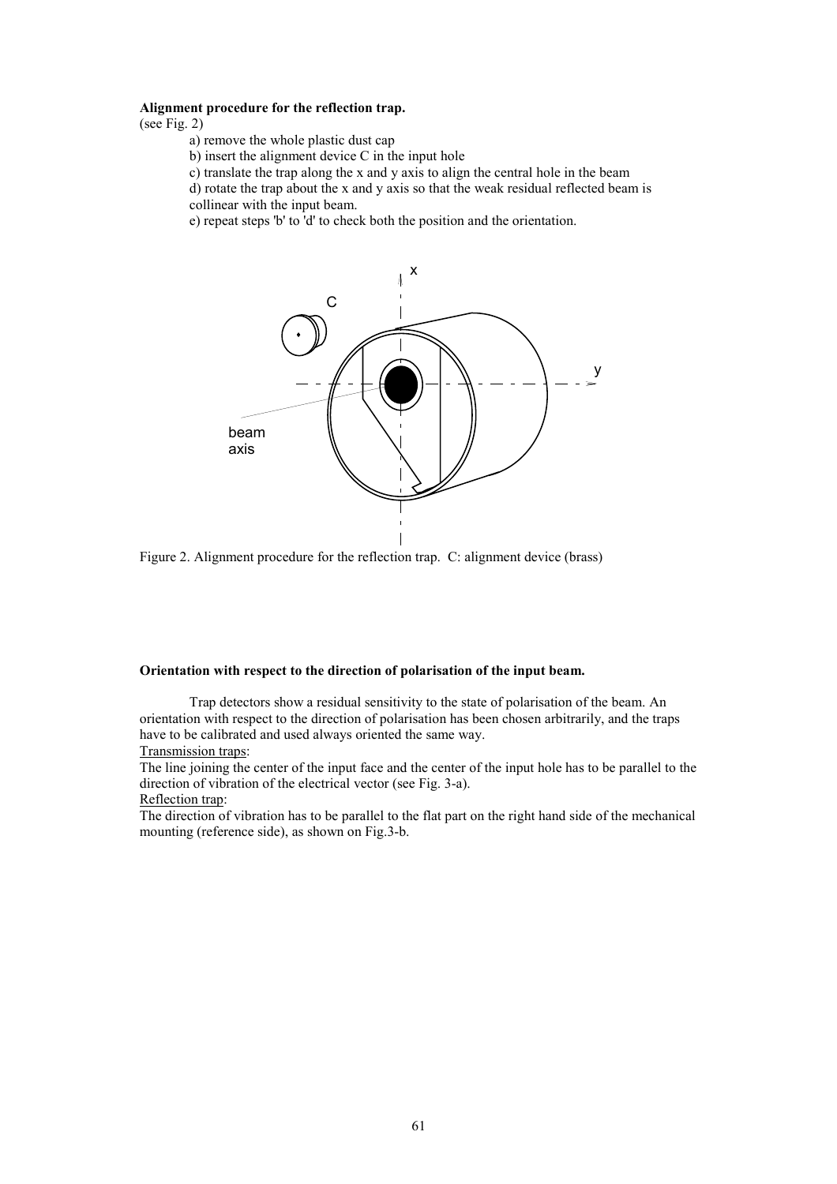**Alignment procedure for the reflection trap.**

(see Fig. 2)

a) remove the whole plastic dust cap

b) insert the alignment device C in the input hole

c) translate the trap along the x and y axis to align the central hole in the beam

d) rotate the trap about the x and y axis so that the weak residual reflected beam is collinear with the input beam.

e) repeat steps 'b' to 'd' to check both the position and the orientation.

Figure 2. Alignment procedure for the reflection trap. C: alignment device (brass)

**Orientation with respect to the direction of polarisation of the input beam.**

Trap detectors show a residual sensitivity to the state of polarisation of the beam. An orientation with respect to the direction of polarisation has been chosen arbitrarily, and the traps have to be calibrated and used always oriented the same way.

Transmission traps:

The line joining the center of the input face and the center of the input hole has to be parallel to the direction of vibration of the electrical vector (see Fig. 3-a).

Reflection trap:

The direction of vibration has to be parallel to the flat part on the right hand side of the mechanical mounting (reference side), as shown on Fig.3-b.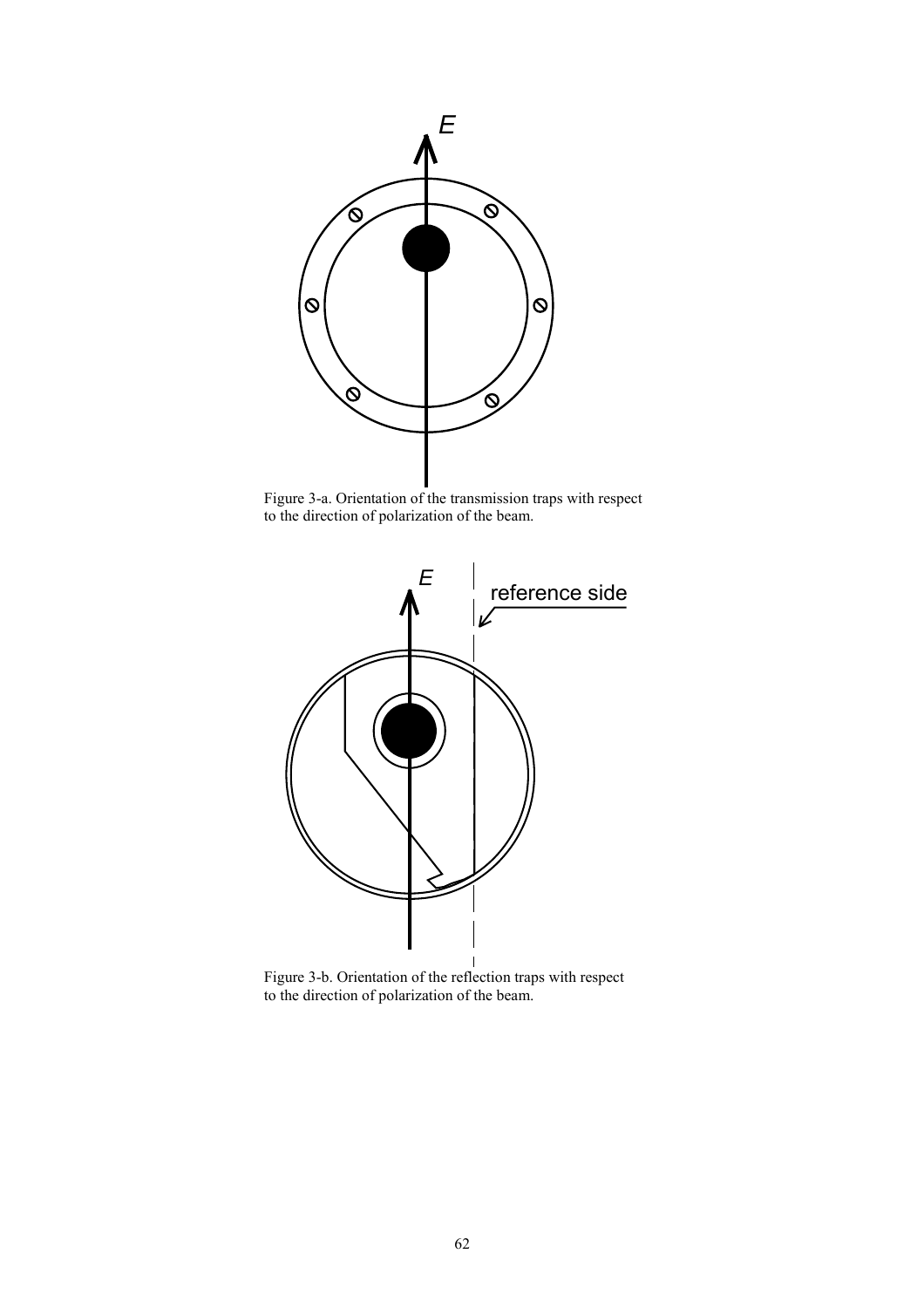Figure 3-a. Orientation of the transmission traps with respect to the direction of polarization of the beam.

Figure 3-b. Orientation of the reflection traps with respect to the direction of polarization of the beam.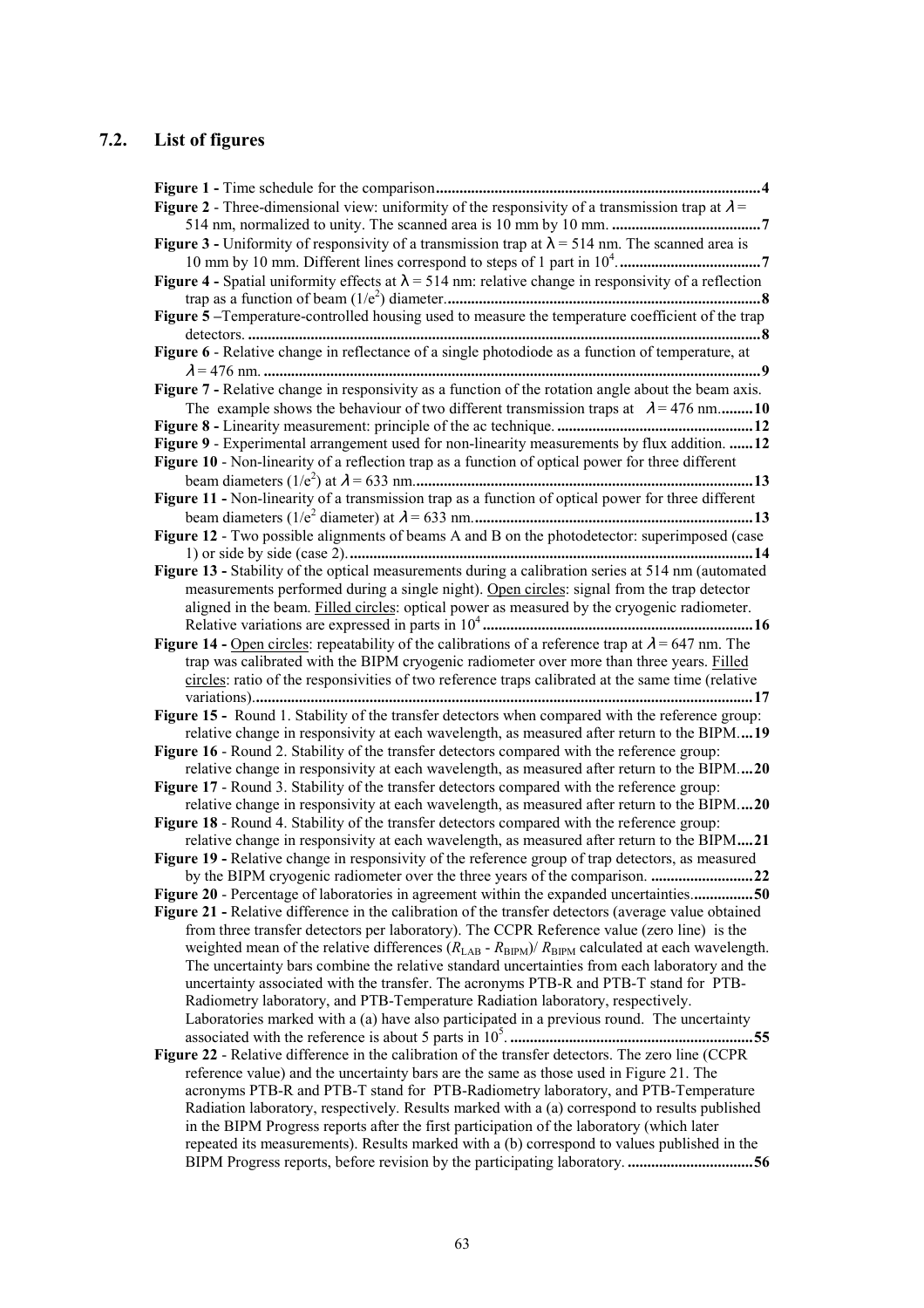## 7.2. List of figures

**Figure 1 -** Time schedule for the comparison**...................................................................................4**

**Figure 2** - Three-dimensional view: uniformity of the responsivity of a transmission trap at $\lambda$ = 514 nm, normalized to unity. The scanned area is 10 mm by 10 mm. **......................................7**

**Figure 3 -** Uniformity of responsivity of a transmission trap at $\lambda$ = 514 nm. The scanned area is 10 mm by 10 mm. Different lines correspond to steps of 1 part in $10^4$. **....................................7**

**Figure 4 -** Spatial uniformity effects at $\lambda$ = 514 nm: relative change in responsivity of a reflection trap as a function of beam ($1/e^2$) diameter.**.................................................................................8**

**Figure 5 –**Temperature-controlled housing used to measure the temperature coefficient of the trap detectors. **..................................................................................................................................8**

**Figure 6** - Relative change in reflectance of a single photodiode as a function of temperature, at $\lambda$ = 476 nm. **................................................................................................................................9**

**Figure 7 -** Relative change in responsivity as a function of the rotation angle about the beam axis. The example shows the behaviour of two different transmission traps at $\lambda$ = 476 nm.**........10**

**Figure 8 -** Linearity measurement: principle of the ac technique. **..................................................12**

**Figure 9** - Experimental arrangement used for non-linearity measurements by flux addition. **.......12**

**Figure 10** - Non-linearity of a reflection trap as a function of optical power for three different beam diameters ($1/e^2$) at $\lambda$ = 633 nm.**.......................................................................................13**

**Figure 11 -** Non-linearity of a transmission trap as a function of optical power for three different beam diameters ($1/e^2$ diameter) at $\lambda$ = 633 nm.**.......................................................................13**

**Figure 12** - Two possible alignments of beams A and B on the photodetector: superimposed (case 1) or side by side (case 2). **.......................................................................................................14**

**Figure 13 -** Stability of the optical measurements during a calibration series at 514 nm (automated measurements performed during a single night). Open circles: signal from the trap detector aligned in the beam. Filled circles: optical power as measured by the cryogenic radiometer. Relative variations are expressed in parts in $10^4$**.....................................................................16**

**Figure 14 -** Open circles: repeatability of the calibrations of a reference trap at $\lambda$ = 647 nm. The trap was calibrated with the BIPM cryogenic radiometer over more than three years. Filled circles: ratio of the responsivities of two reference traps calibrated at the same time (relative variations).**..............................................................................................................................17**

**Figure 15 -** Round 1. Stability of the transfer detectors when compared with the reference group: relative change in responsivity at each wavelength, as measured after return to the BIPM.**...19**

**Figure 16** - Round 2. Stability of the transfer detectors compared with the reference group: relative change in responsivity at each wavelength, as measured after return to the BIPM.**...20**

**Figure 17** - Round 3. Stability of the transfer detectors compared with the reference group: relative change in responsivity at each wavelength, as measured after return to the BIPM.**...20**

**Figure 18** - Round 4. Stability of the transfer detectors compared with the reference group: relative change in responsivity at each wavelength, as measured after return to the BIPM**....21**

**Figure 19 -** Relative change in responsivity of the reference group of trap detectors, as measured by the BIPM cryogenic radiometer over the three years of the comparison. **..........................22**

**Figure 20** - Percentage of laboratories in agreement within the expanded uncertainties.**................50**

**Figure 21 -** Relative difference in the calibration of the transfer detectors (average value obtained from three transfer detectors per laboratory). The CCPR Reference value (zero line) is the weighted mean of the relative differences ($R_{LAB}$ - $R_{BIPM}$)/ $R_{BIPM}$ calculated at each wavelength. The uncertainty bars combine the relative standard uncertainties from each laboratory and the uncertainty associated with the transfer. The acronyms PTB-R and PTB-T stand for PTB-Radiometry laboratory, and PTB-Temperature Radiation laboratory, respectively. Laboratories marked with a (a) have also participated in a previous round. The uncertainty associated with the reference is about 5 parts in $10^5$. **..............................................................55**

**Figure 22** - Relative difference in the calibration of the transfer detectors. The zero line (CCPR reference value) and the uncertainty bars are the same as those used in Figure 21. The acronyms PTB-R and PTB-T stand for PTB-Radiometry laboratory, and PTB-Temperature Radiation laboratory, respectively. Results marked with a (a) correspond to results published in the BIPM Progress reports after the first participation of the laboratory (which later repeated its measurements). Results marked with a (b) correspond to values published in the BIPM Progress reports, before revision by the participating laboratory. **...............................56**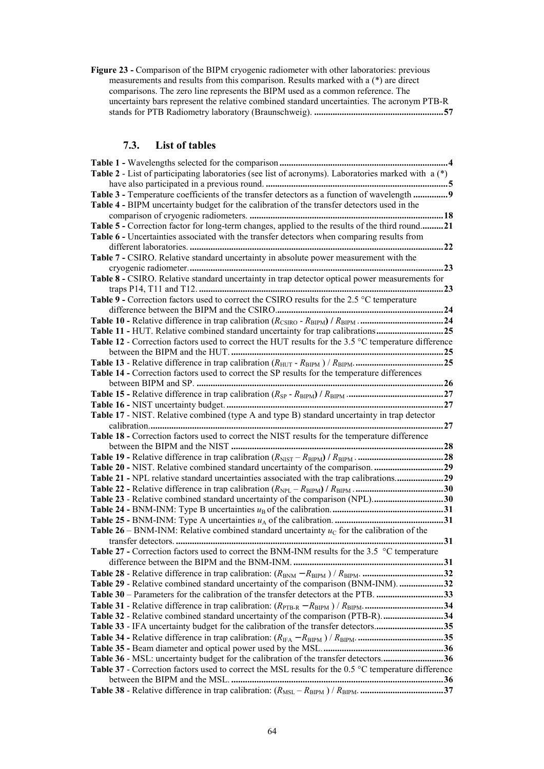**Figure 23 -** Comparison of the BIPM cryogenic radiometer with other laboratories: previous measurements and results from this comparison. Results marked with a (*) are direct comparisons. The zero line represents the BIPM used as a common reference. The uncertainty bars represent the relative combined standard uncertainties. The acronym PTB-R stands for PTB Radiometry laboratory (Braunschweig). ........................................................**57**

## 7.3. List of tables

**Table 1 -** Wavelengths selected for the comparison ........................................................................**4**

**Table 2** - List of participating laboratories (see list of acronyms). Laboratories marked with a (*) have also participated in a previous round. ..............................................................................**5**

**Table 3 -** Temperature coefficients of the transfer detectors as a function of wavelength ...............**9**

**Table 4 -** BIPM uncertainty budget for the calibration of the transfer detectors used in the comparison of cryogenic radiometers. ...................................................................................**18**

**Table 5 -** Correction factor for long-term changes, applied to the results of the third round..........**21**

**Table 6 -** Uncertainties associated with the transfer detectors when comparing results from different laboratories. .............................................................................................................**22**

**Table 7 -** CSIRO. Relative standard uncertainty in absolute power measurement with the cryogenic radiometer..............................................................................................................**23**

**Table 8 -** CSIRO. Relative standard uncertainty in trap detector optical power measurements for traps P14, T11 and T12. .........................................................................................................**23**

**Table 9 -** Correction factors used to correct the CSIRO results for the 2.5 °C temperature difference between the BIPM and the CSIRO........................................................................**24**

**Table 10 -** Relative difference in trap calibration ($R_{CSIRO}$ - $R_{BIPM}$) / $R_{BIPM}$ . ....................................**24**

**Table 11 -** HUT. Relative combined standard uncertainty for trap calibrations.............................**25**

**Table 12** - Correction factors used to correct the HUT results for the 3.5 °C temperature difference between the BIPM and the HUT. ...........................................................................................**25**

**Table 13** - Relative difference in trap calibration ($R_{HUT}$ - $R_{BIPM}$ ) / $R_{BIPM}$. ......................................**25**

**Table 14 -** Correction factors used to correct the SP results for the temperature differences between BIPM and SP. .........................................................................................................**26**

**Table 15 -** Relative difference in trap calibration ($R_{SP}$ - $R_{BIPM}$) / $R_{BIPM}$ ..........................................**27**

**Table 16 -** NIST uncertainty budget. .............................................................................................**27**

**Table 17** - NIST. Relative combined (type A and type B) standard uncertainty in trap detector calibration..............................................................................................................................**27**

**Table 18 -** Correction factors used to correct the NIST results for the temperature difference between the BIPM and the NIST ...........................................................................................**28**

**Table 19 -** Relative difference in trap calibration ($R_{NIST}$ – $R_{BIPM}$) / $R_{BIPM}$ . .....................................**28**

**Table 20 -** NIST. Relative combined standard uncertainty of the comparison. ..............................**29**

**Table 21 -** NPL relative standard uncertainties associated with the trap calibrations.....................**29**

**Table 22 -** Relative difference in trap calibration ($R_{NPL}$ – $R_{BIPM}$) / $R_{BIPM}$ . ......................................**30**

**Table 23** - Relative combined standard uncertainty of the comparison (NPL)...............................**30**

**Table 24 -** BNM-INM: Type B uncertainties $u_B$ of the calibration. ................................................**31**

**Table 25 -** BNM-INM: Type A uncertainties $u_A$ of the calibration. ...............................................**31**

**Table 26** – BNM-INM: Relative combined standard uncertainty $u_C$ for the calibration of the transfer detectors. ...................................................................................................................**31**

**Table 27 -** Correction factors used to correct the BNM-INM results for the 3.5 °C temperature difference between the BIPM and the BNM-INM. .................................................................**31**

**Table 28** - Relative difference in trap calibration: ($R_{BNM}$ − $R_{BIPM}$ ) / $R_{BIPM}$. ...................................**32**

**Table 29** - Relative combined standard uncertainty of the comparison (BNM-INM). ...................**32**

**Table 30** – Parameters for the calibration of the transfer detectors at the PTB. .............................**33**

**Table 31** - Relative difference in trap calibration: ($R_{PTB\text{-}R}$ − $R_{BIPM}$ ) / $R_{BIPM}$. .................................**34**

**Table 32** - Relative combined standard uncertainty of the comparison (PTB-R)...........................**34**

**Table 33** - IFA uncertainty budget for the calibration of the transfer detectors.............................**35**

**Table 34 -** Relative difference in trap calibration: ($R_{IFA}$ − $R_{BIPM}$ ) / $R_{BIPM}$. .....................................**35**

**Table 35 -** Beam diameter and optical power used by the MSL....................................................**36**

**Table 36** - MSL: uncertainty budget for the calibration of the transfer detectors..........................**36**

**Table 37** - Correction factors used to correct the MSL results for the 0.5 °C temperature difference between the BIPM and the MSL. ...........................................................................................**36**

**Table 38** - Relative difference in trap calibration: ($R_{MSL}$ – $R_{BIPM}$ ) / $R_{BIPM}$. ....................................**37**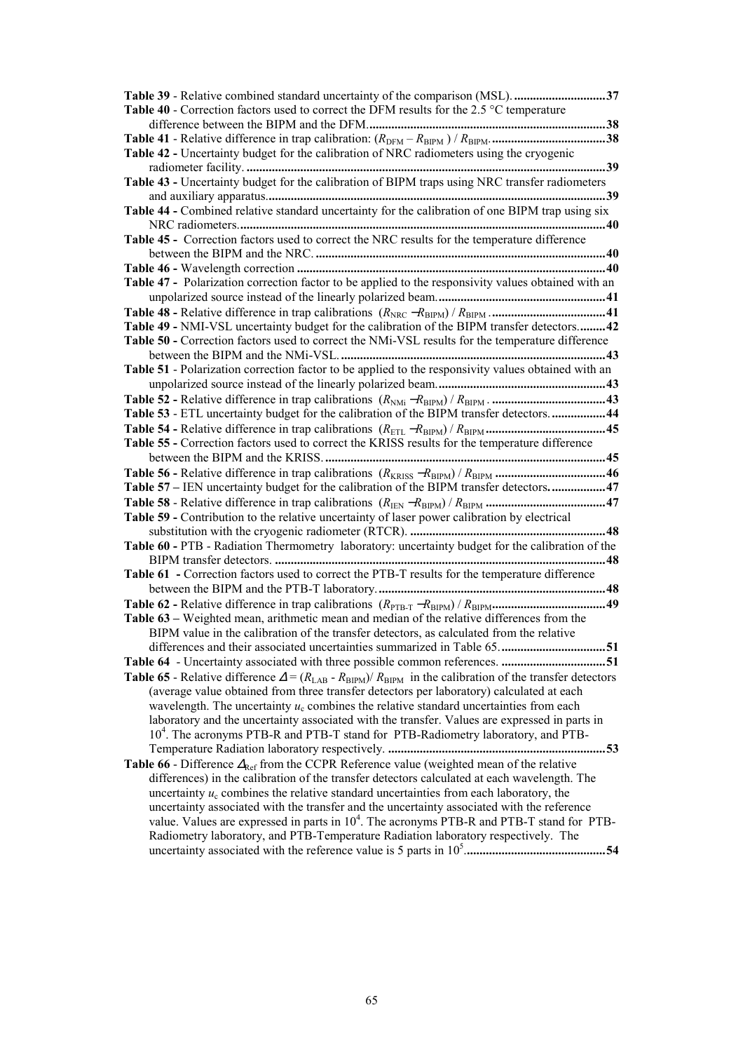**Table 39** - Relative combined standard uncertainty of the comparison (MSL). ............................**37**

**Table 40** - Correction factors used to correct the DFM results for the 2.5 °C temperature difference between the BIPM and the DFM. .........................................................................**38**

**Table 41** - Relative difference in trap calibration: $(R_{\mathrm{DFM}} - R_{\mathrm{BIPM}}) / R_{\mathrm{BIPM}}$. ...................................**38**

**Table 42 -** Uncertainty budget for the calibration of NRC radiometers using the cryogenic radiometer facility. ...............................................................................................................**39**

**Table 43 -** Uncertainty budget for the calibration of BIPM traps using NRC transfer radiometers and auxiliary apparatus. .........................................................................................................**39**

**Table 44 -** Combined relative standard uncertainty for the calibration of one BIPM trap using six NRC radiometers. ..................................................................................................................**40**

**Table 45 -** Correction factors used to correct the NRC results for the temperature difference between the BIPM and the NRC. .........................................................................................**40**

**Table 46 -** Wavelength correction ...............................................................................................**40**

**Table 47 -** Polarization correction factor to be applied to the responsivity values obtained with an unpolarized source instead of the linearly polarized beam. ....................................................**41**

**Table 48 -** Relative difference in trap calibrations $(R_{\mathrm{NRC}} - R_{\mathrm{BIPM}}) / R_{\mathrm{BIPM}}$ . ...................................**41**

**Table 49 -** NMI-VSL uncertainty budget for the calibration of the BIPM transfer detectors. ........**42**

**Table 50 -** Correction factors used to correct the NMi-VSL results for the temperature difference between the BIPM and the NMi-VSL. ..................................................................................**43**

**Table 51** - Polarization correction factor to be applied to the responsivity values obtained with an unpolarized source instead of the linearly polarized beam. ....................................................**43**

**Table 52 -** Relative difference in trap calibrations $(R_{\mathrm{NMi}} - R_{\mathrm{BIPM}}) / R_{\mathrm{BIPM}}$ . ...................................**43**

**Table 53** - ETL uncertainty budget for the calibration of the BIPM transfer detectors. ................**44**

**Table 54 -** Relative difference in trap calibrations $(R_{\mathrm{ETL}} - R_{\mathrm{BIPM}}) / R_{\mathrm{BIPM}}$ .....................................**45**

**Table 55 -** Correction factors used to correct the KRISS results for the temperature difference between the BIPM and the KRISS. .......................................................................................**45**

**Table 56 -** Relative difference in trap calibrations $(R_{\mathrm{KRISS}} - R_{\mathrm{BIPM}}) / R_{\mathrm{BIPM}}$ ..................................**46**

**Table 57 –** IEN uncertainty budget for the calibration of the BIPM transfer detectors. ................**47**

**Table 58** - Relative difference in trap calibrations $(R_{\mathrm{IEN}} - R_{\mathrm{BIPM}}) / R_{\mathrm{BIPM}}$ .....................................**47**

**Table 59 -** Contribution to the relative uncertainty of laser power calibration by electrical substitution with the cryogenic radiometer (RTCR). ............................................................**48**

**Table 60 -** PTB - Radiation Thermometry laboratory: uncertainty budget for the calibration of the BIPM transfer detectors. .......................................................................................................**48**

**Table 61 -** Correction factors used to correct the PTB-T results for the temperature difference between the BIPM and the PTB-T laboratory. ......................................................................**48**

**Table 62 -** Relative difference in trap calibrations $(R_{\mathrm{PTB\text{-}T}} - R_{\mathrm{BIPM}}) / R_{\mathrm{BIPM}}$ ...................................**49**

**Table 63 –** Weighted mean, arithmetic mean and median of the relative differences from the BIPM value in the calibration of the transfer detectors, as calculated from the relative differences and their associated uncertainties summarized in Table 65. ................................**51**

**Table 64** - Uncertainty associated with three possible common references. ................................**51**

**Table 65** - Relative difference $\Delta = (R_{\mathrm{LAB}} - R_{\mathrm{BIPM}}) / R_{\mathrm{BIPM}}$ in the calibration of the transfer detectors (average value obtained from three transfer detectors per laboratory) calculated at each wavelength. The uncertainty $u_c$ combines the relative standard uncertainties from each laboratory and the uncertainty associated with the transfer. Values are expressed in parts in $10^4$. The acronyms PTB-R and PTB-T stand for PTB-Radiometry laboratory, and PTB-Temperature Radiation laboratory respectively. ...................................................................**53**

**Table 66** - Difference $\Delta_{\mathrm{Ref}}$ from the CCPR Reference value (weighted mean of the relative differences) in the calibration of the transfer detectors calculated at each wavelength. The uncertainty $u_c$ combines the relative standard uncertainties from each laboratory, the uncertainty associated with the transfer and the uncertainty associated with the reference value. Values are expressed in parts in $10^4$. The acronyms PTB-R and PTB-T stand for PTB-Radiometry laboratory, and PTB-Temperature Radiation laboratory respectively. The uncertainty associated with the reference value is 5 parts in $10^5$. ..........................................**54**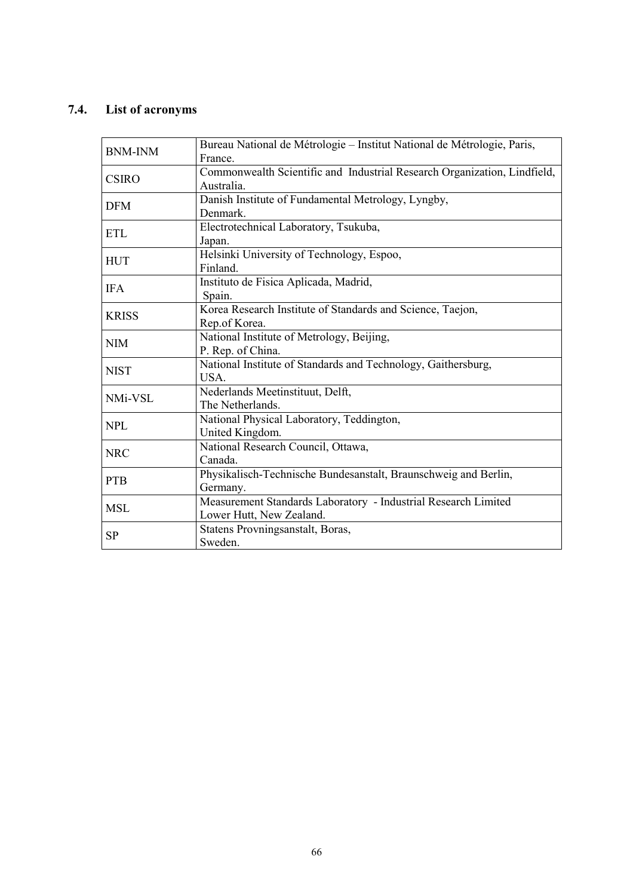## 7.4. List of acronyms

| | |
|---|---|
| BNM-INM | Bureau National de Métrologie – Institut National de Métrologie, Paris, France. |
| CSIRO | Commonwealth Scientific and Industrial Research Organization, Lindfield, Australia. |
| DFM | Danish Institute of Fundamental Metrology, Lyngby, Denmark. |
| ETL | Electrotechnical Laboratory, Tsukuba, Japan. |
| HUT | Helsinki University of Technology, Espoo, Finland. |
| IFA | Instituto de Fisica Aplicada, Madrid, Spain. |
| KRISS | Korea Research Institute of Standards and Science, Taejon, Rep.of Korea. |
| NIM | National Institute of Metrology, Beijing, P. Rep. of China. |
| NIST | National Institute of Standards and Technology, Gaithersburg, USA. |
| NMi-VSL | Nederlands Meetinstituut, Delft, The Netherlands. |
| NPL | National Physical Laboratory, Teddington, United Kingdom. |
| NRC | National Research Council, Ottawa, Canada. |
| PTB | Physikalisch-Technische Bundesanstalt, Braunschweig and Berlin, Germany. |
| MSL | Measurement Standards Laboratory - Industrial Research Limited Lower Hutt, New Zealand. |
| SP | Statens Provningsanstalt, Boras, Sweden. |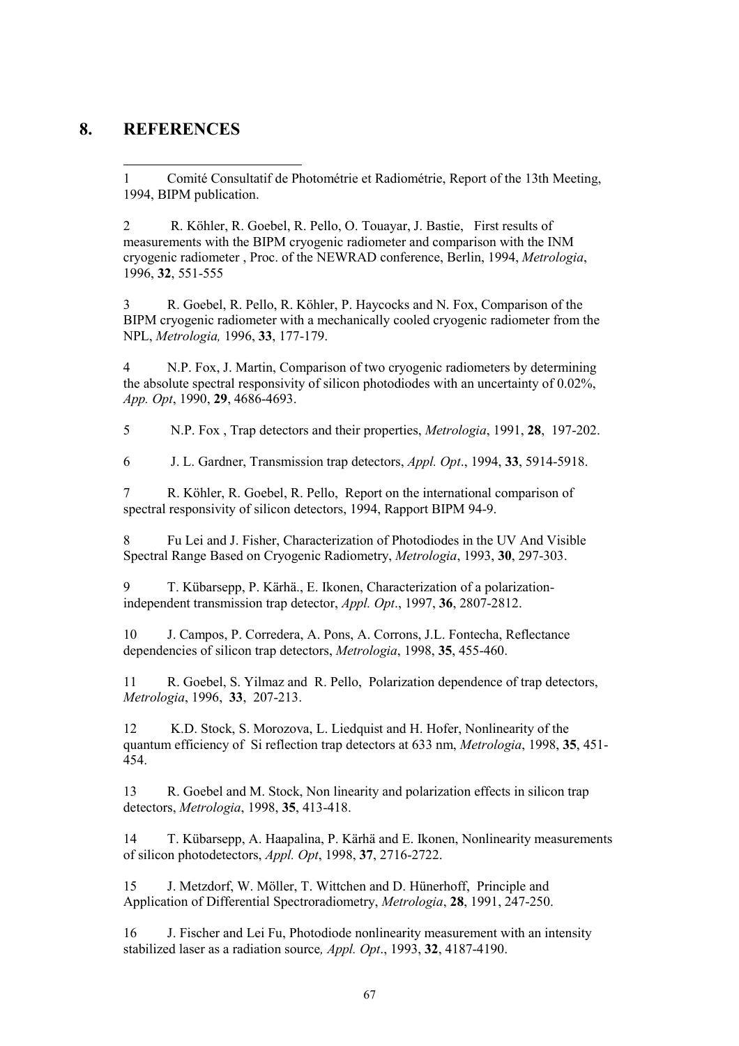## 8. REFERENCES

1 Comité Consultatif de Photométrie et Radiométrie, Report of the 13th Meeting, 1994, BIPM publication.

2 R. Köhler, R. Goebel, R. Pello, O. Touayar, J. Bastie, First results of measurements with the BIPM cryogenic radiometer and comparison with the INM cryogenic radiometer , Proc. of the NEWRAD conference, Berlin, 1994, *Metrologia*, 1996, **32**, 551-555

3 R. Goebel, R. Pello, R. Köhler, P. Haycocks and N. Fox, Comparison of the BIPM cryogenic radiometer with a mechanically cooled cryogenic radiometer from the NPL, *Metrologia,* 1996, **33**, 177-179.

4 N.P. Fox, J. Martin, Comparison of two cryogenic radiometers by determining the absolute spectral responsivity of silicon photodiodes with an uncertainty of 0.02%, *App. Opt*, 1990, **29**, 4686-4693.

5 N.P. Fox , Trap detectors and their properties, *Metrologia*, 1991, **28**, 197-202.

6 J. L. Gardner, Transmission trap detectors, *Appl. Opt*., 1994, **33**, 5914-5918.

7 R. Köhler, R. Goebel, R. Pello, Report on the international comparison of spectral responsivity of silicon detectors, 1994, Rapport BIPM 94-9.

8 Fu Lei and J. Fisher, Characterization of Photodiodes in the UV And Visible Spectral Range Based on Cryogenic Radiometry, *Metrologia*, 1993, **30**, 297-303.

9 T. Kübarsepp, P. Kärhä., E. Ikonen, Characterization of a polarization-independent transmission trap detector, *Appl. Opt*., 1997, **36**, 2807-2812.

10 J. Campos, P. Corredera, A. Pons, A. Corrons, J.L. Fontecha, Reflectance dependencies of silicon trap detectors, *Metrologia*, 1998, **35**, 455-460.

11 R. Goebel, S. Yilmaz and R. Pello, Polarization dependence of trap detectors, *Metrologia*, 1996, **33**, 207-213.

12 K.D. Stock, S. Morozova, L. Liedquist and H. Hofer, Nonlinearity of the quantum efficiency of Si reflection trap detectors at 633 nm, *Metrologia*, 1998, **35**, 451-454.

13 R. Goebel and M. Stock, Non linearity and polarization effects in silicon trap detectors, *Metrologia*, 1998, **35**, 413-418.

14 T. Kübarsepp, A. Haapalina, P. Kärhä and E. Ikonen, Nonlinearity measurements of silicon photodetectors, *Appl. Opt*, 1998, **37**, 2716-2722.

15 J. Metzdorf, W. Möller, T. Wittchen and D. Hünerhoff, Principle and Application of Differential Spectroradiometry, *Metrologia*, **28**, 1991, 247-250.

16 J. Fischer and Lei Fu, Photodiode nonlinearity measurement with an intensity stabilized laser as a radiation source*, Appl. Opt*., 1993, **32**, 4187-4190.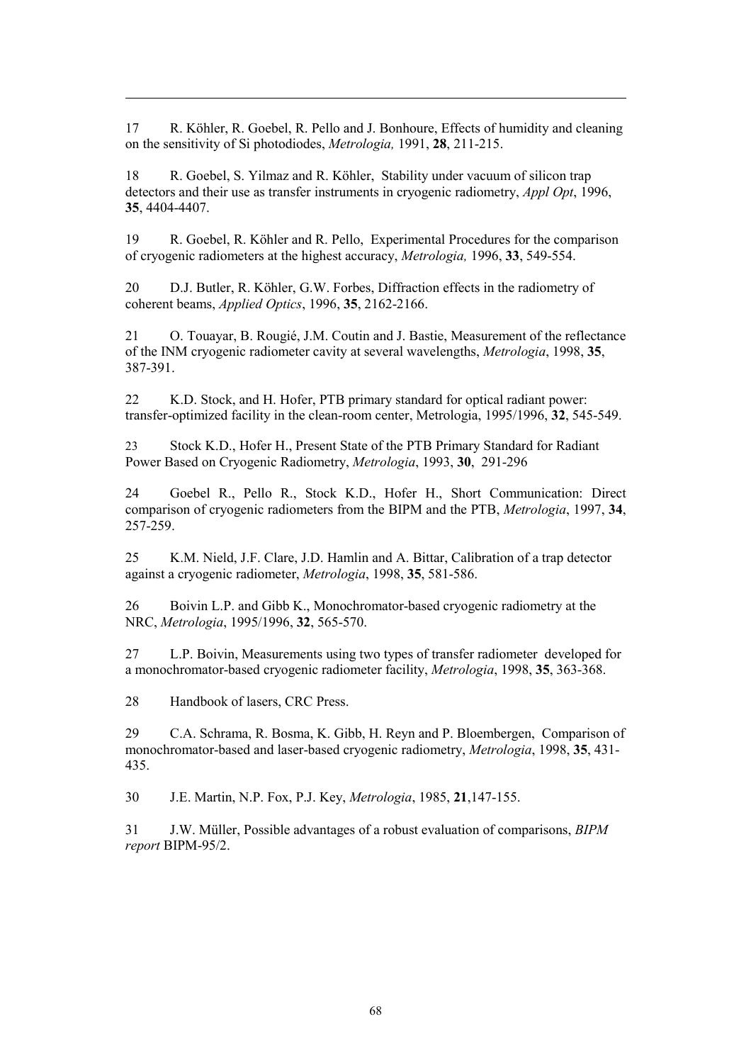17 R. Köhler, R. Goebel, R. Pello and J. Bonhoure, Effects of humidity and cleaning on the sensitivity of Si photodiodes, *Metrologia,* 1991, **28**, 211-215.

18 R. Goebel, S. Yilmaz and R. Köhler, Stability under vacuum of silicon trap detectors and their use as transfer instruments in cryogenic radiometry, *Appl Opt*, 1996, **35**, 4404-4407.

19 R. Goebel, R. Köhler and R. Pello, Experimental Procedures for the comparison of cryogenic radiometers at the highest accuracy, *Metrologia,* 1996, **33**, 549-554.

20 D.J. Butler, R. Köhler, G.W. Forbes, Diffraction effects in the radiometry of coherent beams, *Applied Optics*, 1996, **35**, 2162-2166.

21 O. Touayar, B. Rougié, J.M. Coutin and J. Bastie, Measurement of the reflectance of the INM cryogenic radiometer cavity at several wavelengths, *Metrologia*, 1998, **35**, 387-391.

22 K.D. Stock, and H. Hofer, PTB primary standard for optical radiant power: transfer-optimized facility in the clean-room center, Metrologia, 1995/1996, **32**, 545-549.

23 Stock K.D., Hofer H., Present State of the PTB Primary Standard for Radiant Power Based on Cryogenic Radiometry, *Metrologia*, 1993, **30**, 291-296

24 Goebel R., Pello R., Stock K.D., Hofer H., Short Communication: Direct comparison of cryogenic radiometers from the BIPM and the PTB, *Metrologia*, 1997, **34**, 257-259.

25 K.M. Nield, J.F. Clare, J.D. Hamlin and A. Bittar, Calibration of a trap detector against a cryogenic radiometer, *Metrologia*, 1998, **35**, 581-586.

26 Boivin L.P. and Gibb K., Monochromator-based cryogenic radiometry at the NRC, *Metrologia*, 1995/1996, **32**, 565-570.

27 L.P. Boivin, Measurements using two types of transfer radiometer developed for a monochromator-based cryogenic radiometer facility, *Metrologia*, 1998, **35**, 363-368.

28 Handbook of lasers, CRC Press.

29 C.A. Schrama, R. Bosma, K. Gibb, H. Reyn and P. Bloembergen, Comparison of monochromator-based and laser-based cryogenic radiometry, *Metrologia*, 1998, **35**, 431-435.

30 J.E. Martin, N.P. Fox, P.J. Key, *Metrologia*, 1985, **21**,147-155.

31 J.W. Müller, Possible advantages of a robust evaluation of comparisons, *BIPM report* BIPM-95/2.